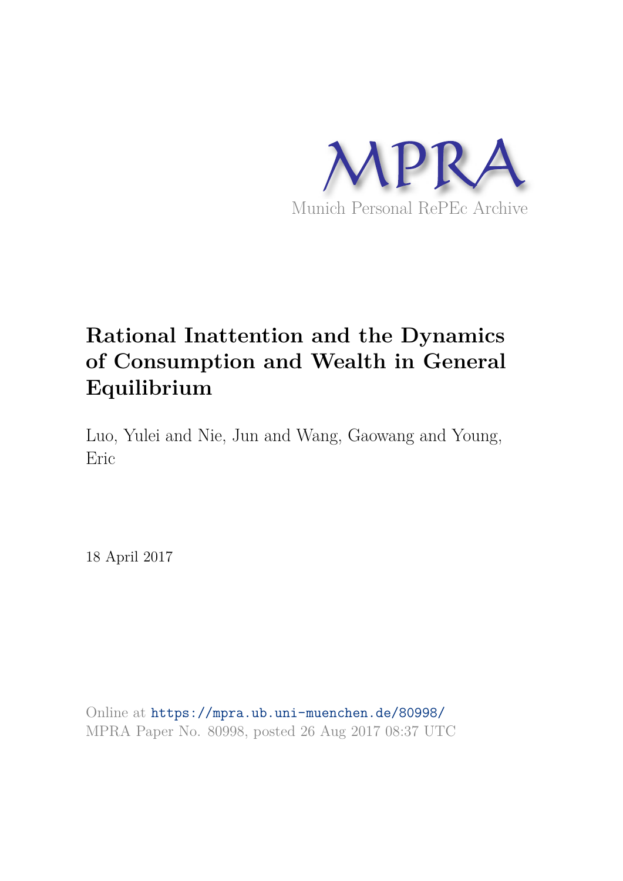# Rational Inattention and the Dynamics of Consumption and Wealth in General Equilibrium

Luo, Yulei and Nie, Jun and Wang, Gaowang and Young, Eric

18 April 2017

Online at https://mpra.ub.uni-muenchen.de/80998/
MPRA Paper No. 80998, posted 26 Aug 2017 08:37 UTC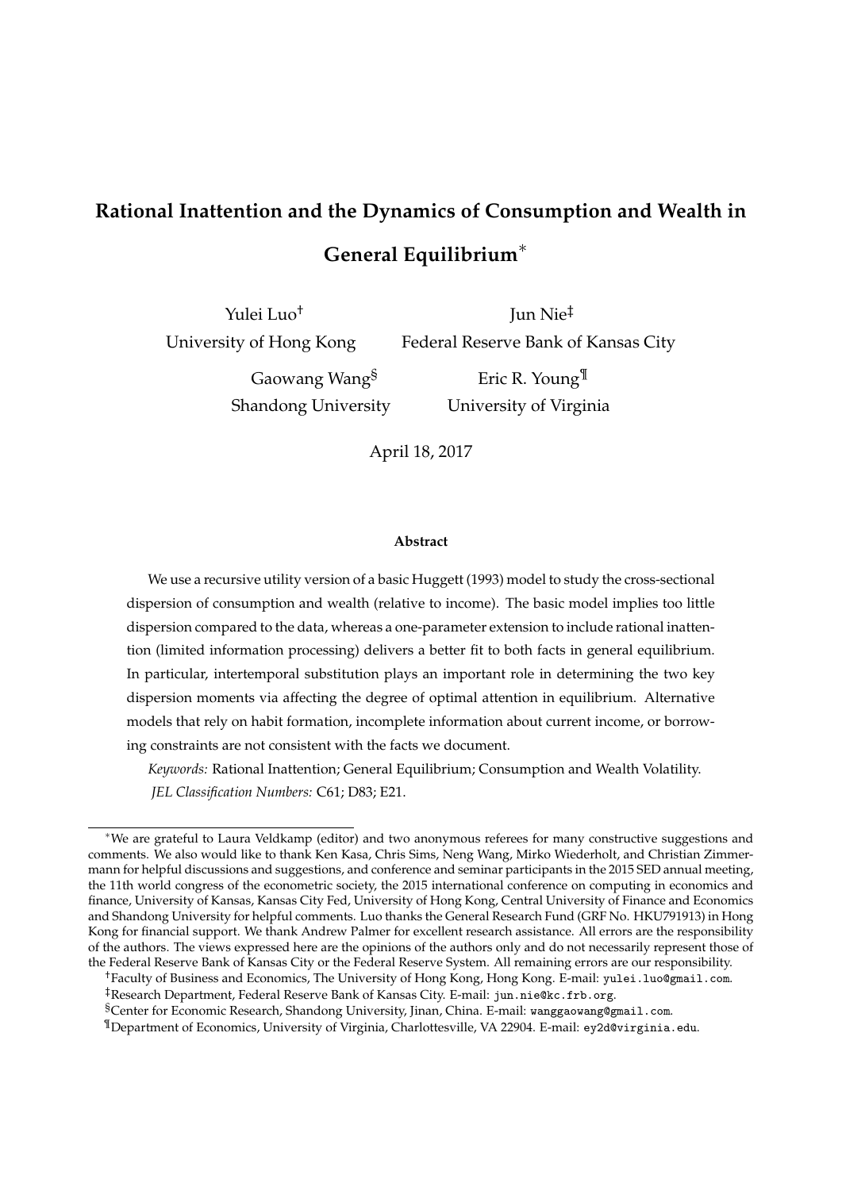# Rational Inattention and the Dynamics of Consumption and Wealth in General Equilibrium*

Yulei Luo[†]
University of Hong Kong

Jun Nie[‡]
Federal Reserve Bank of Kansas City

Gaowang Wang[§]
Shandong University

Eric R. Young[¶]
University of Virginia

April 18, 2017

### Abstract

We use a recursive utility version of a basic Huggett (1993) model to study the cross-sectional dispersion of consumption and wealth (relative to income). The basic model implies too little dispersion compared to the data, whereas a one-parameter extension to include rational inattention (limited information processing) delivers a better fit to both facts in general equilibrium. In particular, intertemporal substitution plays an important role in determining the two key dispersion moments via affecting the degree of optimal attention in equilibrium. Alternative models that rely on habit formation, incomplete information about current income, or borrowing constraints are not consistent with the facts we document.

*Keywords:* Rational Inattention; General Equilibrium; Consumption and Wealth Volatility.

*JEL Classification Numbers:* C61; D83; E21.

---

*We are grateful to Laura Veldkamp (editor) and two anonymous referees for many constructive suggestions and comments. We also would like to thank Ken Kasa, Chris Sims, Neng Wang, Mirko Wiederholt, and Christian Zimmermann for helpful discussions and suggestions, and conference and seminar participants in the 2015 SED annual meeting, the 11th world congress of the econometric society, the 2015 international conference on computing in economics and finance, University of Kansas, Kansas City Fed, University of Hong Kong, Central University of Finance and Economics and Shandong University for helpful comments. Luo thanks the General Research Fund (GRF No. HKU791913) in Hong Kong for financial support. We thank Andrew Palmer for excellent research assistance. All errors are the responsibility of the authors. The views expressed here are the opinions of the authors only and do not necessarily represent those of the Federal Reserve Bank of Kansas City or the Federal Reserve System. All remaining errors are our responsibility.

[†]Faculty of Business and Economics, The University of Hong Kong, Hong Kong. E-mail: yulei.luo@gmail.com.

[‡]Research Department, Federal Reserve Bank of Kansas City. E-mail: jun.nie@kc.frb.org.

[§]Center for Economic Research, Shandong University, Jinan, China. E-mail: wanggaowang@gmail.com.

[¶]Department of Economics, University of Virginia, Charlottesville, VA 22904. E-mail: ey2d@virginia.edu.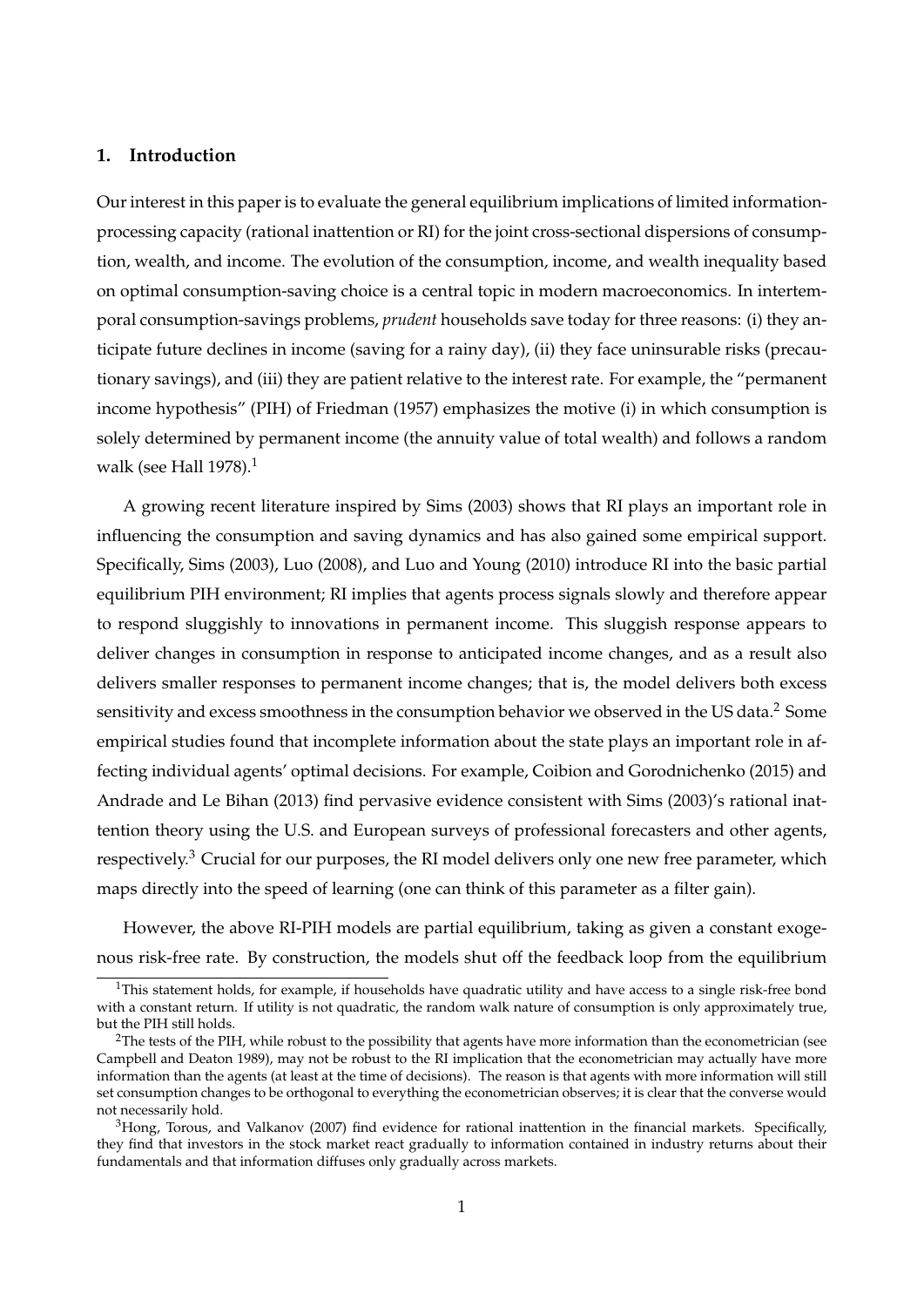## 1. Introduction

Our interest in this paper is to evaluate the general equilibrium implications of limited information-processing capacity (rational inattention or RI) for the joint cross-sectional dispersions of consumption, wealth, and income. The evolution of the consumption, income, and wealth inequality based on optimal consumption-saving choice is a central topic in modern macroeconomics. In intertemporal consumption-savings problems, *prudent* households save today for three reasons: (i) they anticipate future declines in income (saving for a rainy day), (ii) they face uninsurable risks (precautionary savings), and (iii) they are patient relative to the interest rate. For example, the "permanent income hypothesis" (PIH) of Friedman (1957) emphasizes the motive (i) in which consumption is solely determined by permanent income (the annuity value of total wealth) and follows a random walk (see Hall 1978).[1]

A growing recent literature inspired by Sims (2003) shows that RI plays an important role in influencing the consumption and saving dynamics and has also gained some empirical support. Specifically, Sims (2003), Luo (2008), and Luo and Young (2010) introduce RI into the basic partial equilibrium PIH environment; RI implies that agents process signals slowly and therefore appear to respond sluggishly to innovations in permanent income. This sluggish response appears to deliver changes in consumption in response to anticipated income changes, and as a result also delivers smaller responses to permanent income changes; that is, the model delivers both excess sensitivity and excess smoothness in the consumption behavior we observed in the US data.[2] Some empirical studies found that incomplete information about the state plays an important role in affecting individual agents' optimal decisions. For example, Coibion and Gorodnichenko (2015) and Andrade and Le Bihan (2013) find pervasive evidence consistent with Sims (2003)'s rational inattention theory using the U.S. and European surveys of professional forecasters and other agents, respectively.[3] Crucial for our purposes, the RI model delivers only one new free parameter, which maps directly into the speed of learning (one can think of this parameter as a filter gain).

However, the above RI-PIH models are partial equilibrium, taking as given a constant exogenous risk-free rate. By construction, the models shut off the feedback loop from the equilibrium

[1] This statement holds, for example, if households have quadratic utility and have access to a single risk-free bond with a constant return. If utility is not quadratic, the random walk nature of consumption is only approximately true, but the PIH still holds.

[2] The tests of the PIH, while robust to the possibility that agents have more information than the econometrician (see Campbell and Deaton 1989), may not be robust to the RI implication that the econometrician may actually have more information than the agents (at least at the time of decisions). The reason is that agents with more information will still set consumption changes to be orthogonal to everything the econometrician observes; it is clear that the converse would not necessarily hold.

[3] Hong, Torous, and Valkanov (2007) find evidence for rational inattention in the financial markets. Specifically, they find that investors in the stock market react gradually to information contained in industry returns about their fundamentals and that information diffuses only gradually across markets.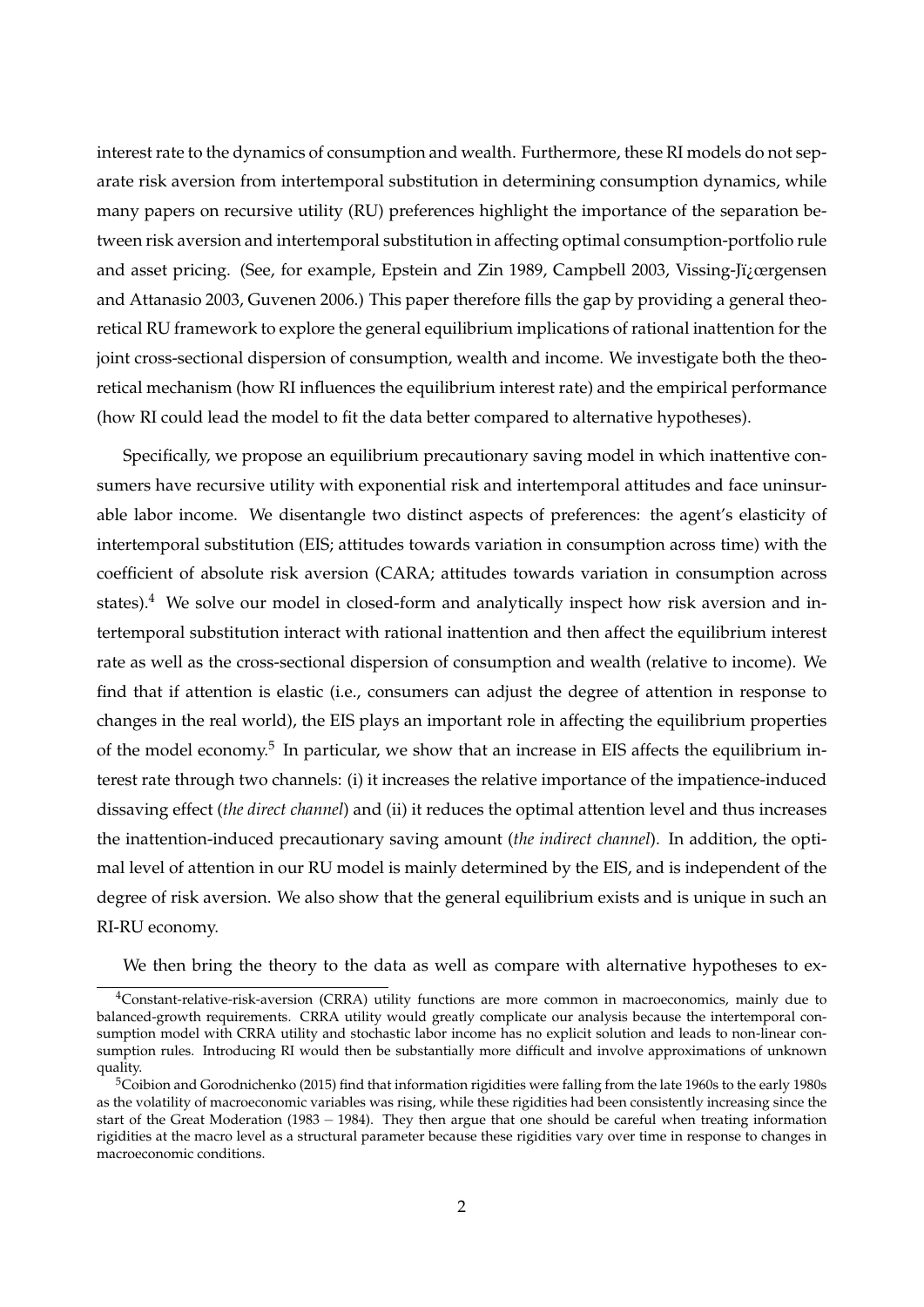interest rate to the dynamics of consumption and wealth. Furthermore, these RI models do not separate risk aversion from intertemporal substitution in determining consumption dynamics, while many papers on recursive utility (RU) preferences highlight the importance of the separation between risk aversion and intertemporal substitution in affecting optimal consumption-portfolio rule and asset pricing. (See, for example, Epstein and Zin 1989, Campbell 2003, Vissing-Jï¿œrgensen and Attanasio 2003, Guvenen 2006.) This paper therefore fills the gap by providing a general theoretical RU framework to explore the general equilibrium implications of rational inattention for the joint cross-sectional dispersion of consumption, wealth and income. We investigate both the theoretical mechanism (how RI influences the equilibrium interest rate) and the empirical performance (how RI could lead the model to fit the data better compared to alternative hypotheses).

Specifically, we propose an equilibrium precautionary saving model in which inattentive consumers have recursive utility with exponential risk and intertemporal attitudes and face uninsurable labor income. We disentangle two distinct aspects of preferences: the agent's elasticity of intertemporal substitution (EIS; attitudes towards variation in consumption across time) with the coefficient of absolute risk aversion (CARA; attitudes towards variation in consumption across states).[4] We solve our model in closed-form and analytically inspect how risk aversion and intertemporal substitution interact with rational inattention and then affect the equilibrium interest rate as well as the cross-sectional dispersion of consumption and wealth (relative to income). We find that if attention is elastic (i.e., consumers can adjust the degree of attention in response to changes in the real world), the EIS plays an important role in affecting the equilibrium properties of the model economy.[5] In particular, we show that an increase in EIS affects the equilibrium interest rate through two channels: (i) it increases the relative importance of the impatience-induced dissaving effect (*the direct channel*) and (ii) it reduces the optimal attention level and thus increases the inattention-induced precautionary saving amount (*the indirect channel*). In addition, the optimal level of attention in our RU model is mainly determined by the EIS, and is independent of the degree of risk aversion. We also show that the general equilibrium exists and is unique in such an RI-RU economy.

We then bring the theory to the data as well as compare with alternative hypotheses to ex-

[4] Constant-relative-risk-aversion (CRRA) utility functions are more common in macroeconomics, mainly due to balanced-growth requirements. CRRA utility would greatly complicate our analysis because the intertemporal consumption model with CRRA utility and stochastic labor income has no explicit solution and leads to non-linear consumption rules. Introducing RI would then be substantially more difficult and involve approximations of unknown quality.

[5] Coibion and Gorodnichenko (2015) find that information rigidities were falling from the late 1960s to the early 1980s as the volatility of macroeconomic variables was rising, while these rigidities had been consistently increasing since the start of the Great Moderation (1983 − 1984). They then argue that one should be careful when treating information rigidities at the macro level as a structural parameter because these rigidities vary over time in response to changes in macroeconomic conditions.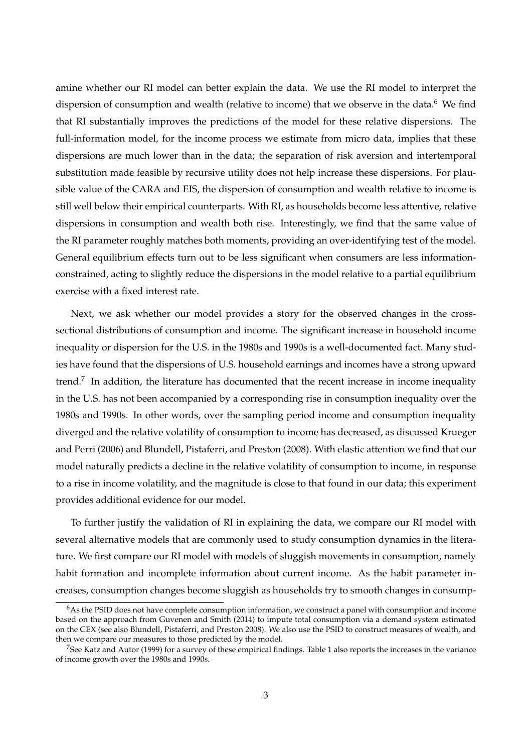amine whether our RI model can better explain the data. We use the RI model to interpret the dispersion of consumption and wealth (relative to income) that we observe in the data.[6] We find that RI substantially improves the predictions of the model for these relative dispersions. The full-information model, for the income process we estimate from micro data, implies that these dispersions are much lower than in the data; the separation of risk aversion and intertemporal substitution made feasible by recursive utility does not help increase these dispersions. For plausible value of the CARA and EIS, the dispersion of consumption and wealth relative to income is still well below their empirical counterparts. With RI, as households become less attentive, relative dispersions in consumption and wealth both rise. Interestingly, we find that the same value of the RI parameter roughly matches both moments, providing an over-identifying test of the model. General equilibrium effects turn out to be less significant when consumers are less information-constrained, acting to slightly reduce the dispersions in the model relative to a partial equilibrium exercise with a fixed interest rate.

Next, we ask whether our model provides a story for the observed changes in the cross-sectional distributions of consumption and income. The significant increase in household income inequality or dispersion for the U.S. in the 1980s and 1990s is a well-documented fact. Many studies have found that the dispersions of U.S. household earnings and incomes have a strong upward trend.[7] In addition, the literature has documented that the recent increase in income inequality in the U.S. has not been accompanied by a corresponding rise in consumption inequality over the 1980s and 1990s. In other words, over the sampling period income and consumption inequality diverged and the relative volatility of consumption to income has decreased, as discussed Krueger and Perri (2006) and Blundell, Pistaferri, and Preston (2008). With elastic attention we find that our model naturally predicts a decline in the relative volatility of consumption to income, in response to a rise in income volatility, and the magnitude is close to that found in our data; this experiment provides additional evidence for our model.

To further justify the validation of RI in explaining the data, we compare our RI model with several alternative models that are commonly used to study consumption dynamics in the literature. We first compare our RI model with models of sluggish movements in consumption, namely habit formation and incomplete information about current income. As the habit parameter increases, consumption changes become sluggish as households try to smooth changes in consump-

[6] As the PSID does not have complete consumption information, we construct a panel with consumption and income based on the approach from Guvenen and Smith (2014) to impute total consumption via a demand system estimated on the CEX (see also Blundell, Pistaferri, and Preston 2008). We also use the PSID to construct measures of wealth, and then we compare our measures to those predicted by the model.

[7] See Katz and Autor (1999) for a survey of these empirical findings. Table 1 also reports the increases in the variance of income growth over the 1980s and 1990s.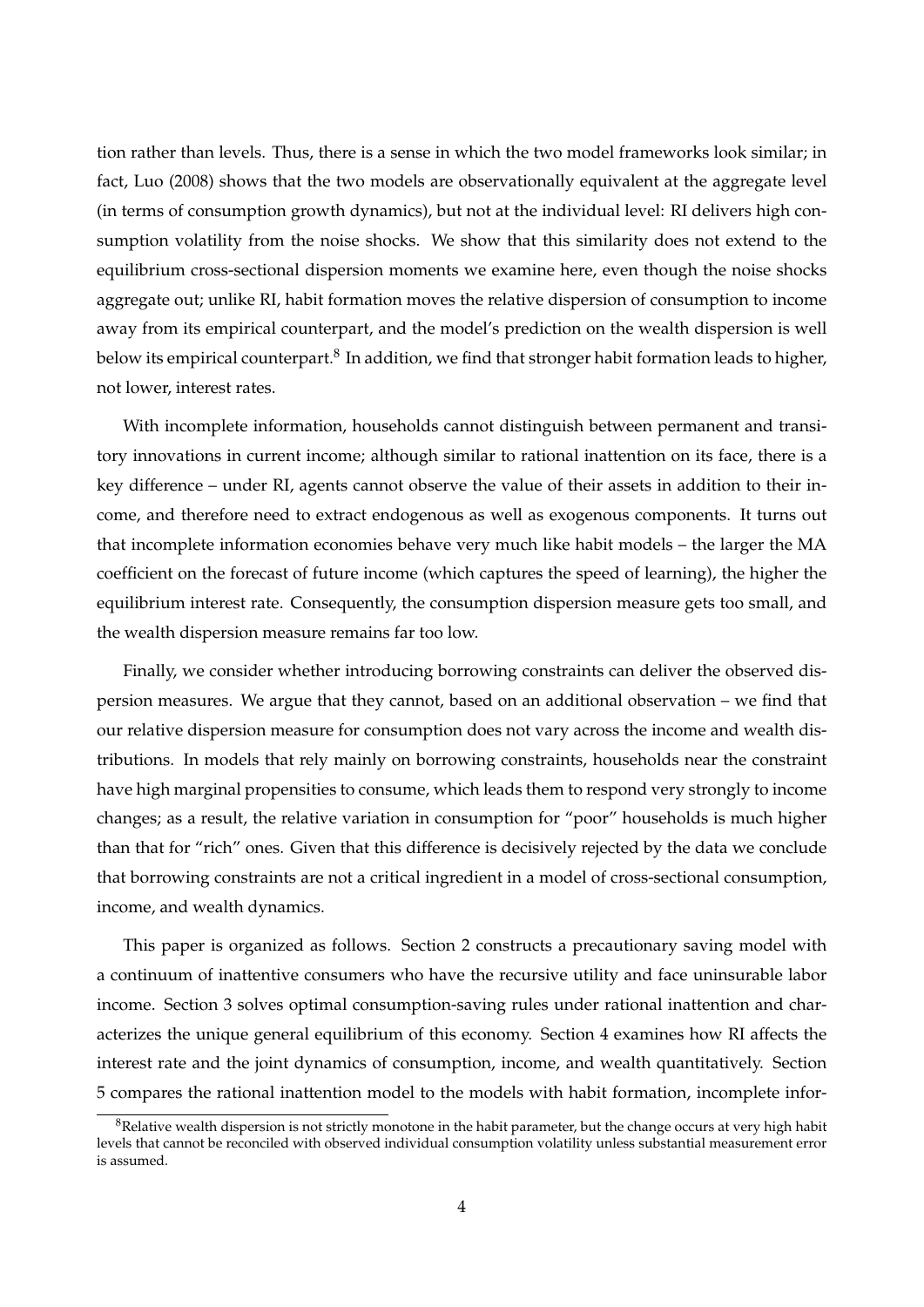tion rather than levels. Thus, there is a sense in which the two model frameworks look similar; in fact, Luo (2008) shows that the two models are observationally equivalent at the aggregate level (in terms of consumption growth dynamics), but not at the individual level: RI delivers high consumption volatility from the noise shocks. We show that this similarity does not extend to the equilibrium cross-sectional dispersion moments we examine here, even though the noise shocks aggregate out; unlike RI, habit formation moves the relative dispersion of consumption to income away from its empirical counterpart, and the model's prediction on the wealth dispersion is well below its empirical counterpart.[8] In addition, we find that stronger habit formation leads to higher, not lower, interest rates.

With incomplete information, households cannot distinguish between permanent and transitory innovations in current income; although similar to rational inattention on its face, there is a key difference – under RI, agents cannot observe the value of their assets in addition to their income, and therefore need to extract endogenous as well as exogenous components. It turns out that incomplete information economies behave very much like habit models – the larger the MA coefficient on the forecast of future income (which captures the speed of learning), the higher the equilibrium interest rate. Consequently, the consumption dispersion measure gets too small, and the wealth dispersion measure remains far too low.

Finally, we consider whether introducing borrowing constraints can deliver the observed dispersion measures. We argue that they cannot, based on an additional observation – we find that our relative dispersion measure for consumption does not vary across the income and wealth distributions. In models that rely mainly on borrowing constraints, households near the constraint have high marginal propensities to consume, which leads them to respond very strongly to income changes; as a result, the relative variation in consumption for "poor" households is much higher than that for "rich" ones. Given that this difference is decisively rejected by the data we conclude that borrowing constraints are not a critical ingredient in a model of cross-sectional consumption, income, and wealth dynamics.

This paper is organized as follows. Section 2 constructs a precautionary saving model with a continuum of inattentive consumers who have the recursive utility and face uninsurable labor income. Section 3 solves optimal consumption-saving rules under rational inattention and characterizes the unique general equilibrium of this economy. Section 4 examines how RI affects the interest rate and the joint dynamics of consumption, income, and wealth quantitatively. Section 5 compares the rational inattention model to the models with habit formation, incomplete infor-

[8] Relative wealth dispersion is not strictly monotone in the habit parameter, but the change occurs at very high habit levels that cannot be reconciled with observed individual consumption volatility unless substantial measurement error is assumed.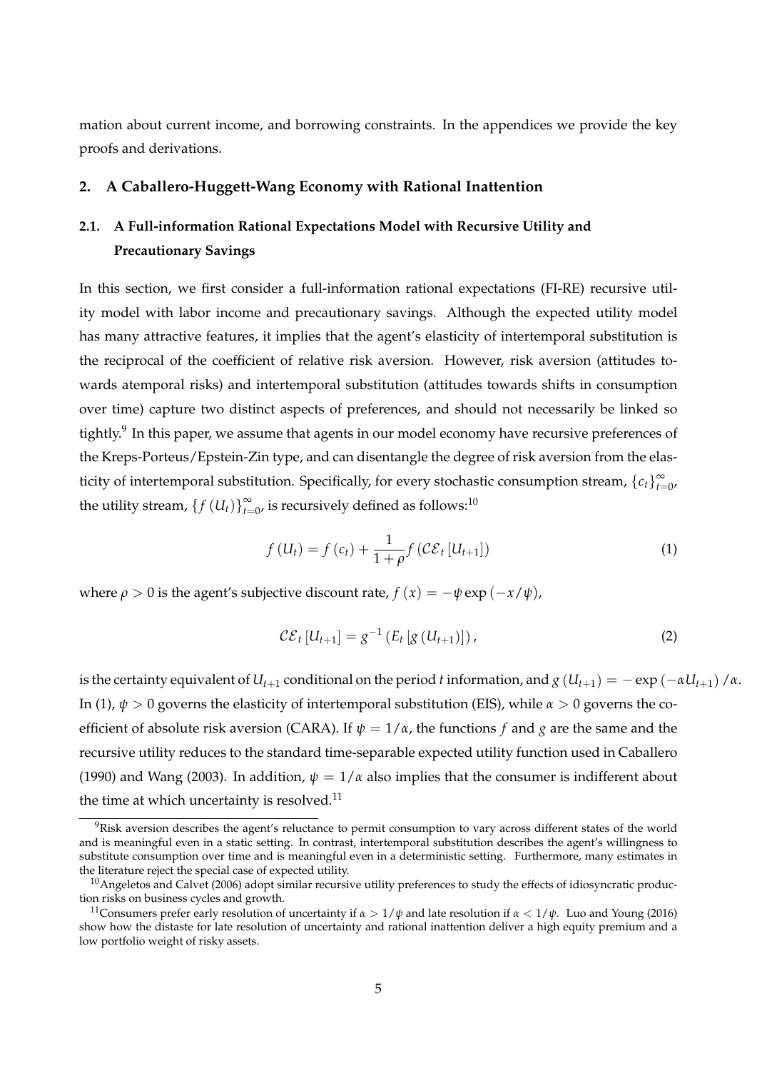mation about current income, and borrowing constraints. In the appendices we provide the key proofs and derivations.

## 2. A Caballero-Huggett-Wang Economy with Rational Inattention

### 2.1. A Full-information Rational Expectations Model with Recursive Utility and Precautionary Savings

In this section, we first consider a full-information rational expectations (FI-RE) recursive utility model with labor income and precautionary savings. Although the expected utility model has many attractive features, it implies that the agent's elasticity of intertemporal substitution is the reciprocal of the coefficient of relative risk aversion. However, risk aversion (attitudes towards atemporal risks) and intertemporal substitution (attitudes towards shifts in consumption over time) capture two distinct aspects of preferences, and should not necessarily be linked so tightly.[9] In this paper, we assume that agents in our model economy have recursive preferences of the Kreps-Porteus/Epstein-Zin type, and can disentangle the degree of risk aversion from the elasticity of intertemporal substitution. Specifically, for every stochastic consumption stream, $\{c_t\}_{t=0}^{\infty}$, the utility stream, $\{f(U_t)\}_{t=0}^{\infty}$, is recursively defined as follows:[10]

$$f(U_t) = f(c_t) + \frac{1}{1+\rho} f(\mathcal{CE}_t[U_{t+1}]) \tag{1}$$

where $\rho > 0$ is the agent's subjective discount rate, $f(x) = -\psi \exp(-x/\psi)$,

$$\mathcal{CE}_t[U_{t+1}] = g^{-1}(E_t[g(U_{t+1})]), \tag{2}$$

is the certainty equivalent of $U_{t+1}$ conditional on the period $t$ information, and $g(U_{t+1}) = -\exp(-\alpha U_{t+1})/\alpha$. In (1), $\psi > 0$ governs the elasticity of intertemporal substitution (EIS), while $\alpha > 0$ governs the coefficient of absolute risk aversion (CARA). If $\psi = 1/\alpha$, the functions $f$ and $g$ are the same and the recursive utility reduces to the standard time-separable expected utility function used in Caballero (1990) and Wang (2003). In addition, $\psi = 1/\alpha$ also implies that the consumer is indifferent about the time at which uncertainty is resolved.[11]

[9] Risk aversion describes the agent's reluctance to permit consumption to vary across different states of the world and is meaningful even in a static setting. In contrast, intertemporal substitution describes the agent's willingness to substitute consumption over time and is meaningful even in a deterministic setting. Furthermore, many estimates in the literature reject the special case of expected utility.

[10] Angeletos and Calvet (2006) adopt similar recursive utility preferences to study the effects of idiosyncratic production risks on business cycles and growth.

[11] Consumers prefer early resolution of uncertainty if $\alpha > 1/\psi$ and late resolution if $\alpha < 1/\psi$. Luo and Young (2016) show how the distaste for late resolution of uncertainty and rational inattention deliver a high equity premium and a low portfolio weight of risky assets.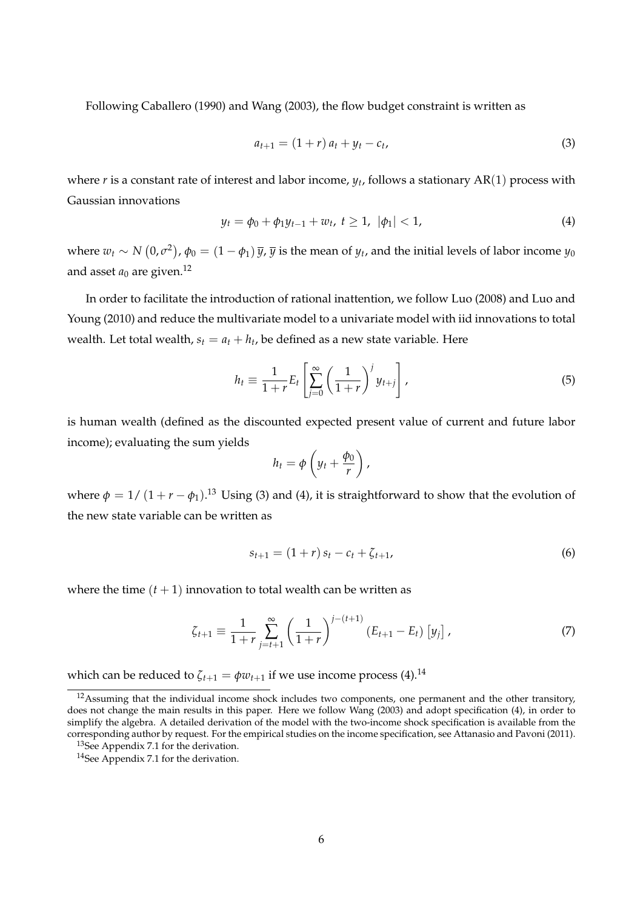Following Caballero (1990) and Wang (2003), the flow budget constraint is written as

$$a_{t+1} = (1+r)\,a_t + y_t - c_t, \tag{3}$$

where $r$ is a constant rate of interest and labor income, $y_t$, follows a stationary $\mathrm{AR}(1)$ process with Gaussian innovations

$$y_t = \phi_0 + \phi_1 y_{t-1} + w_t,\ t \geq 1,\ |\phi_1| < 1, \tag{4}$$

where $w_t \sim N\left(0, \sigma^2\right)$, $\phi_0 = (1-\phi_1)\,\overline{y}$, $\overline{y}$ is the mean of $y_t$, and the initial levels of labor income $y_0$ and asset $a_0$ are given.[12]

In order to facilitate the introduction of rational inattention, we follow Luo (2008) and Luo and Young (2010) and reduce the multivariate model to a univariate model with iid innovations to total wealth. Let total wealth, $s_t = a_t + h_t$, be defined as a new state variable. Here

$$h_t \equiv \frac{1}{1+r} E_t \left[ \sum_{j=0}^{\infty} \left( \frac{1}{1+r} \right)^j y_{t+j} \right], \tag{5}$$

is human wealth (defined as the discounted expected present value of current and future labor income); evaluating the sum yields

$$h_t = \phi \left( y_t + \frac{\phi_0}{r} \right),$$

where $\phi = 1/\left(1+r-\phi_1\right)$.[13] Using (3) and (4), it is straightforward to show that the evolution of the new state variable can be written as

$$s_{t+1} = (1+r)\,s_t - c_t + \zeta_{t+1}, \tag{6}$$

where the time $(t+1)$ innovation to total wealth can be written as

$$\zeta_{t+1} \equiv \frac{1}{1+r} \sum_{j=t+1}^{\infty} \left( \frac{1}{1+r} \right)^{j-(t+1)} \left( E_{t+1} - E_t \right) \left[ y_j \right], \tag{7}$$

which can be reduced to $\zeta_{t+1} = \phi w_{t+1}$ if we use income process (4).[14]

---

[12] Assuming that the individual income shock includes two components, one permanent and the other transitory, does not change the main results in this paper. Here we follow Wang (2003) and adopt specification (4), in order to simplify the algebra. A detailed derivation of the model with the two-income shock specification is available from the corresponding author by request. For the empirical studies on the income specification, see Attanasio and Pavoni (2011).

[13] See Appendix 7.1 for the derivation.

[14] See Appendix 7.1 for the derivation.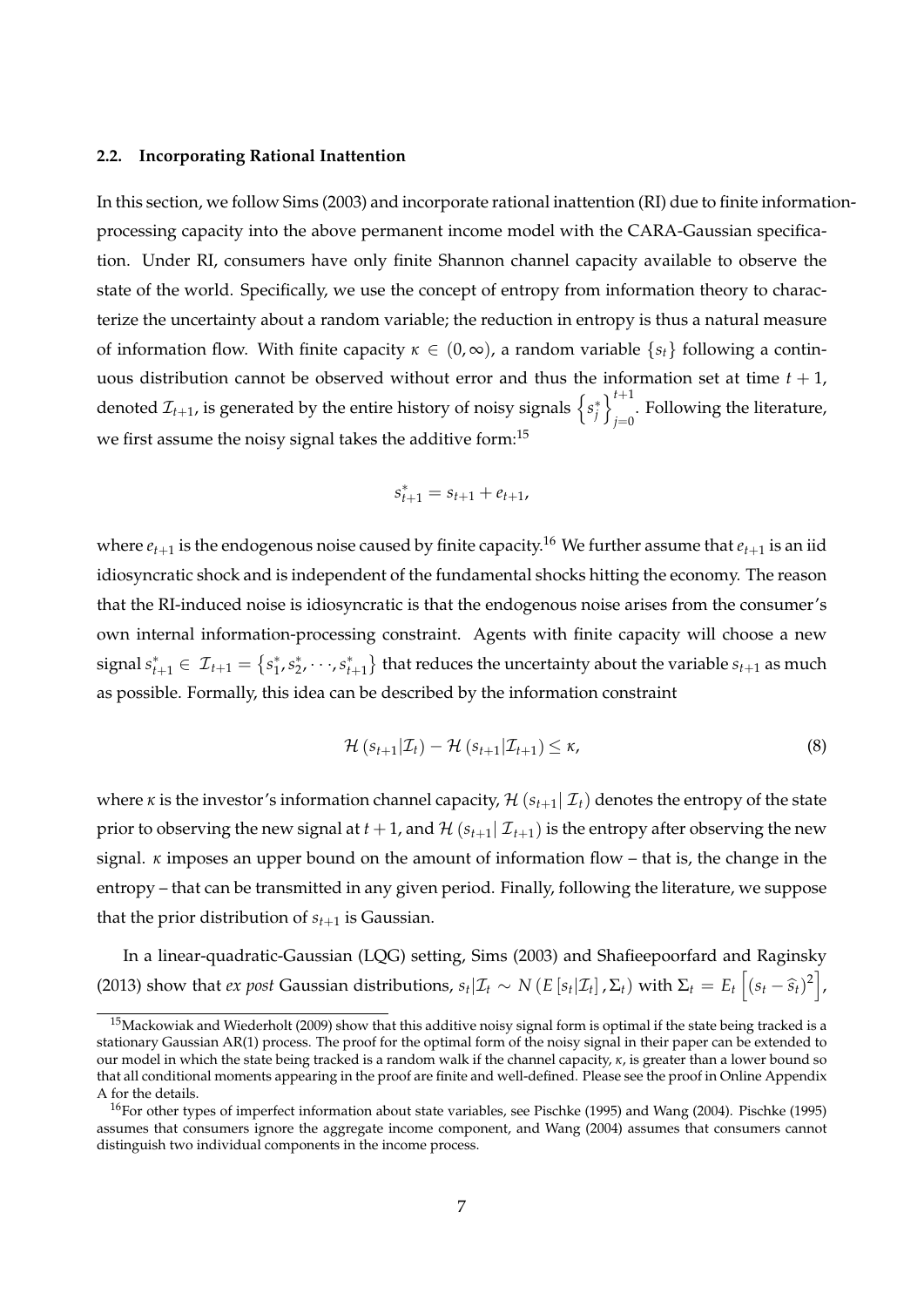### 2.2. Incorporating Rational Inattention

In this section, we follow Sims (2003) and incorporate rational inattention (RI) due to finite information-processing capacity into the above permanent income model with the CARA-Gaussian specification. Under RI, consumers have only finite Shannon channel capacity available to observe the state of the world. Specifically, we use the concept of entropy from information theory to characterize the uncertainty about a random variable; the reduction in entropy is thus a natural measure of information flow. With finite capacity $\kappa \in (0, \infty)$, a random variable $\{s_t\}$ following a continuous distribution cannot be observed without error and thus the information set at time $t+1$, denoted $\mathcal{I}_{t+1}$, is generated by the entire history of noisy signals $\left\{s_j^*\right\}_{j=0}^{t+1}$. Following the literature, we first assume the noisy signal takes the additive form:[15]

$$s_{t+1}^* = s_{t+1} + e_{t+1},$$

where $e_{t+1}$ is the endogenous noise caused by finite capacity.[16] We further assume that $e_{t+1}$ is an iid idiosyncratic shock and is independent of the fundamental shocks hitting the economy. The reason that the RI-induced noise is idiosyncratic is that the endogenous noise arises from the consumer's own internal information-processing constraint. Agents with finite capacity will choose a new signal $s_{t+1}^* \in \mathcal{I}_{t+1} = \left\{s_1^*, s_2^*, \cdots, s_{t+1}^*\right\}$ that reduces the uncertainty about the variable $s_{t+1}$ as much as possible. Formally, this idea can be described by the information constraint

$$\mathcal{H}\left(s_{t+1}|\mathcal{I}_t\right) - \mathcal{H}\left(s_{t+1}|\mathcal{I}_{t+1}\right) \leq \kappa, \tag{8}$$

where $\kappa$ is the investor's information channel capacity, $\mathcal{H}\left(s_{t+1}|\, \mathcal{I}_t\right)$ denotes the entropy of the state prior to observing the new signal at $t+1$, and $\mathcal{H}\left(s_{t+1}|\, \mathcal{I}_{t+1}\right)$ is the entropy after observing the new signal. $\kappa$ imposes an upper bound on the amount of information flow – that is, the change in the entropy – that can be transmitted in any given period. Finally, following the literature, we suppose that the prior distribution of $s_{t+1}$ is Gaussian.

In a linear-quadratic-Gaussian (LQG) setting, Sims (2003) and Shafieepoorfard and Raginsky (2013) show that *ex post* Gaussian distributions, $s_t|\mathcal{I}_t \sim N\left(E\left[s_t|\mathcal{I}_t\right], \Sigma_t\right)$ with $\Sigma_t = E_t\left[\left(s_t - \widehat{s}_t\right)^2\right]$,

[15] Mackowiak and Wiederholt (2009) show that this additive noisy signal form is optimal if the state being tracked is a stationary Gaussian AR(1) process. The proof for the optimal form of the noisy signal in their paper can be extended to our model in which the state being tracked is a random walk if the channel capacity, $\kappa$, is greater than a lower bound so that all conditional moments appearing in the proof are finite and well-defined. Please see the proof in Online Appendix A for the details.

[16] For other types of imperfect information about state variables, see Pischke (1995) and Wang (2004). Pischke (1995) assumes that consumers ignore the aggregate income component, and Wang (2004) assumes that consumers cannot distinguish two individual components in the income process.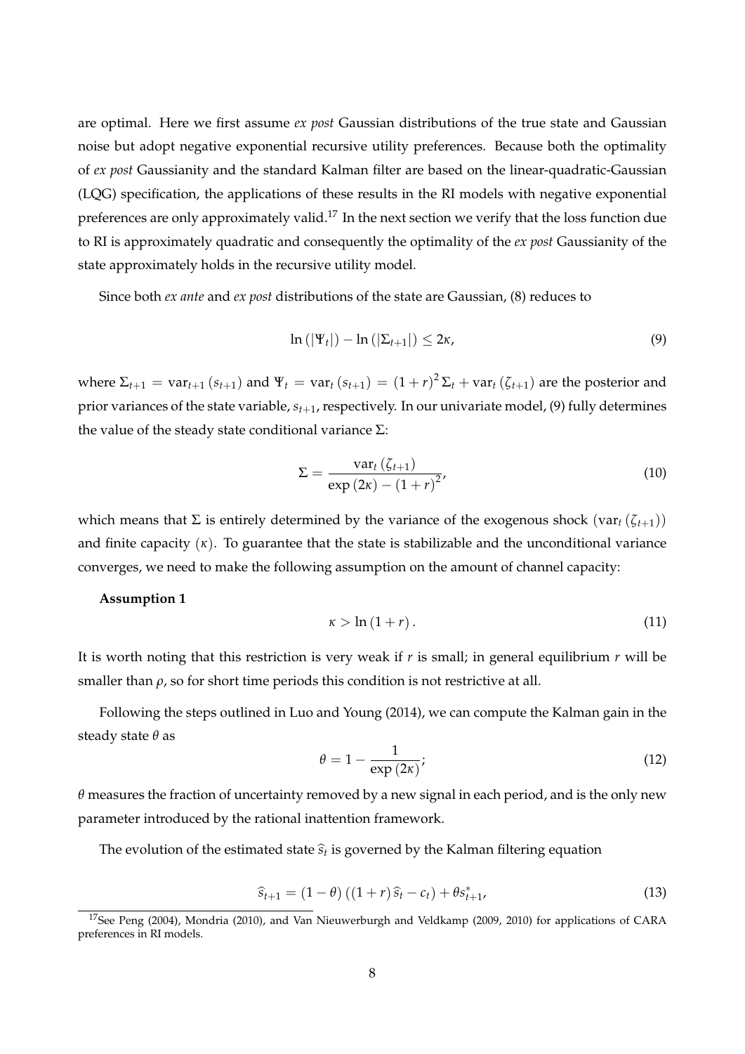are optimal. Here we first assume *ex post* Gaussian distributions of the true state and Gaussian noise but adopt negative exponential recursive utility preferences. Because both the optimality of *ex post* Gaussianity and the standard Kalman filter are based on the linear-quadratic-Gaussian (LQG) specification, the applications of these results in the RI models with negative exponential preferences are only approximately valid.[17] In the next section we verify that the loss function due to RI is approximately quadratic and consequently the optimality of the *ex post* Gaussianity of the state approximately holds in the recursive utility model.

Since both *ex ante* and *ex post* distributions of the state are Gaussian, (8) reduces to

$$\ln\left(\left|\Psi_t\right|\right) - \ln\left(\left|\Sigma_{t+1}\right|\right) \leq 2\kappa, \tag{9}$$

where $\Sigma_{t+1} = \operatorname{var}_{t+1}(s_{t+1})$ and $\Psi_t = \operatorname{var}_t(s_{t+1}) = (1+r)^2 \Sigma_t + \operatorname{var}_t(\zeta_{t+1})$ are the posterior and prior variances of the state variable, $s_{t+1}$, respectively. In our univariate model, (9) fully determines the value of the steady state conditional variance $\Sigma$:

$$\Sigma = \frac{\operatorname{var}_t(\zeta_{t+1})}{\exp(2\kappa) - (1+r)^2}, \tag{10}$$

which means that $\Sigma$ is entirely determined by the variance of the exogenous shock $(\operatorname{var}_t(\zeta_{t+1}))$ and finite capacity $(\kappa)$. To guarantee that the state is stabilizable and the unconditional variance converges, we need to make the following assumption on the amount of channel capacity:

**Assumption 1**

$$\kappa > \ln(1+r). \tag{11}$$

It is worth noting that this restriction is very weak if $r$ is small; in general equilibrium $r$ will be smaller than $\rho$, so for short time periods this condition is not restrictive at all.

Following the steps outlined in Luo and Young (2014), we can compute the Kalman gain in the steady state $\theta$ as

$$\theta = 1 - \frac{1}{\exp(2\kappa)}; \tag{12}$$

$\theta$ measures the fraction of uncertainty removed by a new signal in each period, and is the only new parameter introduced by the rational inattention framework.

The evolution of the estimated state $\widehat{s}_t$ is governed by the Kalman filtering equation

$$\widehat{s}_{t+1} = (1-\theta)\left((1+r)\widehat{s}_t - c_t\right) + \theta s_{t+1}^*, \tag{13}$$

[17] See Peng (2004), Mondria (2010), and Van Nieuwerburgh and Veldkamp (2009, 2010) for applications of CARA preferences in RI models.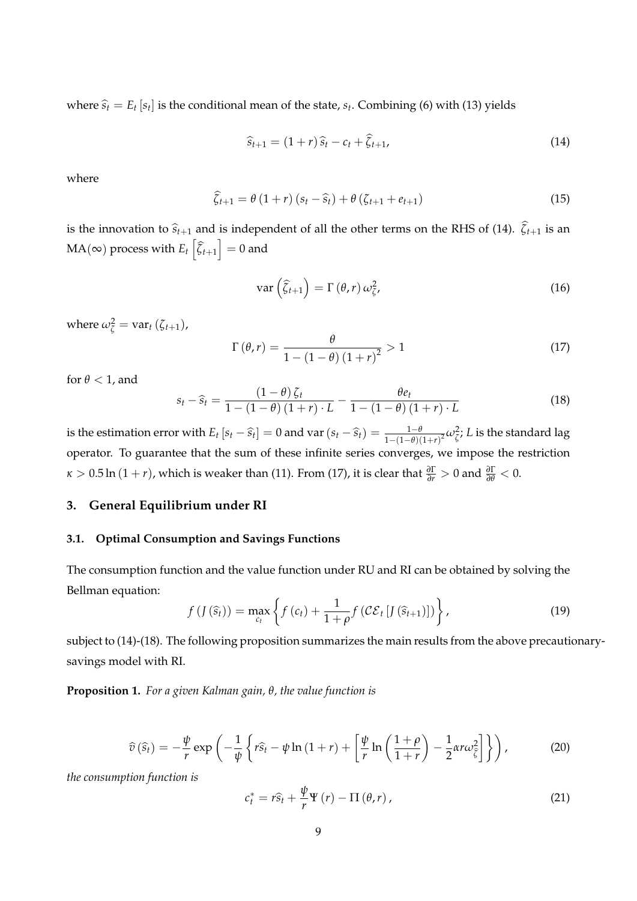where $\widehat{s}_t = E_t[s_t]$ is the conditional mean of the state, $s_t$. Combining (6) with (13) yields

$$\widehat{s}_{t+1} = (1+r)\,\widehat{s}_t - c_t + \widehat{\zeta}_{t+1}, \tag{14}$$

where

$$\widehat{\zeta}_{t+1} = \theta\,(1+r)\,(s_t - \widehat{s}_t) + \theta\,(\zeta_{t+1} + e_{t+1}) \tag{15}$$

is the innovation to $\widehat{s}_{t+1}$ and is independent of all the other terms on the RHS of (14). $\widehat{\zeta}_{t+1}$ is an MA($\infty$) process with $E_t\left[\widehat{\zeta}_{t+1}\right] = 0$ and

$$\text{var}\left(\widehat{\zeta}_{t+1}\right) = \Gamma\,(\theta, r)\,\omega_{\zeta}^2, \tag{16}$$

where $\omega_{\zeta}^2 = \text{var}_t\,(\zeta_{t+1})$,

$$\Gamma\,(\theta, r) = \frac{\theta}{1 - (1-\theta)\,(1+r)^2} > 1 \tag{17}$$

for $\theta < 1$, and

$$s_t - \widehat{s}_t = \frac{(1-\theta)\,\zeta_t}{1 - (1-\theta)\,(1+r)\cdot L} - \frac{\theta e_t}{1 - (1-\theta)\,(1+r)\cdot L} \tag{18}$$

is the estimation error with $E_t[s_t - \widehat{s}_t] = 0$ and $\text{var}\,(s_t - \widehat{s}_t) = \frac{1-\theta}{1-(1-\theta)(1+r)^2}\omega_{\zeta}^2$; $L$ is the standard lag operator. To guarantee that the sum of these infinite series converges, we impose the restriction $\kappa > 0.5\ln(1+r)$, which is weaker than (11). From (17), it is clear that $\frac{\partial \Gamma}{\partial r} > 0$ and $\frac{\partial \Gamma}{\partial \theta} < 0$.

## 3. General Equilibrium under RI

### 3.1. Optimal Consumption and Savings Functions

The consumption function and the value function under RU and RI can be obtained by solving the Bellman equation:

$$f\left(J\left(\widehat{s}_t\right)\right) = \max_{c_t}\left\{f\left(c_t\right) + \frac{1}{1+\rho} f\left(\mathcal{CE}_t\left[J\left(\widehat{s}_{t+1}\right)\right]\right)\right\}, \tag{19}$$

subject to (14)-(18). The following proposition summarizes the main results from the above precautionary-savings model with RI.

**Proposition 1.** *For a given Kalman gain, $\theta$, the value function is*

$$\widehat{v}\left(\widehat{s}_t\right) = -\frac{\psi}{r}\exp\left(-\frac{1}{\psi}\left\{r\widehat{s}_t - \psi\ln(1+r) + \left[\frac{\psi}{r}\ln\left(\frac{1+\rho}{1+r}\right) - \frac{1}{2}\alpha r \omega_{\widehat{\zeta}}^2\right]\right\}\right), \tag{20}$$

*the consumption function is*

$$c_t^* = r\widehat{s}_t + \frac{\psi}{r}\Psi\,(r) - \Pi\,(\theta, r)\,, \tag{21}$$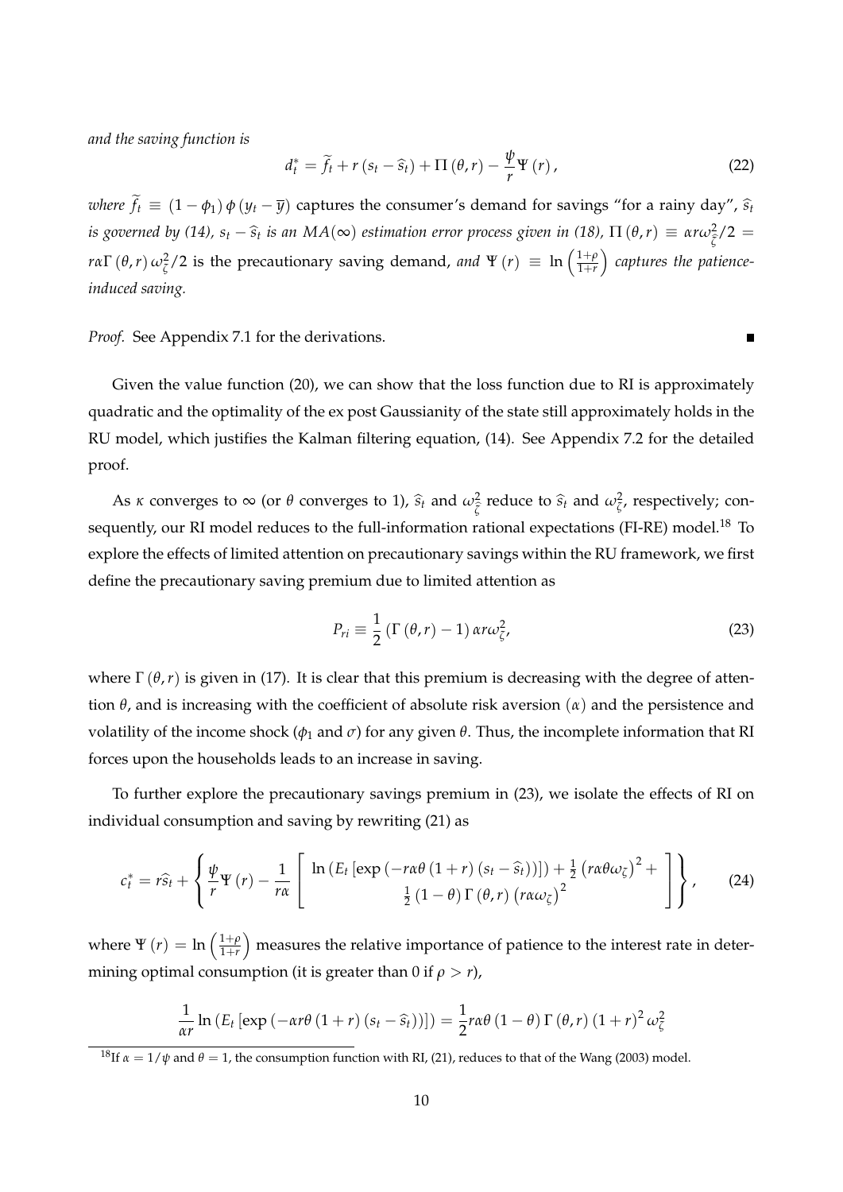*and the saving function is*

$$d_t^* = \widetilde{f}_t + r\left(s_t - \widehat{s}_t\right) + \Pi\left(\theta, r\right) - \frac{\psi}{r}\Psi\left(r\right), \tag{22}$$

*where* $\widetilde{f}_t \equiv (1-\phi_1)\,\phi\,(y_t - \overline{y})$ captures the consumer's demand for savings "for a rainy day", $\widehat{s}_t$ *is governed by (14),* $s_t - \widehat{s}_t$ *is an* $MA(\infty)$ *estimation error process given in (18),* $\Pi(\theta, r) \equiv \alpha r \omega_{\xi}^2/2 = r\alpha\Gamma(\theta, r)\,\omega_{\zeta}^2/2$ is the precautionary saving demand, *and* $\Psi(r) \equiv \ln\left(\frac{1+\rho}{1+r}\right)$ *captures the patience-induced saving.*

*Proof.* See Appendix 7.1 for the derivations. ∎

Given the value function (20), we can show that the loss function due to RI is approximately quadratic and the optimality of the ex post Gaussianity of the state still approximately holds in the RU model, which justifies the Kalman filtering equation, (14). See Appendix 7.2 for the detailed proof.

As $\kappa$ converges to $\infty$ (or $\theta$ converges to 1), $\widehat{s}_t$ and $\omega_{\xi}^2$ reduce to $\widehat{s}_t$ and $\omega_{\zeta}^2$, respectively; consequently, our RI model reduces to the full-information rational expectations (FI-RE) model.[18] To explore the effects of limited attention on precautionary savings within the RU framework, we first define the precautionary saving premium due to limited attention as

$$P_{ri} \equiv \frac{1}{2}\left(\Gamma\left(\theta, r\right) - 1\right)\alpha r \omega_{\zeta}^2, \tag{23}$$

where $\Gamma(\theta, r)$ is given in (17). It is clear that this premium is decreasing with the degree of attention $\theta$, and is increasing with the coefficient of absolute risk aversion $(\alpha)$ and the persistence and volatility of the income shock ($\phi_1$ and $\sigma$) for any given $\theta$. Thus, the incomplete information that RI forces upon the households leads to an increase in saving.

To further explore the precautionary savings premium in (23), we isolate the effects of RI on individual consumption and saving by rewriting (21) as

$$c_t^* = r\widehat{s}_t + \left\{\frac{\psi}{r}\Psi\left(r\right) - \frac{1}{r\alpha}\left[\begin{array}{c}\ln\left(E_t\left[\exp\left(-r\alpha\theta\left(1+r\right)\left(s_t - \widehat{s}_t\right)\right)\right]\right) + \frac{1}{2}\left(r\alpha\theta\omega_{\zeta}\right)^2 + \\ \frac{1}{2}\left(1-\theta\right)\Gamma\left(\theta, r\right)\left(r\alpha\omega_{\zeta}\right)^2\end{array}\right]\right\}, \tag{24}$$

where $\Psi(r) = \ln\left(\frac{1+\rho}{1+r}\right)$ measures the relative importance of patience to the interest rate in determining optimal consumption (it is greater than 0 if $\rho > r$),

$$\frac{1}{\alpha r}\ln\left(E_t\left[\exp\left(-\alpha r\theta\left(1+r\right)\left(s_t - \widehat{s}_t\right)\right)\right]\right) = \frac{1}{2}r\alpha\theta\left(1-\theta\right)\Gamma\left(\theta, r\right)\left(1+r\right)^2\omega_{\zeta}^2$$

[18] If $\alpha = 1/\psi$ and $\theta = 1$, the consumption function with RI, (21), reduces to that of the Wang (2003) model.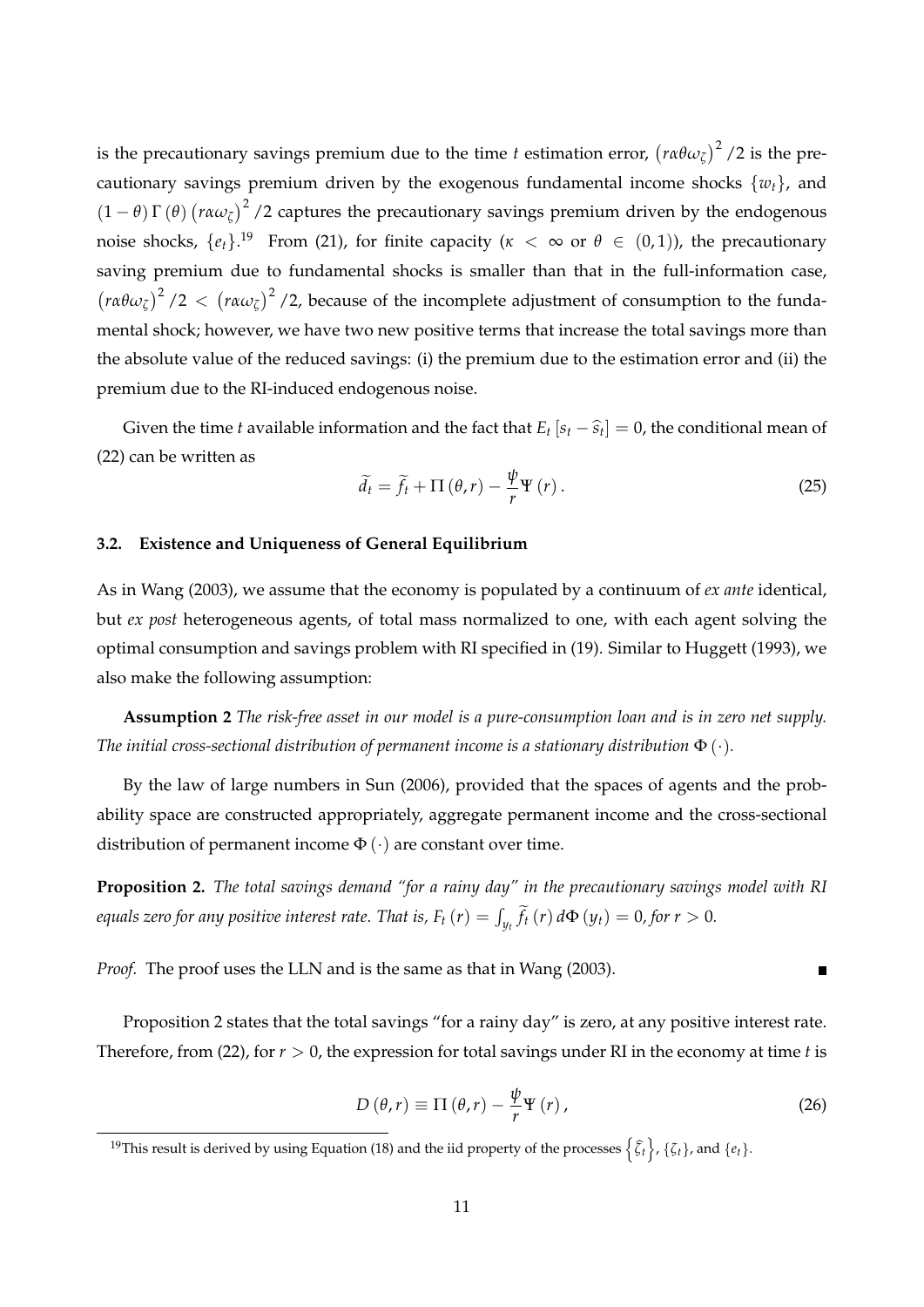is the precautionary savings premium due to the time $t$ estimation error, $\left(r\alpha\theta\omega_{\zeta}\right)^2/2$ is the precautionary savings premium driven by the exogenous fundamental income shocks $\{w_t\}$, and $(1-\theta)\,\Gamma(\theta)\left(r\alpha\omega_{\zeta}\right)^2/2$ captures the precautionary savings premium driven by the endogenous noise shocks, $\{e_t\}$.[19] From (21), for finite capacity ($\kappa < \infty$ or $\theta \in (0,1)$), the precautionary saving premium due to fundamental shocks is smaller than that in the full-information case, $\left(r\alpha\theta\omega_{\zeta}\right)^2/2 < \left(r\alpha\omega_{\zeta}\right)^2/2$, because of the incomplete adjustment of consumption to the fundamental shock; however, we have two new positive terms that increase the total savings more than the absolute value of the reduced savings: (i) the premium due to the estimation error and (ii) the premium due to the RI-induced endogenous noise.

Given the time $t$ available information and the fact that $E_t\left[s_t - \widehat{s}_t\right] = 0$, the conditional mean of (22) can be written as

$$\widetilde{d}_t = \widetilde{f}_t + \Pi(\theta, r) - \frac{\psi}{r}\Psi(r). \tag{25}$$

### 3.2. Existence and Uniqueness of General Equilibrium

As in Wang (2003), we assume that the economy is populated by a continuum of *ex ante* identical, but *ex post* heterogeneous agents, of total mass normalized to one, with each agent solving the optimal consumption and savings problem with RI specified in (19). Similar to Huggett (1993), we also make the following assumption:

**Assumption 2** *The risk-free asset in our model is a pure-consumption loan and is in zero net supply. The initial cross-sectional distribution of permanent income is a stationary distribution $\Phi(\cdot)$.*

By the law of large numbers in Sun (2006), provided that the spaces of agents and the probability space are constructed appropriately, aggregate permanent income and the cross-sectional distribution of permanent income $\Phi(\cdot)$ are constant over time.

**Proposition 2.** *The total savings demand "for a rainy day" in the precautionary savings model with RI equals zero for any positive interest rate. That is, $F_t(r) = \int_{y_t} \widetilde{f}_t(r)\, d\Phi(y_t) = 0$, for $r > 0$.*

*Proof.* The proof uses the LLN and is the same as that in Wang (2003). ∎

Proposition 2 states that the total savings "for a rainy day" is zero, at any positive interest rate. Therefore, from (22), for $r > 0$, the expression for total savings under RI in the economy at time $t$ is

$$D(\theta, r) \equiv \Pi(\theta, r) - \frac{\psi}{r}\Psi(r), \tag{26}$$

[19] This result is derived by using Equation (18) and the iid property of the processes $\left\{\widehat{\zeta}_t\right\}$, $\{\zeta_t\}$, and $\{e_t\}$.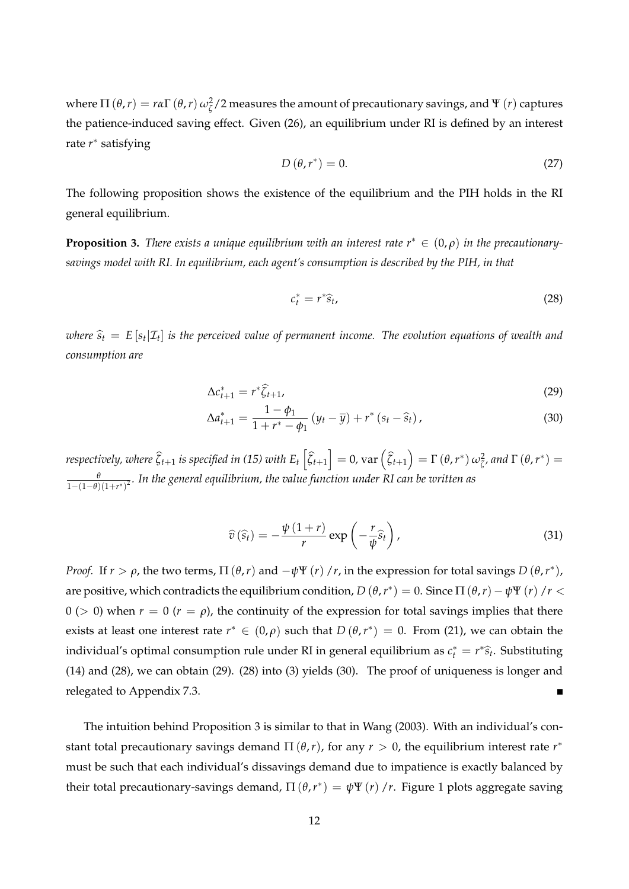where $\Pi(\theta, r) = r\alpha\Gamma(\theta, r)\omega_{\zeta}^2/2$ measures the amount of precautionary savings, and $\Psi(r)$ captures the patience-induced saving effect. Given (26), an equilibrium under RI is defined by an interest rate $r^*$ satisfying

$$D(\theta, r^*) = 0. \tag{27}$$

The following proposition shows the existence of the equilibrium and the PIH holds in the RI general equilibrium.

**Proposition 3.** *There exists a unique equilibrium with an interest rate $r^* \in (0, \rho)$ in the precautionary-savings model with RI. In equilibrium, each agent's consumption is described by the PIH, in that*

$$c_t^* = r^*\widehat{s}_t, \tag{28}$$

*where $\widehat{s}_t = E[s_t|\mathcal{I}_t]$ is the perceived value of permanent income. The evolution equations of wealth and consumption are*

$$\Delta c_{t+1}^* = r^*\widehat{\zeta}_{t+1}, \tag{29}$$

$$\Delta a_{t+1}^* = \frac{1-\phi_1}{1+r^*-\phi_1}(y_t - \overline{y}) + r^*(s_t - \widehat{s}_t), \tag{30}$$

*respectively, where $\widehat{\zeta}_{t+1}$ is specified in (15) with $E_t\left[\widehat{\zeta}_{t+1}\right] = 0$, $\operatorname{var}\left(\widehat{\zeta}_{t+1}\right) = \Gamma(\theta, r^*)\,\omega_{\zeta}^2$, and $\Gamma(\theta, r^*) = \frac{\theta}{1-(1-\theta)(1+r^*)^2}$. In the general equilibrium, the value function under RI can be written as*

$$\widehat{v}(\widehat{s}_t) = -\frac{\psi(1+r)}{r}\exp\left(-\frac{r}{\psi}\widehat{s}_t\right), \tag{31}$$

*Proof.* If $r > \rho$, the two terms, $\Pi(\theta, r)$ and $-\psi\Psi(r)/r$, in the expression for total savings $D(\theta, r^*)$, are positive, which contradicts the equilibrium condition, $D(\theta, r^*) = 0$. Since $\Pi(\theta, r) - \psi\Psi(r)/r < 0$ ($> 0$) when $r = 0$ ($r = \rho$), the continuity of the expression for total savings implies that there exists at least one interest rate $r^* \in (0, \rho)$ such that $D(\theta, r^*) = 0$. From (21), we can obtain the individual's optimal consumption rule under RI in general equilibrium as $c_t^* = r^*\widehat{s}_t$. Substituting (14) and (28), we can obtain (29). (28) into (3) yields (30). The proof of uniqueness is longer and relegated to Appendix 7.3. ∎

The intuition behind Proposition 3 is similar to that in Wang (2003). With an individual's constant total precautionary savings demand $\Pi(\theta, r)$, for any $r > 0$, the equilibrium interest rate $r^*$ must be such that each individual's dissavings demand due to impatience is exactly balanced by their total precautionary-savings demand, $\Pi(\theta, r^*) = \psi\Psi(r)/r$. Figure 1 plots aggregate saving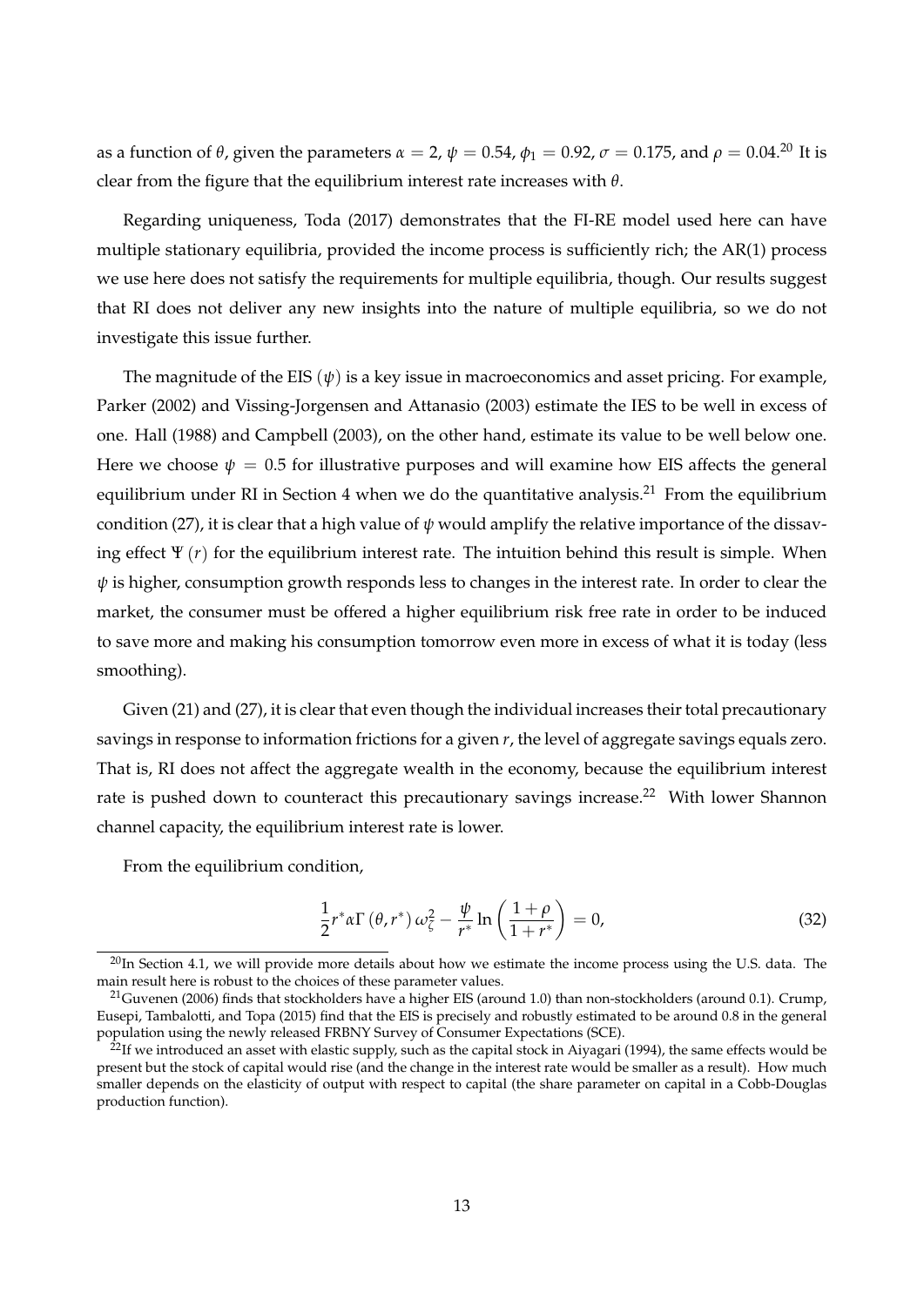as a function of $\theta$, given the parameters $\alpha = 2$, $\psi = 0.54$, $\phi_1 = 0.92$, $\sigma = 0.175$, and $\rho = 0.04$.[20] It is clear from the figure that the equilibrium interest rate increases with $\theta$.

Regarding uniqueness, Toda (2017) demonstrates that the FI-RE model used here can have multiple stationary equilibria, provided the income process is sufficiently rich; the AR(1) process we use here does not satisfy the requirements for multiple equilibria, though. Our results suggest that RI does not deliver any new insights into the nature of multiple equilibria, so we do not investigate this issue further.

The magnitude of the EIS $(\psi)$ is a key issue in macroeconomics and asset pricing. For example, Parker (2002) and Vissing-Jorgensen and Attanasio (2003) estimate the IES to be well in excess of one. Hall (1988) and Campbell (2003), on the other hand, estimate its value to be well below one. Here we choose $\psi = 0.5$ for illustrative purposes and will examine how EIS affects the general equilibrium under RI in Section 4 when we do the quantitative analysis.[21] From the equilibrium condition (27), it is clear that a high value of $\psi$ would amplify the relative importance of the dissaving effect $\Psi(r)$ for the equilibrium interest rate. The intuition behind this result is simple. When $\psi$ is higher, consumption growth responds less to changes in the interest rate. In order to clear the market, the consumer must be offered a higher equilibrium risk free rate in order to be induced to save more and making his consumption tomorrow even more in excess of what it is today (less smoothing).

Given (21) and (27), it is clear that even though the individual increases their total precautionary savings in response to information frictions for a given $r$, the level of aggregate savings equals zero. That is, RI does not affect the aggregate wealth in the economy, because the equilibrium interest rate is pushed down to counteract this precautionary savings increase.[22] With lower Shannon channel capacity, the equilibrium interest rate is lower.

From the equilibrium condition,

$$\frac{1}{2} r^* \alpha \Gamma(\theta, r^*) \omega_{\zeta}^2 - \frac{\psi}{r^*} \ln\left(\frac{1+\rho}{1+r^*}\right) = 0, \tag{32}$$

---

[20] In Section 4.1, we will provide more details about how we estimate the income process using the U.S. data. The main result here is robust to the choices of these parameter values.

[21] Guvenen (2006) finds that stockholders have a higher EIS (around 1.0) than non-stockholders (around 0.1). Crump, Eusepi, Tambalotti, and Topa (2015) find that the EIS is precisely and robustly estimated to be around 0.8 in the general population using the newly released FRBNY Survey of Consumer Expectations (SCE).

[22] If we introduced an asset with elastic supply, such as the capital stock in Aiyagari (1994), the same effects would be present but the stock of capital would rise (and the change in the interest rate would be smaller as a result). How much smaller depends on the elasticity of output with respect to capital (the share parameter on capital in a Cobb-Douglas production function).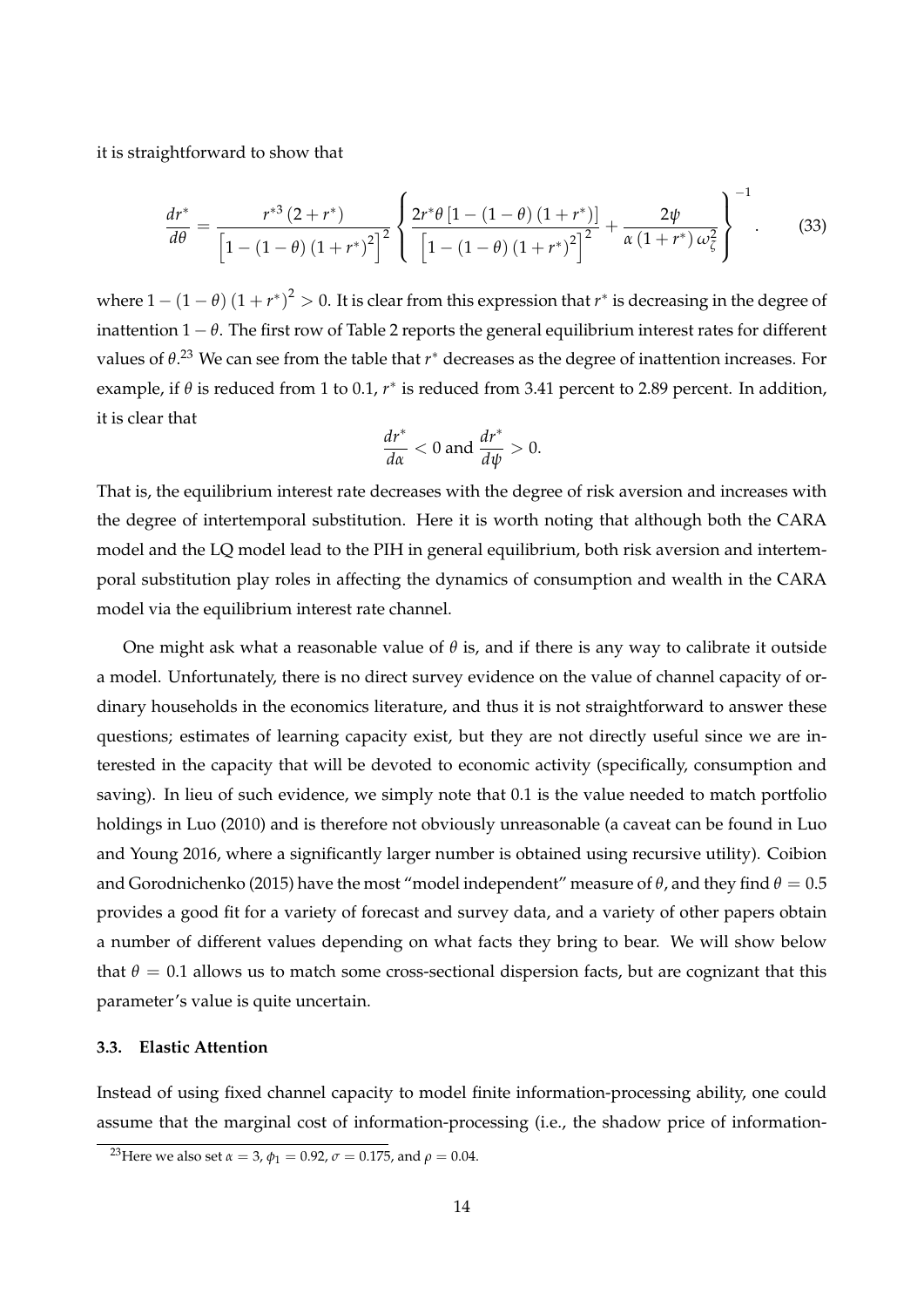it is straightforward to show that

$$\frac{dr^*}{d\theta} = \frac{r^{*3}(2+r^*)}{\left[1-(1-\theta)(1+r^*)^2\right]^2}\left\{\frac{2r^*\theta\left[1-(1-\theta)(1+r^*)\right]}{\left[1-(1-\theta)(1+r^*)^2\right]^2}+\frac{2\psi}{\alpha(1+r^*)\omega_\zeta^2}\right\}^{-1}. \tag{33}$$

where $1-(1-\theta)(1+r^*)^2 > 0$. It is clear from this expression that $r^*$ is decreasing in the degree of inattention $1-\theta$. The first row of Table 2 reports the general equilibrium interest rates for different values of $\theta$.[23] We can see from the table that $r^*$ decreases as the degree of inattention increases. For example, if $\theta$ is reduced from 1 to 0.1, $r^*$ is reduced from 3.41 percent to 2.89 percent. In addition, it is clear that

$$\frac{dr^*}{d\alpha} < 0 \text{ and } \frac{dr^*}{d\psi} > 0.$$

That is, the equilibrium interest rate decreases with the degree of risk aversion and increases with the degree of intertemporal substitution. Here it is worth noting that although both the CARA model and the LQ model lead to the PIH in general equilibrium, both risk aversion and intertemporal substitution play roles in affecting the dynamics of consumption and wealth in the CARA model via the equilibrium interest rate channel.

One might ask what a reasonable value of $\theta$ is, and if there is any way to calibrate it outside a model. Unfortunately, there is no direct survey evidence on the value of channel capacity of ordinary households in the economics literature, and thus it is not straightforward to answer these questions; estimates of learning capacity exist, but they are not directly useful since we are interested in the capacity that will be devoted to economic activity (specifically, consumption and saving). In lieu of such evidence, we simply note that 0.1 is the value needed to match portfolio holdings in Luo (2010) and is therefore not obviously unreasonable (a caveat can be found in Luo and Young 2016, where a significantly larger number is obtained using recursive utility). Coibion and Gorodnichenko (2015) have the most "model independent" measure of $\theta$, and they find $\theta = 0.5$ provides a good fit for a variety of forecast and survey data, and a variety of other papers obtain a number of different values depending on what facts they bring to bear. We will show below that $\theta = 0.1$ allows us to match some cross-sectional dispersion facts, but are cognizant that this parameter's value is quite uncertain.

### 3.3. Elastic Attention

Instead of using fixed channel capacity to model finite information-processing ability, one could assume that the marginal cost of information-processing (i.e., the shadow price of information-

[23] Here we also set $\alpha = 3$, $\phi_1 = 0.92$, $\sigma = 0.175$, and $\rho = 0.04$.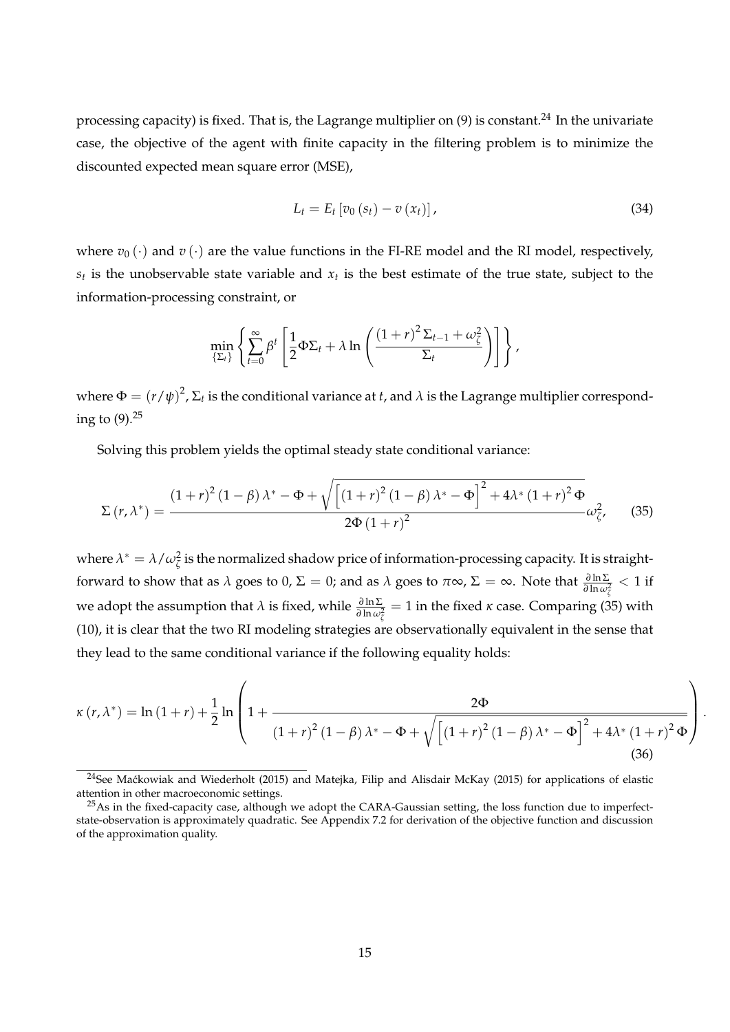processing capacity) is fixed. That is, the Lagrange multiplier on (9) is constant.[24] In the univariate case, the objective of the agent with finite capacity in the filtering problem is to minimize the discounted expected mean square error (MSE),

$$L_t = E_t \left[ v_0 \left( s_t \right) - v \left( x_t \right) \right], \tag{34}$$

where $v_0(\cdot)$ and $v(\cdot)$ are the value functions in the FI-RE model and the RI model, respectively, $s_t$ is the unobservable state variable and $x_t$ is the best estimate of the true state, subject to the information-processing constraint, or

$$\min_{\{\Sigma_t\}} \left\{ \sum_{t=0}^{\infty} \beta^t \left[ \frac{1}{2} \Phi \Sigma_t + \lambda \ln \left( \frac{(1+r)^2 \Sigma_{t-1} + \omega_\zeta^2}{\Sigma_t} \right) \right] \right\},$$

where $\Phi = (r/\psi)^2$, $\Sigma_t$ is the conditional variance at $t$, and $\lambda$ is the Lagrange multiplier corresponding to (9).[25]

Solving this problem yields the optimal steady state conditional variance:

$$\Sigma(r, \lambda^*) = \frac{(1+r)^2 (1-\beta) \lambda^* - \Phi + \sqrt{\left[ (1+r)^2 (1-\beta) \lambda^* - \Phi \right]^2 + 4\lambda^* (1+r)^2 \Phi}}{2\Phi (1+r)^2} \omega_\zeta^2, \tag{35}$$

where $\lambda^* = \lambda / \omega_\zeta^2$ is the normalized shadow price of information-processing capacity. It is straightforward to show that as $\lambda$ goes to 0, $\Sigma = 0$; and as $\lambda$ goes to $\pi\infty$, $\Sigma = \infty$. Note that $\frac{\partial \ln \Sigma}{\partial \ln \omega_\zeta^2} < 1$ if we adopt the assumption that $\lambda$ is fixed, while $\frac{\partial \ln \Sigma}{\partial \ln \omega_\zeta^2} = 1$ in the fixed $\kappa$ case. Comparing (35) with (10), it is clear that the two RI modeling strategies are observationally equivalent in the sense that they lead to the same conditional variance if the following equality holds:

$$\kappa(r, \lambda^*) = \ln(1+r) + \frac{1}{2} \ln \left( 1 + \frac{2\Phi}{(1+r)^2 (1-\beta) \lambda^* - \Phi + \sqrt{\left[ (1+r)^2 (1-\beta) \lambda^* - \Phi \right]^2 + 4\lambda^* (1+r)^2 \Phi}} \right). \tag{36}$$

[24] See Maćkowiak and Wiederholt (2015) and Matejka, Filip and Alisdair McKay (2015) for applications of elastic attention in other macroeconomic settings.

[25] As in the fixed-capacity case, although we adopt the CARA-Gaussian setting, the loss function due to imperfect-state-observation is approximately quadratic. See Appendix 7.2 for derivation of the objective function and discussion of the approximation quality.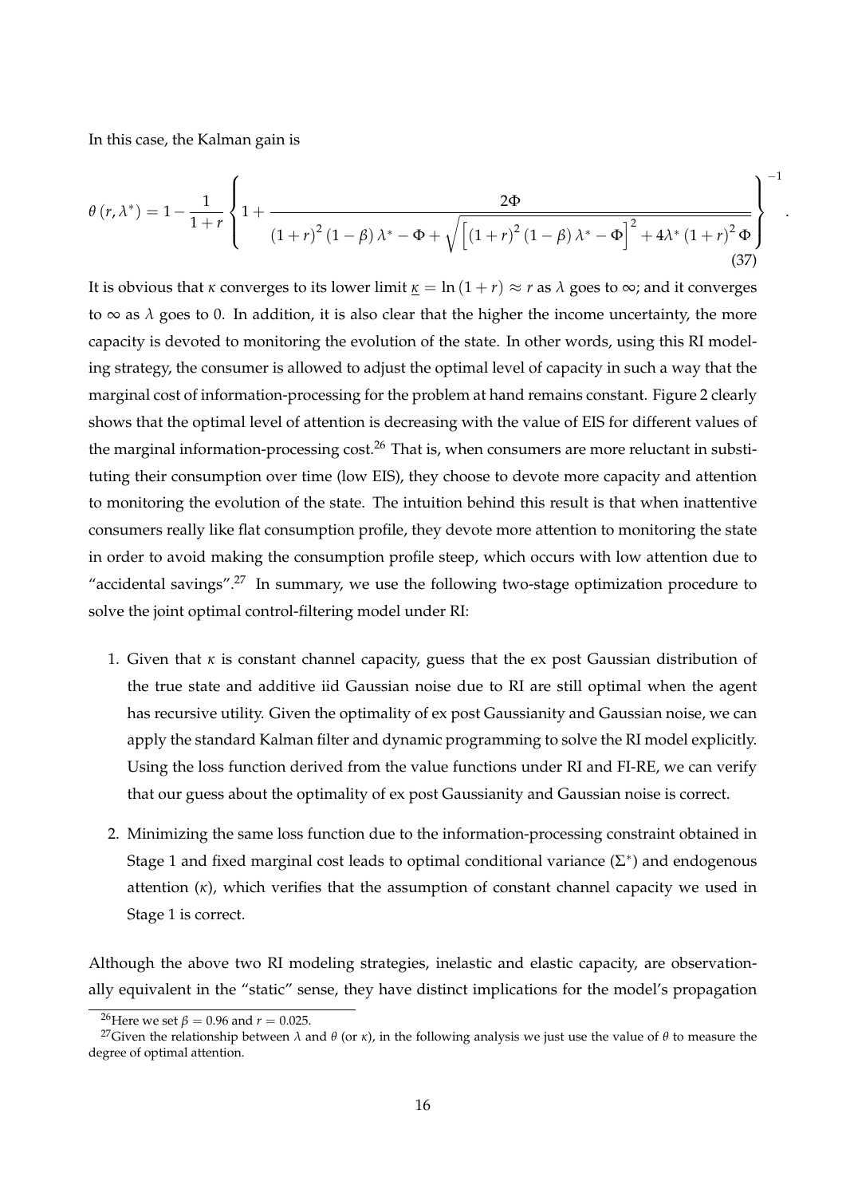In this case, the Kalman gain is

$$
\theta\left(r,\lambda^{*}\right)=1-\frac{1}{1+r}\left\{1+\frac{2\Phi}{\left(1+r\right)^{2}\left(1-\beta\right)\lambda^{*}-\Phi+\sqrt{\left[\left(1+r\right)^{2}\left(1-\beta\right)\lambda^{*}-\Phi\right]^{2}+4\lambda^{*}\left(1+r\right)^{2}\Phi}}\right\}^{-1}. \tag{37}
$$

It is obvious that $\kappa$ converges to its lower limit $\underline{\kappa}=\ln\left(1+r\right)\approx r$ as $\lambda$ goes to $\infty$; and it converges to $\infty$ as $\lambda$ goes to 0. In addition, it is also clear that the higher the income uncertainty, the more capacity is devoted to monitoring the evolution of the state. In other words, using this RI modeling strategy, the consumer is allowed to adjust the optimal level of capacity in such a way that the marginal cost of information-processing for the problem at hand remains constant. Figure 2 clearly shows that the optimal level of attention is decreasing with the value of EIS for different values of the marginal information-processing cost.[26] That is, when consumers are more reluctant in substituting their consumption over time (low EIS), they choose to devote more capacity and attention to monitoring the evolution of the state. The intuition behind this result is that when inattentive consumers really like flat consumption profile, they devote more attention to monitoring the state in order to avoid making the consumption profile steep, which occurs with low attention due to "accidental savings".[27] In summary, we use the following two-stage optimization procedure to solve the joint optimal control-filtering model under RI:

1. Given that $\kappa$ is constant channel capacity, guess that the ex post Gaussian distribution of the true state and additive iid Gaussian noise due to RI are still optimal when the agent has recursive utility. Given the optimality of ex post Gaussianity and Gaussian noise, we can apply the standard Kalman filter and dynamic programming to solve the RI model explicitly. Using the loss function derived from the value functions under RI and FI-RE, we can verify that our guess about the optimality of ex post Gaussianity and Gaussian noise is correct.

2. Minimizing the same loss function due to the information-processing constraint obtained in Stage 1 and fixed marginal cost leads to optimal conditional variance ($\Sigma^{*}$) and endogenous attention ($\kappa$), which verifies that the assumption of constant channel capacity we used in Stage 1 is correct.

Although the above two RI modeling strategies, inelastic and elastic capacity, are observationally equivalent in the "static" sense, they have distinct implications for the model's propagation

[26] Here we set $\beta=0.96$ and $r=0.025$.

[27] Given the relationship between $\lambda$ and $\theta$ (or $\kappa$), in the following analysis we just use the value of $\theta$ to measure the degree of optimal attention.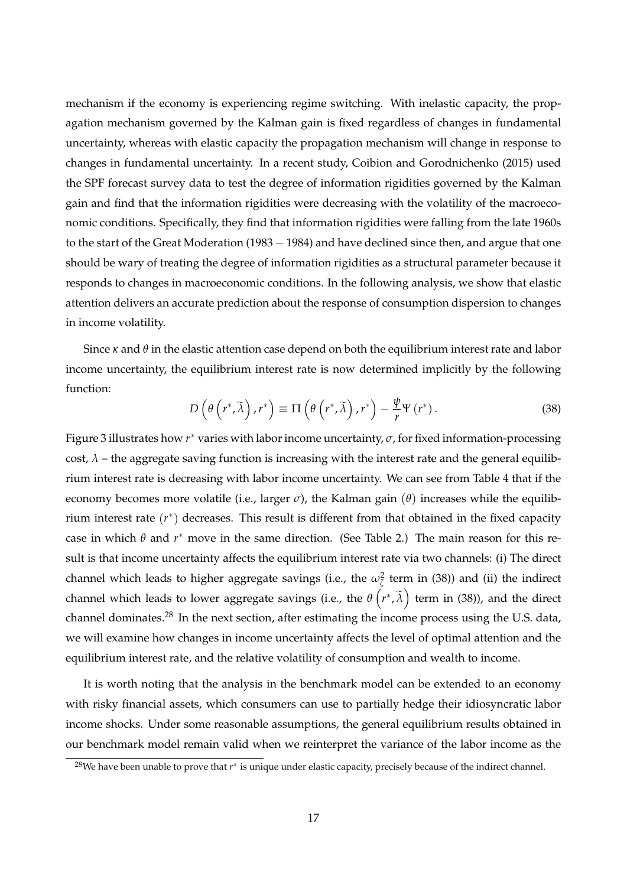mechanism if the economy is experiencing regime switching. With inelastic capacity, the propagation mechanism governed by the Kalman gain is fixed regardless of changes in fundamental uncertainty, whereas with elastic capacity the propagation mechanism will change in response to changes in fundamental uncertainty. In a recent study, Coibion and Gorodnichenko (2015) used the SPF forecast survey data to test the degree of information rigidities governed by the Kalman gain and find that the information rigidities were decreasing with the volatility of the macroeconomic conditions. Specifically, they find that information rigidities were falling from the late 1960s to the start of the Great Moderation ($1983-1984$) and have declined since then, and argue that one should be wary of treating the degree of information rigidities as a structural parameter because it responds to changes in macroeconomic conditions. In the following analysis, we show that elastic attention delivers an accurate prediction about the response of consumption dispersion to changes in income volatility.

Since $\kappa$ and $\theta$ in the elastic attention case depend on both the equilibrium interest rate and labor income uncertainty, the equilibrium interest rate is now determined implicitly by the following function:

$$D\left(\theta\left(r^{*},\widetilde{\lambda}\right),r^{*}\right)\equiv\Pi\left(\theta\left(r^{*},\widetilde{\lambda}\right),r^{*}\right)-\frac{\psi}{r}\Psi\left(r^{*}\right). \tag{38}$$

Figure 3 illustrates how $r^{*}$ varies with labor income uncertainty, $\sigma$, for fixed information-processing cost, $\lambda$ – the aggregate saving function is increasing with the interest rate and the general equilibrium interest rate is decreasing with labor income uncertainty. We can see from Table 4 that if the economy becomes more volatile (i.e., larger $\sigma$), the Kalman gain $(\theta)$ increases while the equilibrium interest rate $(r^{*})$ decreases. This result is different from that obtained in the fixed capacity case in which $\theta$ and $r^{*}$ move in the same direction. (See Table 2.) The main reason for this result is that income uncertainty affects the equilibrium interest rate via two channels: (i) The direct channel which leads to higher aggregate savings (i.e., the $\omega_{\zeta}^{2}$ term in (38)) and (ii) the indirect channel which leads to lower aggregate savings (i.e., the $\theta\left(r^{*},\widetilde{\lambda}\right)$ term in (38)), and the direct channel dominates.[28] In the next section, after estimating the income process using the U.S. data, we will examine how changes in income uncertainty affects the level of optimal attention and the equilibrium interest rate, and the relative volatility of consumption and wealth to income.

It is worth noting that the analysis in the benchmark model can be extended to an economy with risky financial assets, which consumers can use to partially hedge their idiosyncratic labor income shocks. Under some reasonable assumptions, the general equilibrium results obtained in our benchmark model remain valid when we reinterpret the variance of the labor income as the

[28] We have been unable to prove that $r^{*}$ is unique under elastic capacity, precisely because of the indirect channel.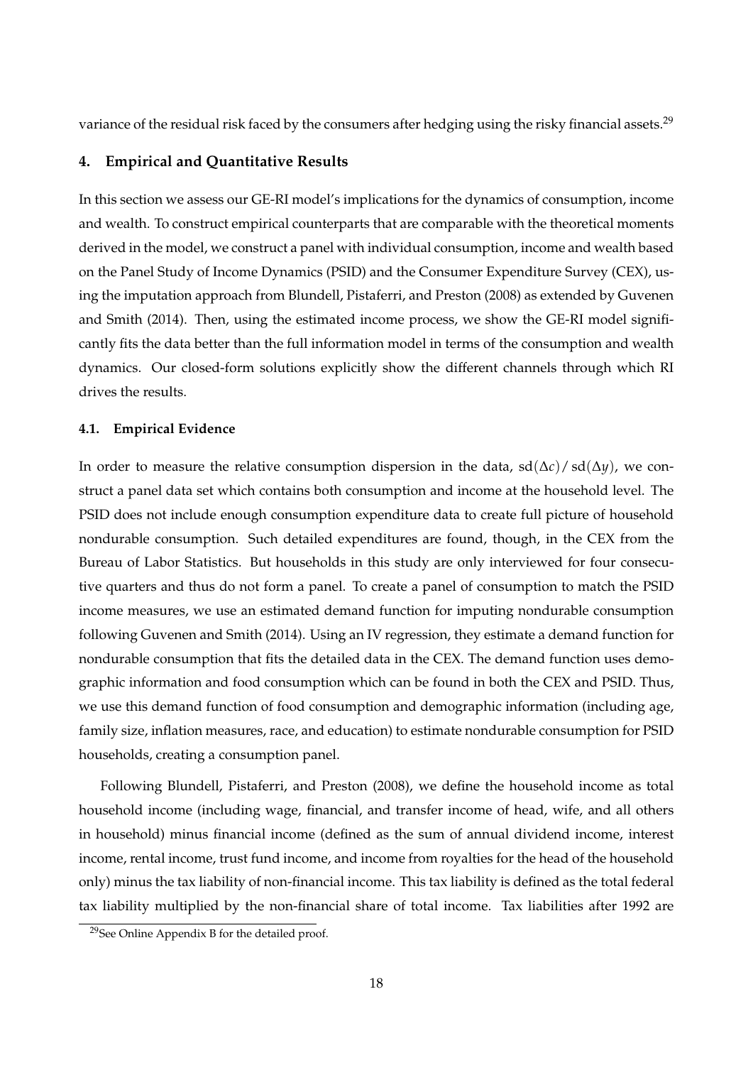variance of the residual risk faced by the consumers after hedging using the risky financial assets.[29]

## 4. Empirical and Quantitative Results

In this section we assess our GE-RI model's implications for the dynamics of consumption, income and wealth. To construct empirical counterparts that are comparable with the theoretical moments derived in the model, we construct a panel with individual consumption, income and wealth based on the Panel Study of Income Dynamics (PSID) and the Consumer Expenditure Survey (CEX), using the imputation approach from Blundell, Pistaferri, and Preston (2008) as extended by Guvenen and Smith (2014). Then, using the estimated income process, we show the GE-RI model significantly fits the data better than the full information model in terms of the consumption and wealth dynamics. Our closed-form solutions explicitly show the different channels through which RI drives the results.

### 4.1. Empirical Evidence

In order to measure the relative consumption dispersion in the data, $\mathrm{sd}(\Delta c)/\,\mathrm{sd}(\Delta y)$, we construct a panel data set which contains both consumption and income at the household level. The PSID does not include enough consumption expenditure data to create full picture of household nondurable consumption. Such detailed expenditures are found, though, in the CEX from the Bureau of Labor Statistics. But households in this study are only interviewed for four consecutive quarters and thus do not form a panel. To create a panel of consumption to match the PSID income measures, we use an estimated demand function for imputing nondurable consumption following Guvenen and Smith (2014). Using an IV regression, they estimate a demand function for nondurable consumption that fits the detailed data in the CEX. The demand function uses demographic information and food consumption which can be found in both the CEX and PSID. Thus, we use this demand function of food consumption and demographic information (including age, family size, inflation measures, race, and education) to estimate nondurable consumption for PSID households, creating a consumption panel.

Following Blundell, Pistaferri, and Preston (2008), we define the household income as total household income (including wage, financial, and transfer income of head, wife, and all others in household) minus financial income (defined as the sum of annual dividend income, interest income, rental income, trust fund income, and income from royalties for the head of the household only) minus the tax liability of non-financial income. This tax liability is defined as the total federal tax liability multiplied by the non-financial share of total income. Tax liabilities after 1992 are

[29] See Online Appendix B for the detailed proof.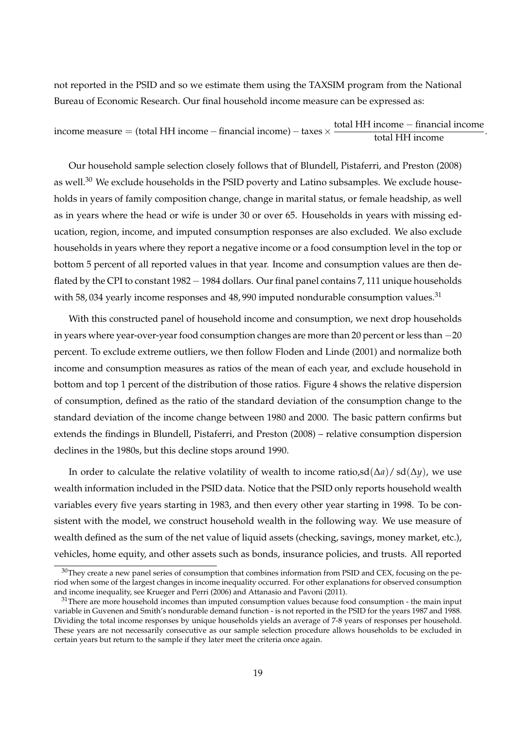not reported in the PSID and so we estimate them using the TAXSIM program from the National Bureau of Economic Research. Our final household income measure can be expressed as:

$$\text{income measure} = (\text{total HH income} - \text{financial income}) - \text{taxes} \times \frac{\text{total HH income} - \text{financial income}}{\text{total HH income}}.$$

Our household sample selection closely follows that of Blundell, Pistaferri, and Preston (2008) as well.[30] We exclude households in the PSID poverty and Latino subsamples. We exclude households in years of family composition change, change in marital status, or female headship, as well as in years where the head or wife is under 30 or over 65. Households in years with missing education, region, income, and imputed consumption responses are also excluded. We also exclude households in years where they report a negative income or a food consumption level in the top or bottom 5 percent of all reported values in that year. Income and consumption values are then deflated by the CPI to constant $1982-1984$ dollars. Our final panel contains $7,111$ unique households with $58,034$ yearly income responses and $48,990$ imputed nondurable consumption values.[31]

With this constructed panel of household income and consumption, we next drop households in years where year-over-year food consumption changes are more than 20 percent or less than $-20$ percent. To exclude extreme outliers, we then follow Floden and Linde (2001) and normalize both income and consumption measures as ratios of the mean of each year, and exclude household in bottom and top 1 percent of the distribution of those ratios. Figure 4 shows the relative dispersion of consumption, defined as the ratio of the standard deviation of the consumption change to the standard deviation of the income change between 1980 and 2000. The basic pattern confirms but extends the findings in Blundell, Pistaferri, and Preston (2008) – relative consumption dispersion declines in the 1980s, but this decline stops around 1990.

In order to calculate the relative volatility of wealth to income ratio,$\text{sd}(\Delta a)/\,\text{sd}(\Delta y)$, we use wealth information included in the PSID data. Notice that the PSID only reports household wealth variables every five years starting in 1983, and then every other year starting in 1998. To be consistent with the model, we construct household wealth in the following way. We use measure of wealth defined as the sum of the net value of liquid assets (checking, savings, money market, etc.), vehicles, home equity, and other assets such as bonds, insurance policies, and trusts. All reported

[30] They create a new panel series of consumption that combines information from PSID and CEX, focusing on the period when some of the largest changes in income inequality occurred. For other explanations for observed consumption and income inequality, see Krueger and Perri (2006) and Attanasio and Pavoni (2011).

[31] There are more household incomes than imputed consumption values because food consumption - the main input variable in Guvenen and Smith's nondurable demand function - is not reported in the PSID for the years 1987 and 1988. Dividing the total income responses by unique households yields an average of 7-8 years of responses per household. These years are not necessarily consecutive as our sample selection procedure allows households to be excluded in certain years but return to the sample if they later meet the criteria once again.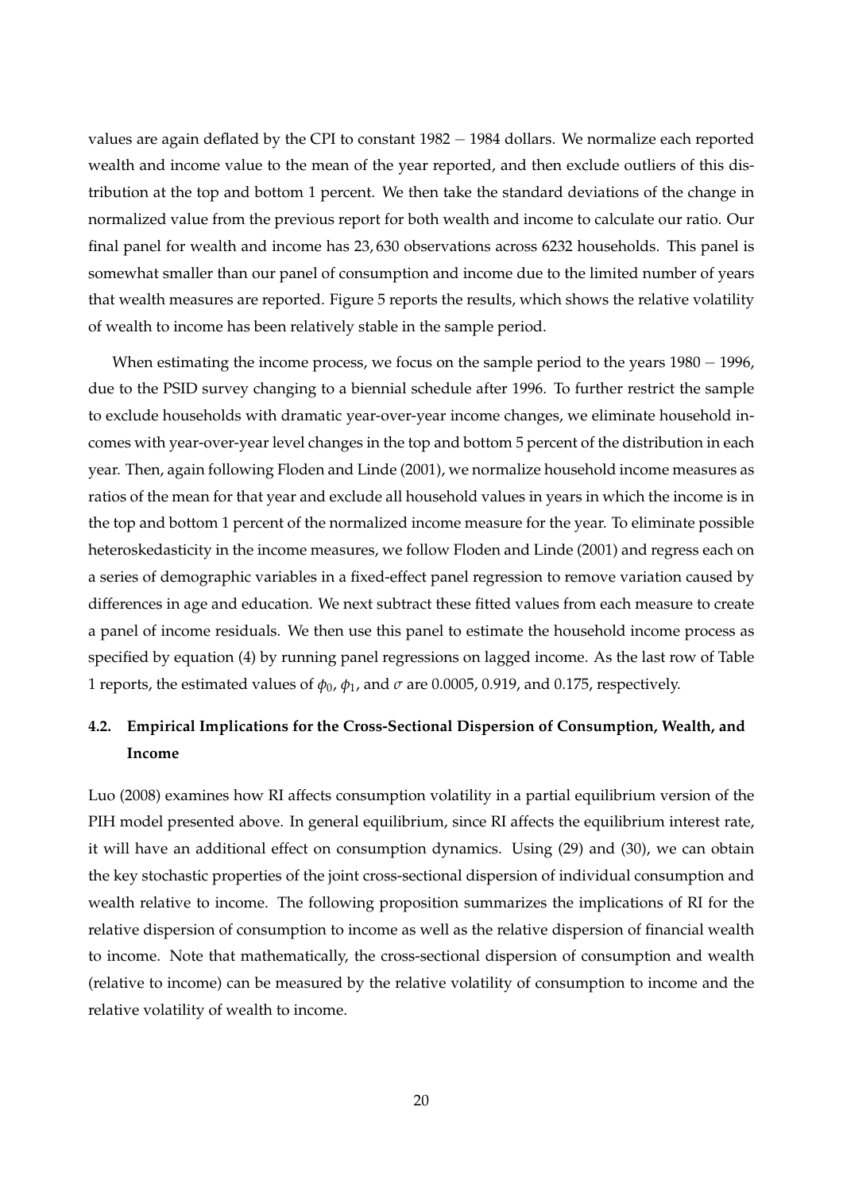values are again deflated by the CPI to constant $1982-1984$ dollars. We normalize each reported wealth and income value to the mean of the year reported, and then exclude outliers of this distribution at the top and bottom 1 percent. We then take the standard deviations of the change in normalized value from the previous report for both wealth and income to calculate our ratio. Our final panel for wealth and income has $23,630$ observations across 6232 households. This panel is somewhat smaller than our panel of consumption and income due to the limited number of years that wealth measures are reported. Figure 5 reports the results, which shows the relative volatility of wealth to income has been relatively stable in the sample period.

When estimating the income process, we focus on the sample period to the years $1980-1996$, due to the PSID survey changing to a biennial schedule after 1996. To further restrict the sample to exclude households with dramatic year-over-year income changes, we eliminate household incomes with year-over-year level changes in the top and bottom 5 percent of the distribution in each year. Then, again following Floden and Linde (2001), we normalize household income measures as ratios of the mean for that year and exclude all household values in years in which the income is in the top and bottom 1 percent of the normalized income measure for the year. To eliminate possible heteroskedasticity in the income measures, we follow Floden and Linde (2001) and regress each on a series of demographic variables in a fixed-effect panel regression to remove variation caused by differences in age and education. We next subtract these fitted values from each measure to create a panel of income residuals. We then use this panel to estimate the household income process as specified by equation (4) by running panel regressions on lagged income. As the last row of Table 1 reports, the estimated values of $\phi_0$, $\phi_1$, and $\sigma$ are 0.0005, 0.919, and 0.175, respectively.

### 4.2. Empirical Implications for the Cross-Sectional Dispersion of Consumption, Wealth, and Income

Luo (2008) examines how RI affects consumption volatility in a partial equilibrium version of the PIH model presented above. In general equilibrium, since RI affects the equilibrium interest rate, it will have an additional effect on consumption dynamics. Using (29) and (30), we can obtain the key stochastic properties of the joint cross-sectional dispersion of individual consumption and wealth relative to income. The following proposition summarizes the implications of RI for the relative dispersion of consumption to income as well as the relative dispersion of financial wealth to income. Note that mathematically, the cross-sectional dispersion of consumption and wealth (relative to income) can be measured by the relative volatility of consumption to income and the relative volatility of wealth to income.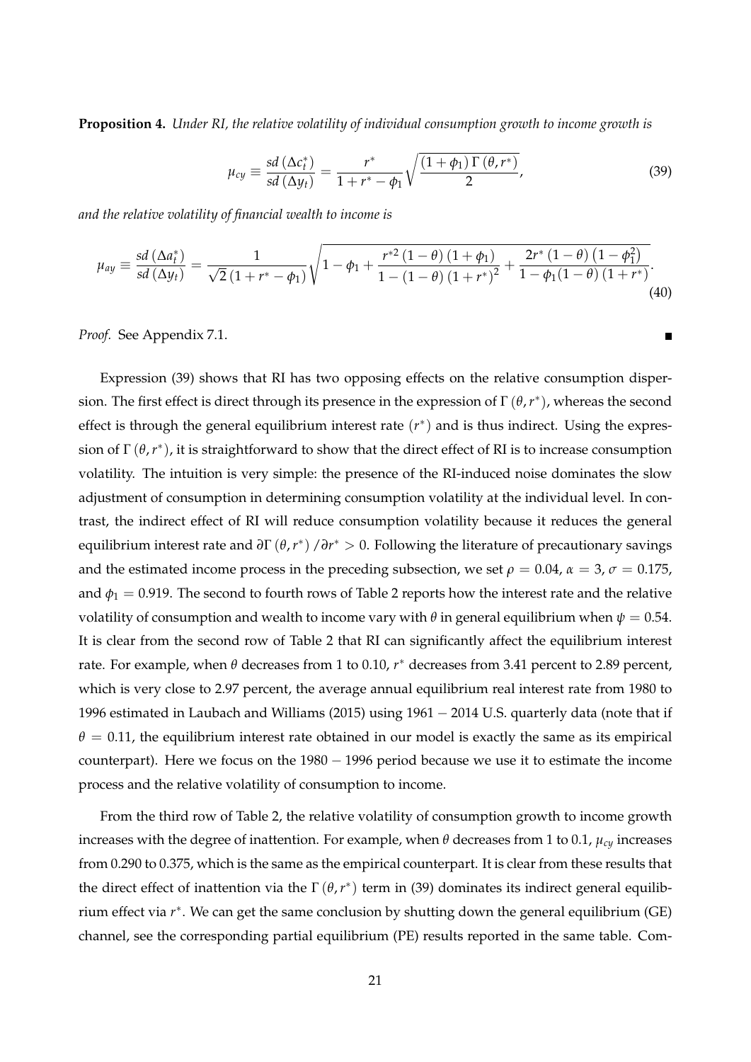**Proposition 4.** *Under RI, the relative volatility of individual consumption growth to income growth is*

$$\mu_{cy} \equiv \frac{sd\left(\Delta c_t^*\right)}{sd\left(\Delta y_t\right)} = \frac{r^*}{1+r^*-\phi_1}\sqrt{\frac{\left(1+\phi_1\right)\Gamma\left(\theta, r^*\right)}{2}}, \tag{39}$$

*and the relative volatility of financial wealth to income is*

$$\mu_{ay} \equiv \frac{sd\left(\Delta a_t^*\right)}{sd\left(\Delta y_t\right)} = \frac{1}{\sqrt{2}\left(1+r^*-\phi_1\right)}\sqrt{1-\phi_1+\frac{r^{*2}\left(1-\theta\right)\left(1+\phi_1\right)}{1-\left(1-\theta\right)\left(1+r^*\right)^2}+\frac{2r^*\left(1-\theta\right)\left(1-\phi_1^2\right)}{1-\phi_1(1-\theta)\left(1+r^*\right)}}. \tag{40}$$

*Proof.* See Appendix 7.1. ∎

Expression (39) shows that RI has two opposing effects on the relative consumption dispersion. The first effect is direct through its presence in the expression of $\Gamma\left(\theta, r^*\right)$, whereas the second effect is through the general equilibrium interest rate $\left(r^*\right)$ and is thus indirect. Using the expression of $\Gamma\left(\theta, r^*\right)$, it is straightforward to show that the direct effect of RI is to increase consumption volatility. The intuition is very simple: the presence of the RI-induced noise dominates the slow adjustment of consumption in determining consumption volatility at the individual level. In contrast, the indirect effect of RI will reduce consumption volatility because it reduces the general equilibrium interest rate and $\partial\Gamma\left(\theta, r^*\right)/\partial r^* > 0$. Following the literature of precautionary savings and the estimated income process in the preceding subsection, we set $\rho = 0.04$, $\alpha = 3$, $\sigma = 0.175$, and $\phi_1 = 0.919$. The second to fourth rows of Table 2 reports how the interest rate and the relative volatility of consumption and wealth to income vary with $\theta$ in general equilibrium when $\psi = 0.54$. It is clear from the second row of Table 2 that RI can significantly affect the equilibrium interest rate. For example, when $\theta$ decreases from 1 to 0.10, $r^*$ decreases from 3.41 percent to 2.89 percent, which is very close to 2.97 percent, the average annual equilibrium real interest rate from 1980 to 1996 estimated in Laubach and Williams (2015) using 1961 − 2014 U.S. quarterly data (note that if $\theta = 0.11$, the equilibrium interest rate obtained in our model is exactly the same as its empirical counterpart). Here we focus on the 1980 − 1996 period because we use it to estimate the income process and the relative volatility of consumption to income.

From the third row of Table 2, the relative volatility of consumption growth to income growth increases with the degree of inattention. For example, when $\theta$ decreases from 1 to 0.1, $\mu_{cy}$ increases from 0.290 to 0.375, which is the same as the empirical counterpart. It is clear from these results that the direct effect of inattention via the $\Gamma\left(\theta, r^*\right)$ term in (39) dominates its indirect general equilibrium effect via $r^*$. We can get the same conclusion by shutting down the general equilibrium (GE) channel, see the corresponding partial equilibrium (PE) results reported in the same table. Com-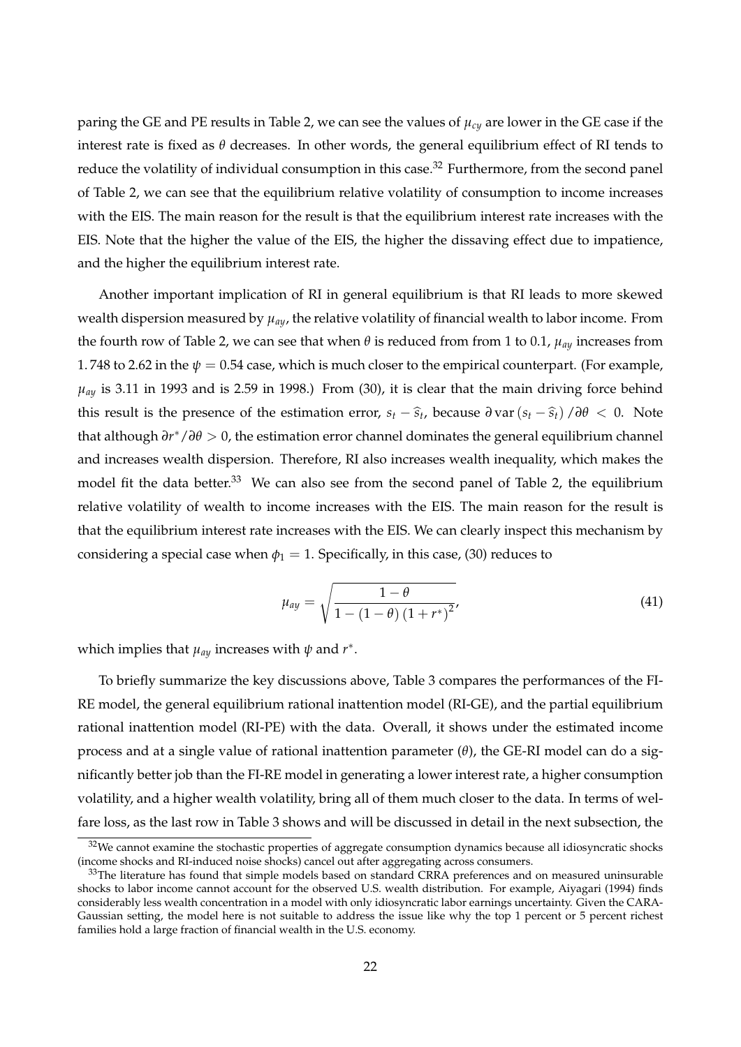paring the GE and PE results in Table 2, we can see the values of $\mu_{cy}$ are lower in the GE case if the interest rate is fixed as $\theta$ decreases. In other words, the general equilibrium effect of RI tends to reduce the volatility of individual consumption in this case.[32] Furthermore, from the second panel of Table 2, we can see that the equilibrium relative volatility of consumption to income increases with the EIS. The main reason for the result is that the equilibrium interest rate increases with the EIS. Note that the higher the value of the EIS, the higher the dissaving effect due to impatience, and the higher the equilibrium interest rate.

Another important implication of RI in general equilibrium is that RI leads to more skewed wealth dispersion measured by $\mu_{ay}$, the relative volatility of financial wealth to labor income. From the fourth row of Table 2, we can see that when $\theta$ is reduced from from 1 to 0.1, $\mu_{ay}$ increases from 1.748 to 2.62 in the $\psi = 0.54$ case, which is much closer to the empirical counterpart. (For example, $\mu_{ay}$ is 3.11 in 1993 and is 2.59 in 1998.) From (30), it is clear that the main driving force behind this result is the presence of the estimation error, $s_t - \widehat{s}_t$, because $\partial \operatorname{var}(s_t - \widehat{s}_t) / \partial \theta < 0$. Note that although $\partial r^* / \partial \theta > 0$, the estimation error channel dominates the general equilibrium channel and increases wealth dispersion. Therefore, RI also increases wealth inequality, which makes the model fit the data better.[33] We can also see from the second panel of Table 2, the equilibrium relative volatility of wealth to income increases with the EIS. The main reason for the result is that the equilibrium interest rate increases with the EIS. We can clearly inspect this mechanism by considering a special case when $\phi_1 = 1$. Specifically, in this case, (30) reduces to

$$\mu_{ay} = \sqrt{\frac{1-\theta}{1-(1-\theta)(1+r^*)^2}}, \tag{41}$$

which implies that $\mu_{ay}$ increases with $\psi$ and $r^*$.

To briefly summarize the key discussions above, Table 3 compares the performances of the FI-RE model, the general equilibrium rational inattention model (RI-GE), and the partial equilibrium rational inattention model (RI-PE) with the data. Overall, it shows under the estimated income process and at a single value of rational inattention parameter ($\theta$), the GE-RI model can do a significantly better job than the FI-RE model in generating a lower interest rate, a higher consumption volatility, and a higher wealth volatility, bring all of them much closer to the data. In terms of welfare loss, as the last row in Table 3 shows and will be discussed in detail in the next subsection, the

[32] We cannot examine the stochastic properties of aggregate consumption dynamics because all idiosyncratic shocks (income shocks and RI-induced noise shocks) cancel out after aggregating across consumers.

[33] The literature has found that simple models based on standard CRRA preferences and on measured uninsurable shocks to labor income cannot account for the observed U.S. wealth distribution. For example, Aiyagari (1994) finds considerably less wealth concentration in a model with only idiosyncratic labor earnings uncertainty. Given the CARA-Gaussian setting, the model here is not suitable to address the issue like why the top 1 percent or 5 percent richest families hold a large fraction of financial wealth in the U.S. economy.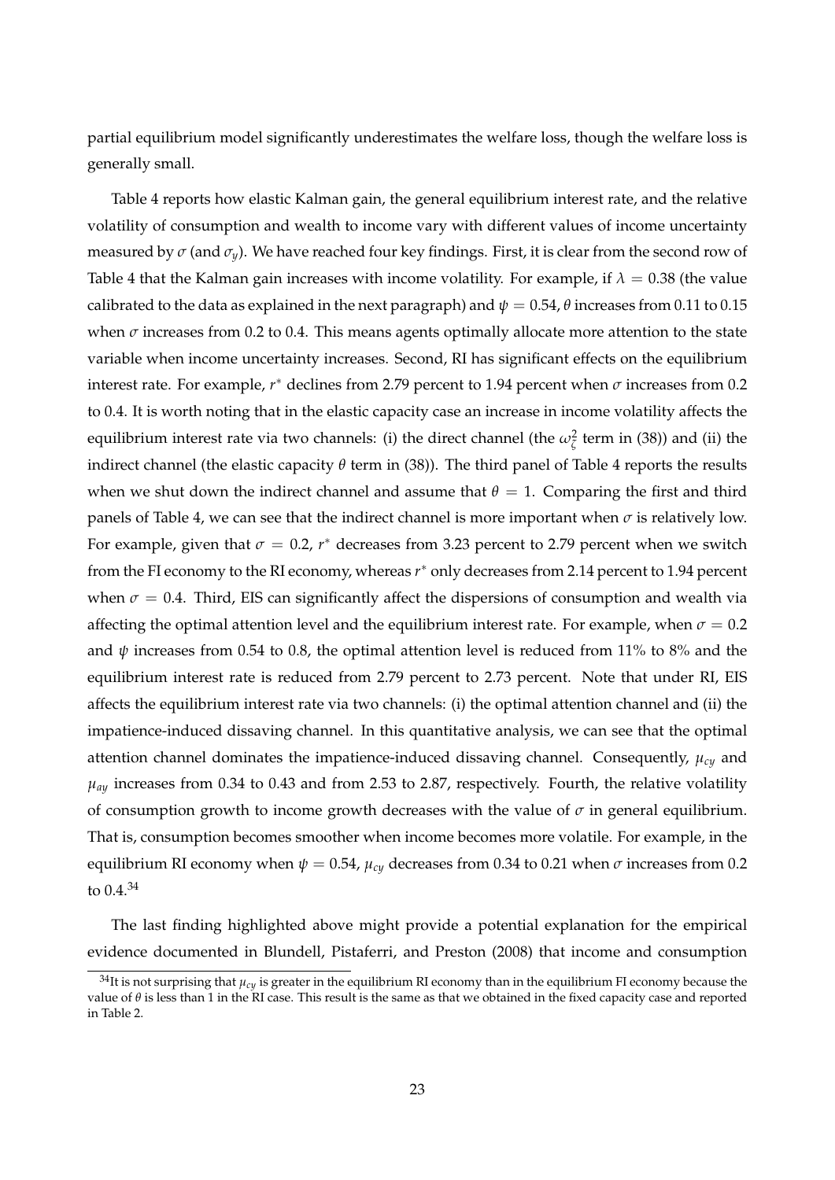partial equilibrium model significantly underestimates the welfare loss, though the welfare loss is generally small.

Table 4 reports how elastic Kalman gain, the general equilibrium interest rate, and the relative volatility of consumption and wealth to income vary with different values of income uncertainty measured by $\sigma$ (and $\sigma_y$). We have reached four key findings. First, it is clear from the second row of Table 4 that the Kalman gain increases with income volatility. For example, if $\lambda = 0.38$ (the value calibrated to the data as explained in the next paragraph) and $\psi = 0.54$, $\theta$ increases from 0.11 to 0.15 when $\sigma$ increases from 0.2 to 0.4. This means agents optimally allocate more attention to the state variable when income uncertainty increases. Second, RI has significant effects on the equilibrium interest rate. For example, $r^*$ declines from 2.79 percent to 1.94 percent when $\sigma$ increases from 0.2 to 0.4. It is worth noting that in the elastic capacity case an increase in income volatility affects the equilibrium interest rate via two channels: (i) the direct channel (the $\omega_\zeta^2$ term in (38)) and (ii) the indirect channel (the elastic capacity $\theta$ term in (38)). The third panel of Table 4 reports the results when we shut down the indirect channel and assume that $\theta = 1$. Comparing the first and third panels of Table 4, we can see that the indirect channel is more important when $\sigma$ is relatively low. For example, given that $\sigma = 0.2$, $r^*$ decreases from 3.23 percent to 2.79 percent when we switch from the FI economy to the RI economy, whereas $r^*$ only decreases from 2.14 percent to 1.94 percent when $\sigma = 0.4$. Third, EIS can significantly affect the dispersions of consumption and wealth via affecting the optimal attention level and the equilibrium interest rate. For example, when $\sigma = 0.2$ and $\psi$ increases from 0.54 to 0.8, the optimal attention level is reduced from 11% to 8% and the equilibrium interest rate is reduced from 2.79 percent to 2.73 percent. Note that under RI, EIS affects the equilibrium interest rate via two channels: (i) the optimal attention channel and (ii) the impatience-induced dissaving channel. In this quantitative analysis, we can see that the optimal attention channel dominates the impatience-induced dissaving channel. Consequently, $\mu_{cy}$ and $\mu_{ay}$ increases from 0.34 to 0.43 and from 2.53 to 2.87, respectively. Fourth, the relative volatility of consumption growth to income growth decreases with the value of $\sigma$ in general equilibrium. That is, consumption becomes smoother when income becomes more volatile. For example, in the equilibrium RI economy when $\psi = 0.54$, $\mu_{cy}$ decreases from 0.34 to 0.21 when $\sigma$ increases from 0.2 to 0.4.[34]

The last finding highlighted above might provide a potential explanation for the empirical evidence documented in Blundell, Pistaferri, and Preston (2008) that income and consumption

[34]It is not surprising that $\mu_{cy}$ is greater in the equilibrium RI economy than in the equilibrium FI economy because the value of $\theta$ is less than 1 in the RI case. This result is the same as that we obtained in the fixed capacity case and reported in Table 2.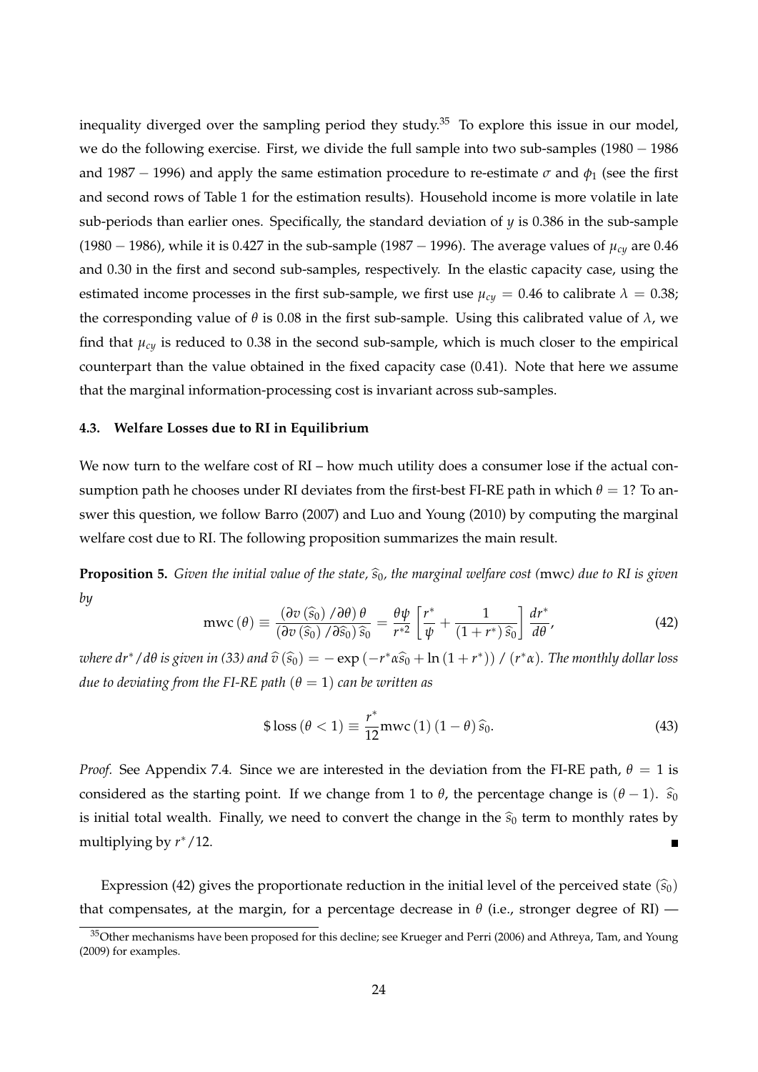inequality diverged over the sampling period they study.[35] To explore this issue in our model, we do the following exercise. First, we divide the full sample into two sub-samples ($1980-1986$ and $1987-1996$) and apply the same estimation procedure to re-estimate $\sigma$ and $\phi_1$ (see the first and second rows of Table 1 for the estimation results). Household income is more volatile in late sub-periods than earlier ones. Specifically, the standard deviation of $y$ is 0.386 in the sub-sample ($1980-1986$), while it is 0.427 in the sub-sample ($1987-1996$). The average values of $\mu_{cy}$ are 0.46 and 0.30 in the first and second sub-samples, respectively. In the elastic capacity case, using the estimated income processes in the first sub-sample, we first use $\mu_{cy}=0.46$ to calibrate $\lambda=0.38$; the corresponding value of $\theta$ is 0.08 in the first sub-sample. Using this calibrated value of $\lambda$, we find that $\mu_{cy}$ is reduced to 0.38 in the second sub-sample, which is much closer to the empirical counterpart than the value obtained in the fixed capacity case (0.41). Note that here we assume that the marginal information-processing cost is invariant across sub-samples.

### 4.3. Welfare Losses due to RI in Equilibrium

We now turn to the welfare cost of RI – how much utility does a consumer lose if the actual consumption path he chooses under RI deviates from the first-best FI-RE path in which $\theta=1$? To answer this question, we follow Barro (2007) and Luo and Young (2010) by computing the marginal welfare cost due to RI. The following proposition summarizes the main result.

**Proposition 5.** *Given the initial value of the state, $\widehat{s}_0$, the marginal welfare cost (*mwc*) due to RI is given by*

$$\text{mwc}(\theta)\equiv\frac{\left(\partial v\left(\widehat{s}_0\right)/\partial\theta\right)\theta}{\left(\partial v\left(\widehat{s}_0\right)/\partial\widehat{s}_0\right)\widehat{s}_0}=\frac{\theta\psi}{r^{*2}}\left[\frac{r^*}{\psi}+\frac{1}{\left(1+r^*\right)\widehat{s}_0}\right]\frac{dr^*}{d\theta},\tag{42}$$

*where $dr^*/d\theta$ is given in (33) and $\widehat{v}\left(\widehat{s}_0\right)=-\exp\left(-r^*\alpha\widehat{s}_0+\ln\left(1+r^*\right)\right)/\left(r^*\alpha\right)$. The monthly dollar loss due to deviating from the FI-RE path $(\theta=1)$ can be written as*

$$\$\,\text{loss}\,(\theta<1)\equiv\frac{r^*}{12}\text{mwc}\,(1)\,(1-\theta)\,\widehat{s}_0.\tag{43}$$

*Proof.* See Appendix 7.4. Since we are interested in the deviation from the FI-RE path, $\theta=1$ is considered as the starting point. If we change from 1 to $\theta$, the percentage change is $(\theta-1)$. $\widehat{s}_0$ is initial total wealth. Finally, we need to convert the change in the $\widehat{s}_0$ term to monthly rates by multiplying by $r^*/12$. ∎

Expression (42) gives the proportionate reduction in the initial level of the perceived state $(\widehat{s}_0)$ that compensates, at the margin, for a percentage decrease in $\theta$ (i.e., stronger degree of RI) —

[35] Other mechanisms have been proposed for this decline; see Krueger and Perri (2006) and Athreya, Tam, and Young (2009) for examples.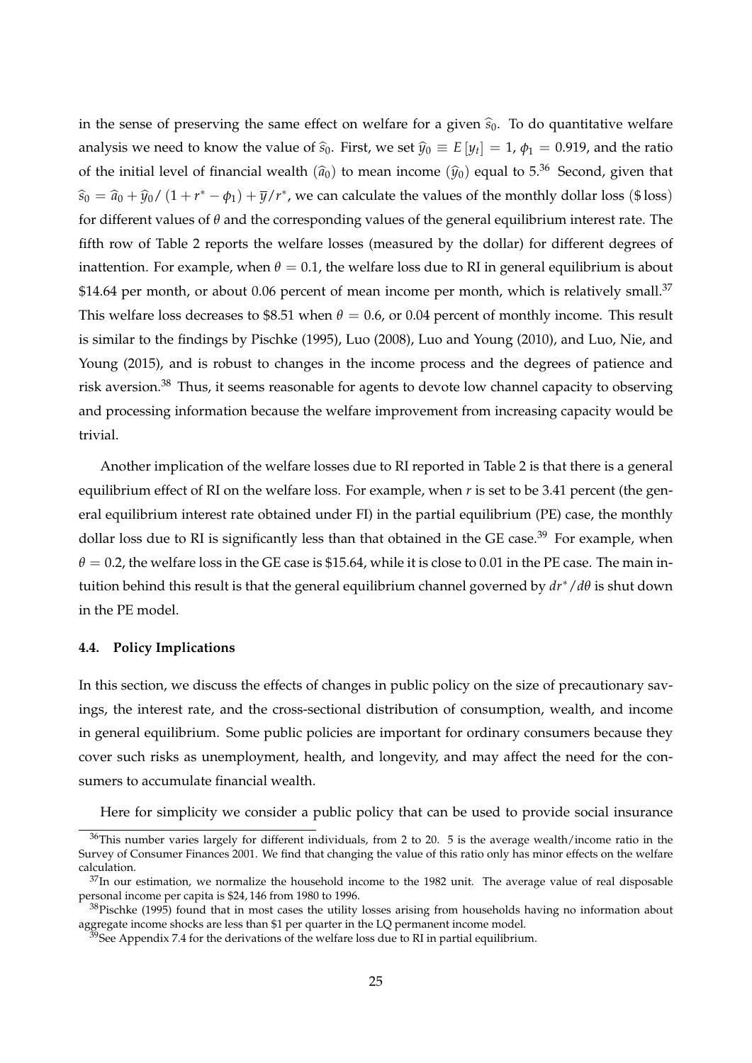in the sense of preserving the same effect on welfare for a given $\widehat{s}_0$. To do quantitative welfare analysis we need to know the value of $\widehat{s}_0$. First, we set $\widehat{y}_0 \equiv E[y_t] = 1$, $\phi_1 = 0.919$, and the ratio of the initial level of financial wealth ($\widehat{a}_0$) to mean income ($\widehat{y}_0$) equal to 5.[36] Second, given that $\widehat{s}_0 = \widehat{a}_0 + \widehat{y}_0 / (1 + r^* - \phi_1) + \overline{y}/r^*$, we can calculate the values of the monthly dollar loss ($\$$loss) for different values of $\theta$ and the corresponding values of the general equilibrium interest rate. The fifth row of Table 2 reports the welfare losses (measured by the dollar) for different degrees of inattention. For example, when $\theta = 0.1$, the welfare loss due to RI in general equilibrium is about \$14.64 per month, or about 0.06 percent of mean income per month, which is relatively small.[37] This welfare loss decreases to \$8.51 when $\theta = 0.6$, or 0.04 percent of monthly income. This result is similar to the findings by Pischke (1995), Luo (2008), Luo and Young (2010), and Luo, Nie, and Young (2015), and is robust to changes in the income process and the degrees of patience and risk aversion.[38] Thus, it seems reasonable for agents to devote low channel capacity to observing and processing information because the welfare improvement from increasing capacity would be trivial.

Another implication of the welfare losses due to RI reported in Table 2 is that there is a general equilibrium effect of RI on the welfare loss. For example, when $r$ is set to be 3.41 percent (the general equilibrium interest rate obtained under FI) in the partial equilibrium (PE) case, the monthly dollar loss due to RI is significantly less than that obtained in the GE case.[39] For example, when $\theta = 0.2$, the welfare loss in the GE case is \$15.64, while it is close to 0.01 in the PE case. The main intuition behind this result is that the general equilibrium channel governed by $dr^*/d\theta$ is shut down in the PE model.

### 4.4. Policy Implications

In this section, we discuss the effects of changes in public policy on the size of precautionary savings, the interest rate, and the cross-sectional distribution of consumption, wealth, and income in general equilibrium. Some public policies are important for ordinary consumers because they cover such risks as unemployment, health, and longevity, and may affect the need for the consumers to accumulate financial wealth.

Here for simplicity we consider a public policy that can be used to provide social insurance

---

[36] This number varies largely for different individuals, from 2 to 20. 5 is the average wealth/income ratio in the Survey of Consumer Finances 2001. We find that changing the value of this ratio only has minor effects on the welfare calculation.

[37] In our estimation, we normalize the household income to the 1982 unit. The average value of real disposable personal income per capita is \$24, 146 from 1980 to 1996.

[38] Pischke (1995) found that in most cases the utility losses arising from households having no information about aggregate income shocks are less than \$1 per quarter in the LQ permanent income model.

[39] See Appendix 7.4 for the derivations of the welfare loss due to RI in partial equilibrium.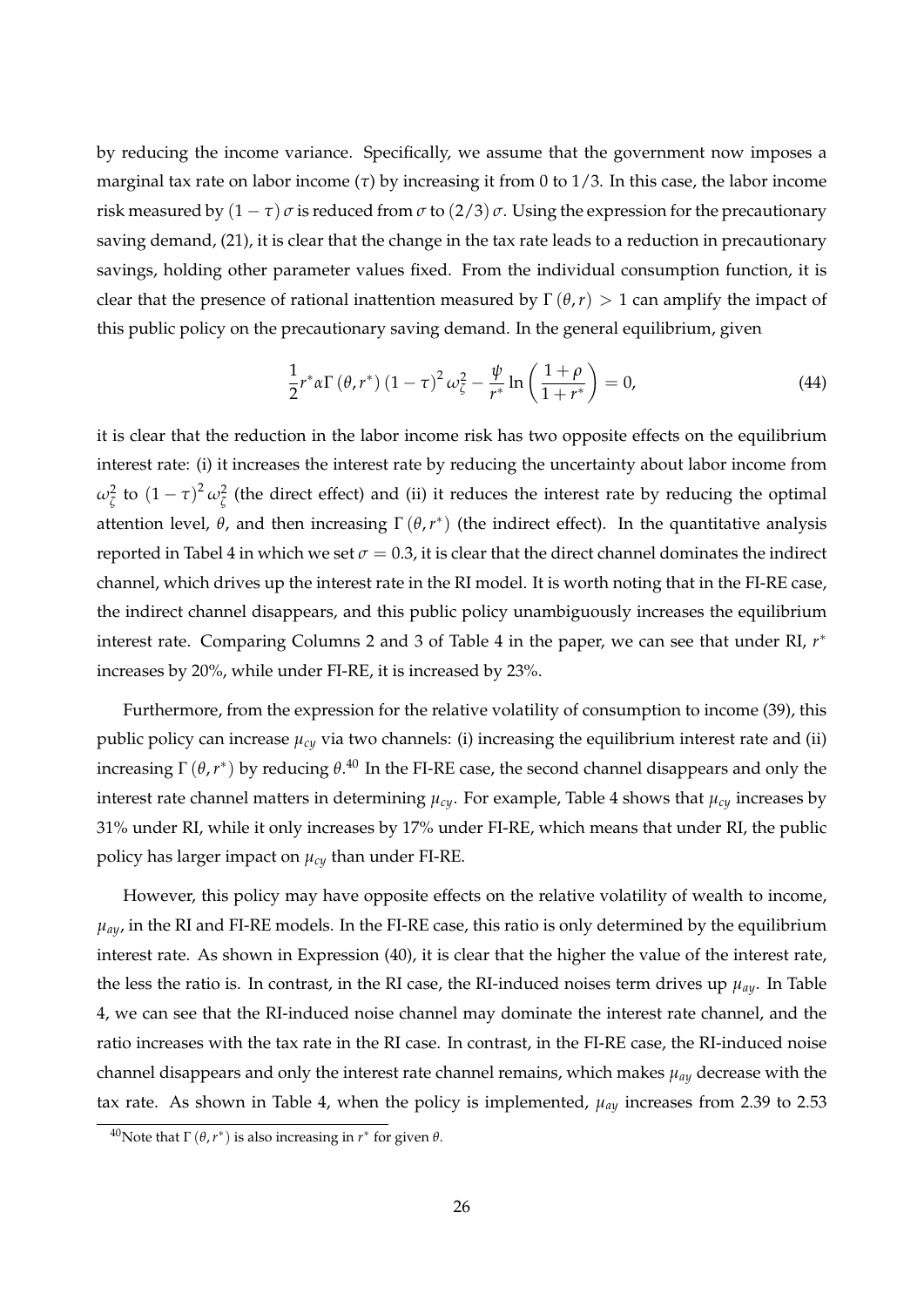by reducing the income variance. Specifically, we assume that the government now imposes a marginal tax rate on labor income ($\tau$) by increasing it from 0 to $1/3$. In this case, the labor income risk measured by $(1-\tau)\sigma$ is reduced from $\sigma$ to $(2/3)\sigma$. Using the expression for the precautionary saving demand, (21), it is clear that the change in the tax rate leads to a reduction in precautionary savings, holding other parameter values fixed. From the individual consumption function, it is clear that the presence of rational inattention measured by $\Gamma(\theta, r) > 1$ can amplify the impact of this public policy on the precautionary saving demand. In the general equilibrium, given

$$\frac{1}{2} r^* \alpha \Gamma(\theta, r^*) (1-\tau)^2 \omega_\zeta^2 - \frac{\psi}{r^*} \ln\left(\frac{1+\rho}{1+r^*}\right) = 0, \tag{44}$$

it is clear that the reduction in the labor income risk has two opposite effects on the equilibrium interest rate: (i) it increases the interest rate by reducing the uncertainty about labor income from $\omega_\zeta^2$ to $(1-\tau)^2 \omega_\zeta^2$ (the direct effect) and (ii) it reduces the interest rate by reducing the optimal attention level, $\theta$, and then increasing $\Gamma(\theta, r^*)$ (the indirect effect). In the quantitative analysis reported in Tabel 4 in which we set $\sigma = 0.3$, it is clear that the direct channel dominates the indirect channel, which drives up the interest rate in the RI model. It is worth noting that in the FI-RE case, the indirect channel disappears, and this public policy unambiguously increases the equilibrium interest rate. Comparing Columns 2 and 3 of Table 4 in the paper, we can see that under RI, $r^*$ increases by 20%, while under FI-RE, it is increased by 23%.

Furthermore, from the expression for the relative volatility of consumption to income (39), this public policy can increase $\mu_{cy}$ via two channels: (i) increasing the equilibrium interest rate and (ii) increasing $\Gamma(\theta, r^*)$ by reducing $\theta$.[40] In the FI-RE case, the second channel disappears and only the interest rate channel matters in determining $\mu_{cy}$. For example, Table 4 shows that $\mu_{cy}$ increases by 31% under RI, while it only increases by 17% under FI-RE, which means that under RI, the public policy has larger impact on $\mu_{cy}$ than under FI-RE.

However, this policy may have opposite effects on the relative volatility of wealth to income, $\mu_{ay}$, in the RI and FI-RE models. In the FI-RE case, this ratio is only determined by the equilibrium interest rate. As shown in Expression (40), it is clear that the higher the value of the interest rate, the less the ratio is. In contrast, in the RI case, the RI-induced noises term drives up $\mu_{ay}$. In Table 4, we can see that the RI-induced noise channel may dominate the interest rate channel, and the ratio increases with the tax rate in the RI case. In contrast, in the FI-RE case, the RI-induced noise channel disappears and only the interest rate channel remains, which makes $\mu_{ay}$ decrease with the tax rate. As shown in Table 4, when the policy is implemented, $\mu_{ay}$ increases from 2.39 to 2.53

[40] Note that $\Gamma(\theta, r^*)$ is also increasing in $r^*$ for given $\theta$.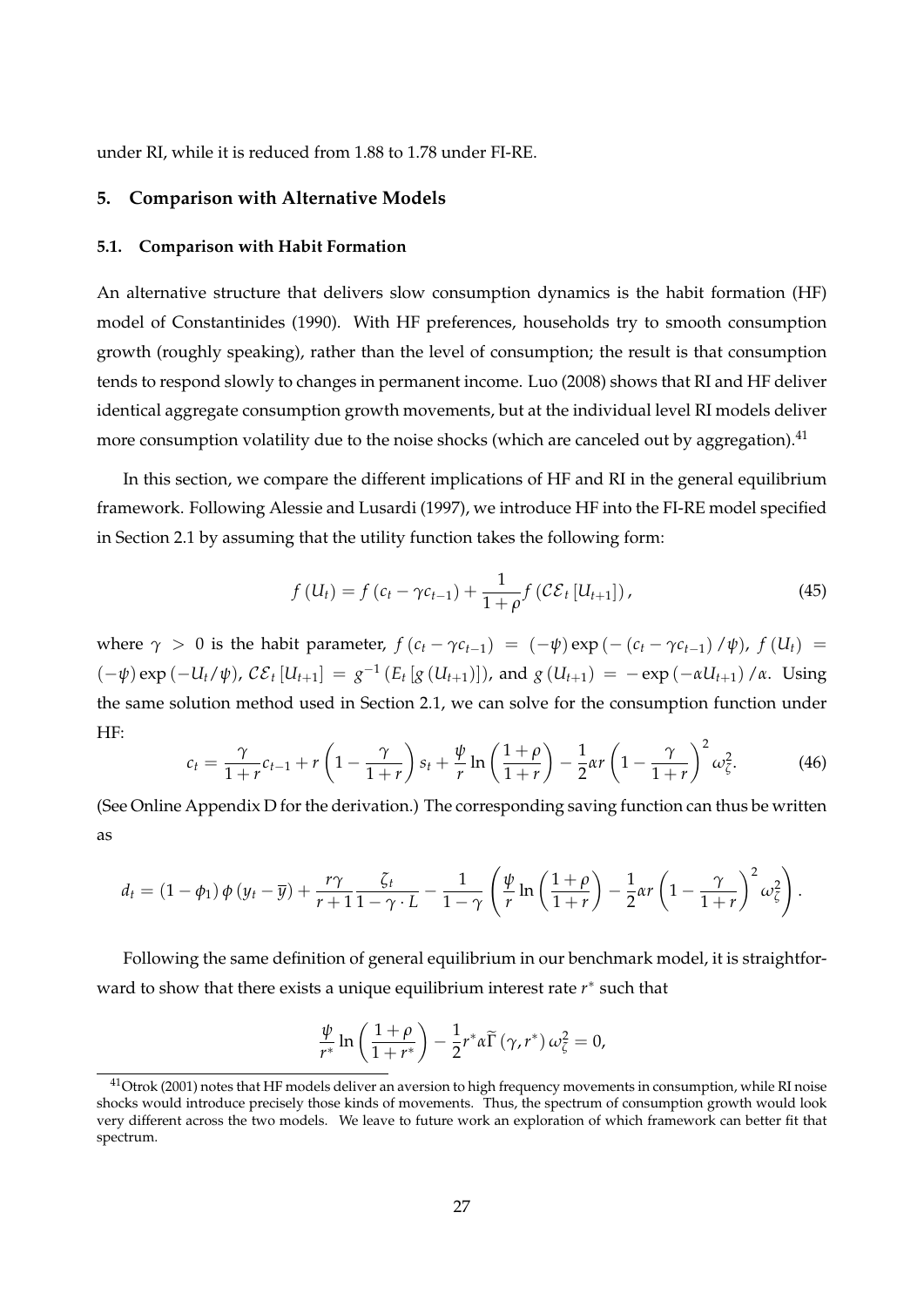under RI, while it is reduced from 1.88 to 1.78 under FI-RE.

## 5. Comparison with Alternative Models

### 5.1. Comparison with Habit Formation

An alternative structure that delivers slow consumption dynamics is the habit formation (HF) model of Constantinides (1990). With HF preferences, households try to smooth consumption growth (roughly speaking), rather than the level of consumption; the result is that consumption tends to respond slowly to changes in permanent income. Luo (2008) shows that RI and HF deliver identical aggregate consumption growth movements, but at the individual level RI models deliver more consumption volatility due to the noise shocks (which are canceled out by aggregation).[41]

In this section, we compare the different implications of HF and RI in the general equilibrium framework. Following Alessie and Lusardi (1997), we introduce HF into the FI-RE model specified in Section 2.1 by assuming that the utility function takes the following form:

$$f(U_t) = f(c_t - \gamma c_{t-1}) + \frac{1}{1+\rho} f(\mathcal{CE}_t[U_{t+1}]), \tag{45}$$

where $\gamma > 0$ is the habit parameter, $f(c_t - \gamma c_{t-1}) = (-\psi)\exp(-(c_t - \gamma c_{t-1})/\psi)$, $f(U_t) = (-\psi)\exp(-U_t/\psi)$, $\mathcal{CE}_t[U_{t+1}] = g^{-1}(E_t[g(U_{t+1})])$, and $g(U_{t+1}) = -\exp(-\alpha U_{t+1})/\alpha$. Using the same solution method used in Section 2.1, we can solve for the consumption function under HF:

$$c_t = \frac{\gamma}{1+r} c_{t-1} + r\left(1 - \frac{\gamma}{1+r}\right) s_t + \frac{\psi}{r} \ln\left(\frac{1+\rho}{1+r}\right) - \frac{1}{2}\alpha r \left(1 - \frac{\gamma}{1+r}\right)^2 \omega_\zeta^2. \tag{46}$$

(See Online Appendix D for the derivation.) The corresponding saving function can thus be written as

$$d_t = (1-\phi_1)\phi(y_t - \overline{y}) + \frac{r\gamma}{r+1}\frac{\zeta_t}{1-\gamma \cdot L} - \frac{1}{1-\gamma}\left(\frac{\psi}{r}\ln\left(\frac{1+\rho}{1+r}\right) - \frac{1}{2}\alpha r\left(1 - \frac{\gamma}{1+r}\right)^2 \omega_\zeta^2\right).$$

Following the same definition of general equilibrium in our benchmark model, it is straightforward to show that there exists a unique equilibrium interest rate $r^*$ such that

$$\frac{\psi}{r^*}\ln\left(\frac{1+\rho}{1+r^*}\right) - \frac{1}{2}r^*\alpha\widetilde{\Gamma}(\gamma, r^*)\,\omega_\zeta^2 = 0,$$

[41] Otrok (2001) notes that HF models deliver an aversion to high frequency movements in consumption, while RI noise shocks would introduce precisely those kinds of movements. Thus, the spectrum of consumption growth would look very different across the two models. We leave to future work an exploration of which framework can better fit that spectrum.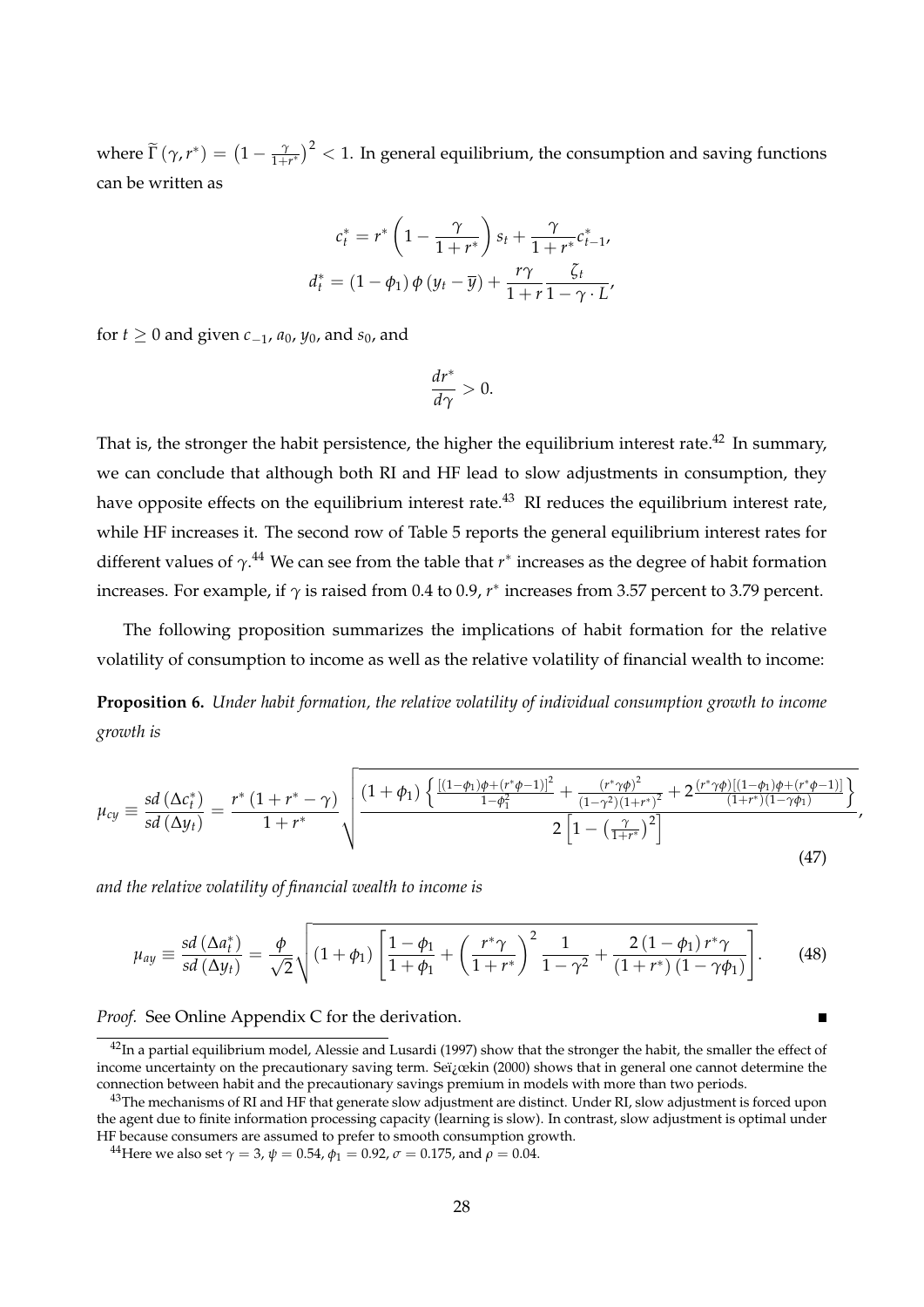where $\widetilde{\Gamma}(\gamma, r^*) = \left(1 - \frac{\gamma}{1+r^*}\right)^2 < 1$. In general equilibrium, the consumption and saving functions can be written as

$$c_t^* = r^* \left(1 - \frac{\gamma}{1+r^*}\right) s_t + \frac{\gamma}{1+r^*} c_{t-1}^*,$$
$$d_t^* = (1 - \phi_1) \phi (y_t - \overline{y}) + \frac{r\gamma}{1+r} \frac{\zeta_t}{1 - \gamma \cdot L},$$

for $t \geq 0$ and given $c_{-1}$, $a_0$, $y_0$, and $s_0$, and

$$\frac{dr^*}{d\gamma} > 0.$$

That is, the stronger the habit persistence, the higher the equilibrium interest rate.[42] In summary, we can conclude that although both RI and HF lead to slow adjustments in consumption, they have opposite effects on the equilibrium interest rate.[43] RI reduces the equilibrium interest rate, while HF increases it. The second row of Table 5 reports the general equilibrium interest rates for different values of $\gamma$.[44] We can see from the table that $r^*$ increases as the degree of habit formation increases. For example, if $\gamma$ is raised from 0.4 to 0.9, $r^*$ increases from 3.57 percent to 3.79 percent.

The following proposition summarizes the implications of habit formation for the relative volatility of consumption to income as well as the relative volatility of financial wealth to income:

**Proposition 6.** *Under habit formation, the relative volatility of individual consumption growth to income growth is*

$$\mu_{cy} \equiv \frac{sd\left(\Delta c_t^*\right)}{sd\left(\Delta y_t\right)} = \frac{r^*\left(1 + r^* - \gamma\right)}{1 + r^*} \sqrt{\frac{(1+\phi_1)\left\{\frac{\left[(1-\phi_1)\phi + (r^*\phi - 1)\right]^2}{1-\phi_1^2} + \frac{(r^*\gamma\phi)^2}{(1-\gamma^2)(1+r^*)^2} + 2\frac{(r^*\gamma\phi)\left[(1-\phi_1)\phi + (r^*\phi-1)\right]}{(1+r^*)(1-\gamma\phi_1)}\right\}}{2\left[1 - \left(\frac{\gamma}{1+r^*}\right)^2\right]}}, \tag{47}$$

*and the relative volatility of financial wealth to income is*

$$\mu_{ay} \equiv \frac{sd\left(\Delta a_t^*\right)}{sd\left(\Delta y_t\right)} = \frac{\phi}{\sqrt{2}} \sqrt{(1+\phi_1)\left[\frac{1-\phi_1}{1+\phi_1} + \left(\frac{r^*\gamma}{1+r^*}\right)^2 \frac{1}{1-\gamma^2} + \frac{2(1-\phi_1)r^*\gamma}{(1+r^*)(1-\gamma\phi_1)}\right]}. \tag{48}$$

*Proof.* See Online Appendix C for the derivation. ∎

[42] In a partial equilibrium model, Alessie and Lusardi (1997) show that the stronger the habit, the smaller the effect of income uncertainty on the precautionary saving term. Seï¿œkin (2000) shows that in general one cannot determine the connection between habit and the precautionary savings premium in models with more than two periods.

[43] The mechanisms of RI and HF that generate slow adjustment are distinct. Under RI, slow adjustment is forced upon the agent due to finite information processing capacity (learning is slow). In contrast, slow adjustment is optimal under HF because consumers are assumed to prefer to smooth consumption growth.

[44] Here we also set $\gamma = 3$, $\psi = 0.54$, $\phi_1 = 0.92$, $\sigma = 0.175$, and $\rho = 0.04$.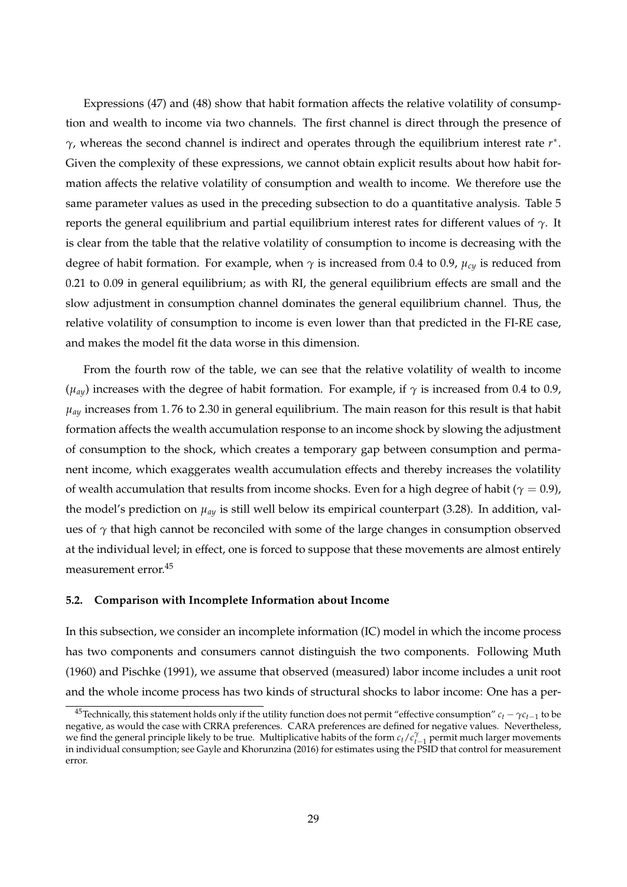Expressions (47) and (48) show that habit formation affects the relative volatility of consumption and wealth to income via two channels. The first channel is direct through the presence of $\gamma$, whereas the second channel is indirect and operates through the equilibrium interest rate $r^*$. Given the complexity of these expressions, we cannot obtain explicit results about how habit formation affects the relative volatility of consumption and wealth to income. We therefore use the same parameter values as used in the preceding subsection to do a quantitative analysis. Table 5 reports the general equilibrium and partial equilibrium interest rates for different values of $\gamma$. It is clear from the table that the relative volatility of consumption to income is decreasing with the degree of habit formation. For example, when $\gamma$ is increased from 0.4 to 0.9, $\mu_{cy}$ is reduced from 0.21 to 0.09 in general equilibrium; as with RI, the general equilibrium effects are small and the slow adjustment in consumption channel dominates the general equilibrium channel. Thus, the relative volatility of consumption to income is even lower than that predicted in the FI-RE case, and makes the model fit the data worse in this dimension.

From the fourth row of the table, we can see that the relative volatility of wealth to income ($\mu_{ay}$) increases with the degree of habit formation. For example, if $\gamma$ is increased from 0.4 to 0.9, $\mu_{ay}$ increases from 1.76 to 2.30 in general equilibrium. The main reason for this result is that habit formation affects the wealth accumulation response to an income shock by slowing the adjustment of consumption to the shock, which creates a temporary gap between consumption and permanent income, which exaggerates wealth accumulation effects and thereby increases the volatility of wealth accumulation that results from income shocks. Even for a high degree of habit ($\gamma = 0.9$), the model's prediction on $\mu_{ay}$ is still well below its empirical counterpart (3.28). In addition, values of $\gamma$ that high cannot be reconciled with some of the large changes in consumption observed at the individual level; in effect, one is forced to suppose that these movements are almost entirely measurement error.[45]

### 5.2. Comparison with Incomplete Information about Income

In this subsection, we consider an incomplete information (IC) model in which the income process has two components and consumers cannot distinguish the two components. Following Muth (1960) and Pischke (1991), we assume that observed (measured) labor income includes a unit root and the whole income process has two kinds of structural shocks to labor income: One has a per-

[45] Technically, this statement holds only if the utility function does not permit "effective consumption" $c_t - \gamma c_{t-1}$ to be negative, as would the case with CRRA preferences. CARA preferences are defined for negative values. Nevertheless, we find the general principle likely to be true. Multiplicative habits of the form $c_t / c_{t-1}^{\gamma}$ permit much larger movements in individual consumption; see Gayle and Khorunzina (2016) for estimates using the PSID that control for measurement error.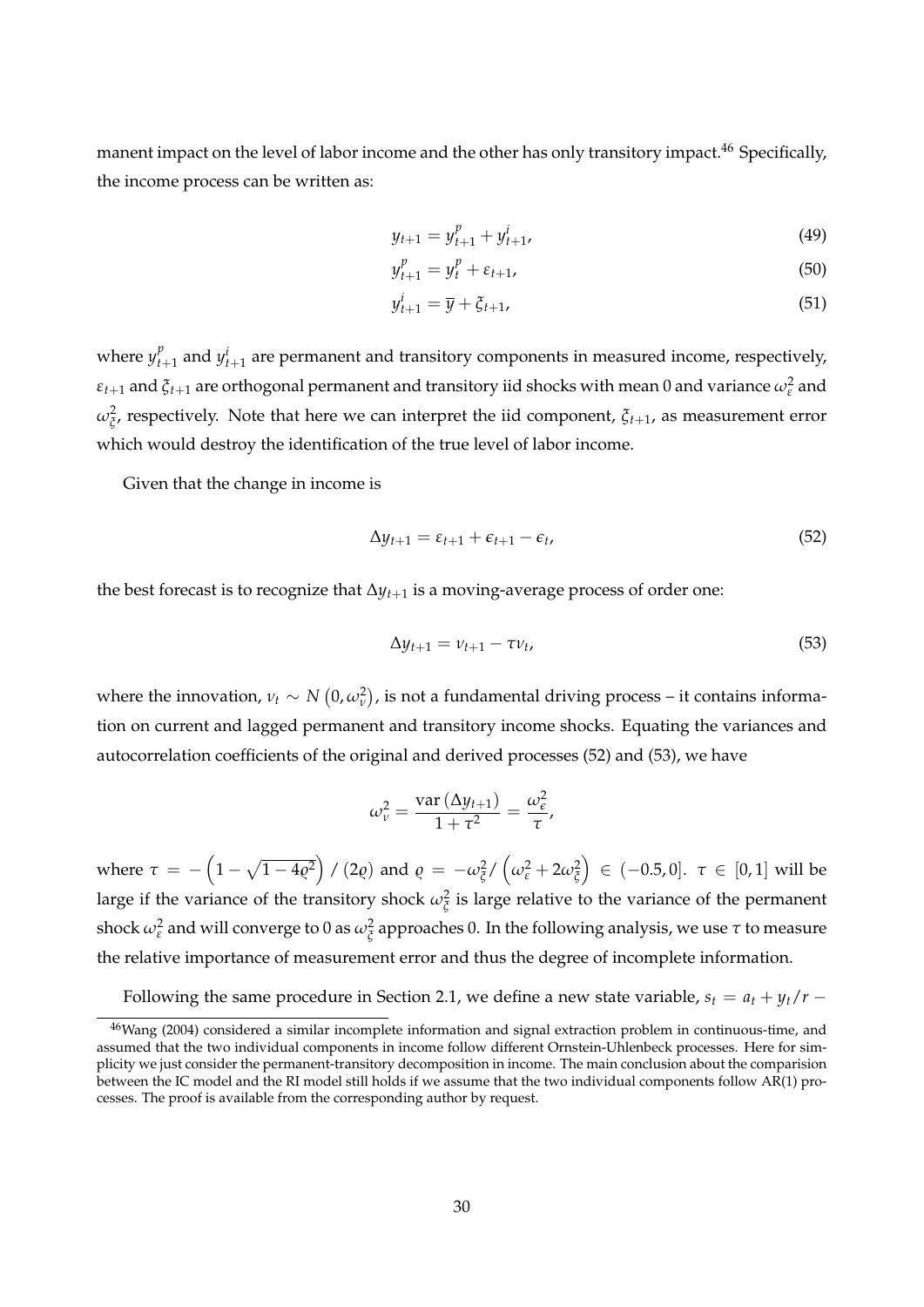manent impact on the level of labor income and the other has only transitory impact.[46] Specifically, the income process can be written as:

$$y_{t+1} = y_{t+1}^p + y_{t+1}^i, \tag{49}$$

$$y_{t+1}^p = y_t^p + \varepsilon_{t+1}, \tag{50}$$

$$y_{t+1}^i = \overline{y} + \xi_{t+1}, \tag{51}$$

where $y_{t+1}^p$ and $y_{t+1}^i$ are permanent and transitory components in measured income, respectively, $\varepsilon_{t+1}$ and $\xi_{t+1}$ are orthogonal permanent and transitory iid shocks with mean 0 and variance $\omega_\varepsilon^2$ and $\omega_\xi^2$, respectively. Note that here we can interpret the iid component, $\xi_{t+1}$, as measurement error which would destroy the identification of the true level of labor income.

Given that the change in income is

$$\Delta y_{t+1} = \varepsilon_{t+1} + \epsilon_{t+1} - \epsilon_t, \tag{52}$$

the best forecast is to recognize that $\Delta y_{t+1}$ is a moving-average process of order one:

$$\Delta y_{t+1} = \nu_{t+1} - \tau \nu_t, \tag{53}$$

where the innovation, $\nu_t \sim N\left(0, \omega_\nu^2\right)$, is not a fundamental driving process – it contains information on current and lagged permanent and transitory income shocks. Equating the variances and autocorrelation coefficients of the original and derived processes (52) and (53), we have

$$\omega_\nu^2 = \frac{\operatorname{var}\left(\Delta y_{t+1}\right)}{1+\tau^2} = \frac{\omega_\epsilon^2}{\tau},$$

where $\tau = -\left(1 - \sqrt{1-4\varrho^2}\right)/(2\varrho)$ and $\varrho = -\omega_\xi^2/\left(\omega_\varepsilon^2 + 2\omega_\xi^2\right) \in (-0.5, 0]$. $\tau \in [0,1]$ will be large if the variance of the transitory shock $\omega_\xi^2$ is large relative to the variance of the permanent shock $\omega_\varepsilon^2$ and will converge to 0 as $\omega_\xi^2$ approaches 0. In the following analysis, we use $\tau$ to measure the relative importance of measurement error and thus the degree of incomplete information.

Following the same procedure in Section 2.1, we define a new state variable, $s_t = a_t + y_t/r -$

[46] Wang (2004) considered a similar incomplete information and signal extraction problem in continuous-time, and assumed that the two individual components in income follow different Ornstein-Uhlenbeck processes. Here for simplicity we just consider the permanent-transitory decomposition in income. The main conclusion about the comparision between the IC model and the RI model still holds if we assume that the two individual components follow AR(1) processes. The proof is available from the corresponding author by request.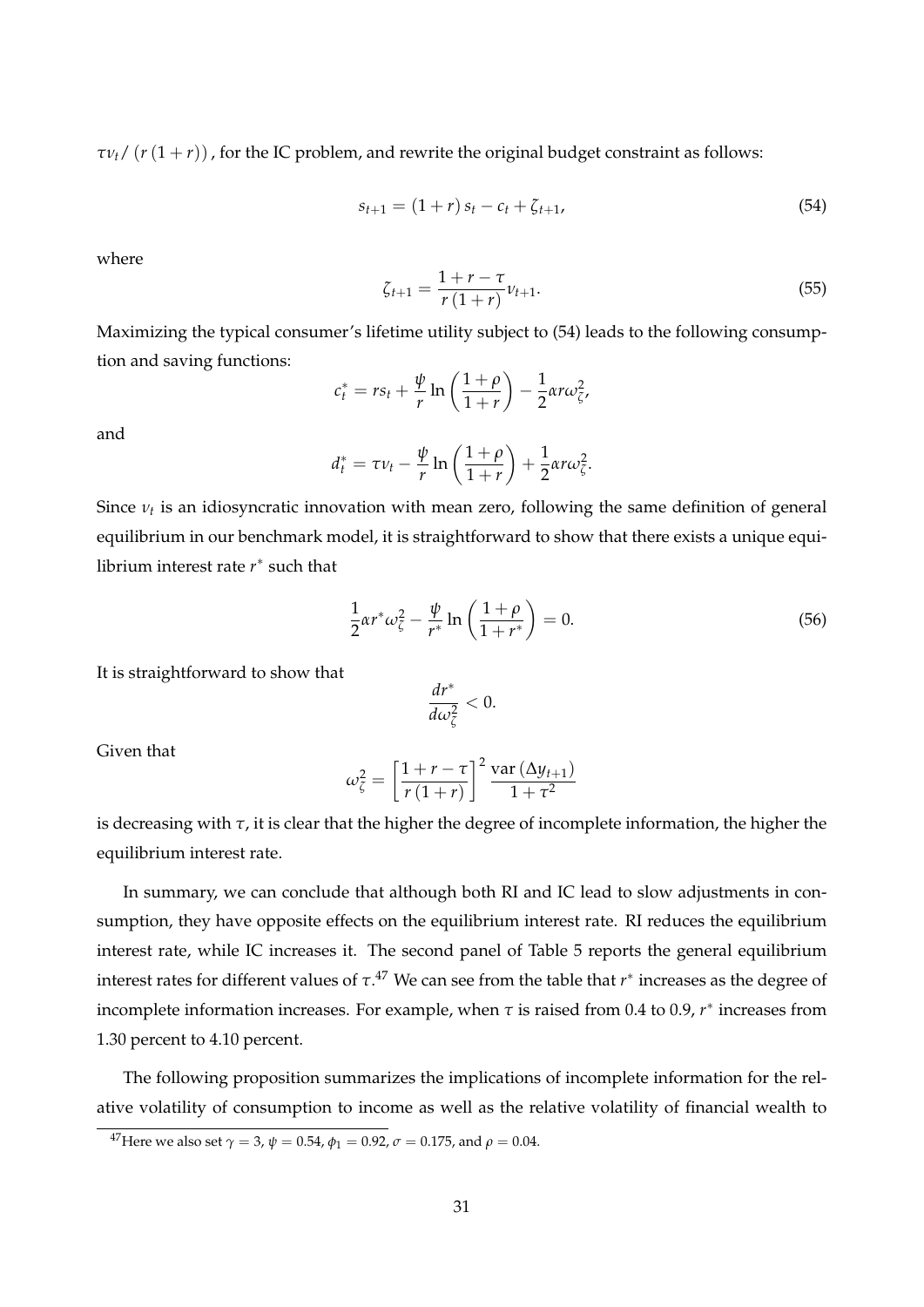$\tau\nu_t / (r(1+r))$, for the IC problem, and rewrite the original budget constraint as follows:

$$s_{t+1} = (1+r)s_t - c_t + \zeta_{t+1}, \tag{54}$$

where

$$\zeta_{t+1} = \frac{1+r-\tau}{r(1+r)}\nu_{t+1}. \tag{55}$$

Maximizing the typical consumer's lifetime utility subject to (54) leads to the following consumption and saving functions:

$$c_t^* = rs_t + \frac{\psi}{r}\ln\left(\frac{1+\rho}{1+r}\right) - \frac{1}{2}\alpha r\omega_\zeta^2,$$

and

$$d_t^* = \tau\nu_t - \frac{\psi}{r}\ln\left(\frac{1+\rho}{1+r}\right) + \frac{1}{2}\alpha r\omega_\zeta^2.$$

Since $\nu_t$ is an idiosyncratic innovation with mean zero, following the same definition of general equilibrium in our benchmark model, it is straightforward to show that there exists a unique equilibrium interest rate $r^*$ such that

$$\frac{1}{2}\alpha r^*\omega_\zeta^2 - \frac{\psi}{r^*}\ln\left(\frac{1+\rho}{1+r^*}\right) = 0. \tag{56}$$

It is straightforward to show that

$$\frac{dr^*}{d\omega_\zeta^2} < 0.$$

Given that

$$\omega_\zeta^2 = \left[\frac{1+r-\tau}{r(1+r)}\right]^2 \frac{\text{var}(\Delta y_{t+1})}{1+\tau^2}$$

is decreasing with $\tau$, it is clear that the higher the degree of incomplete information, the higher the equilibrium interest rate.

In summary, we can conclude that although both RI and IC lead to slow adjustments in consumption, they have opposite effects on the equilibrium interest rate. RI reduces the equilibrium interest rate, while IC increases it. The second panel of Table 5 reports the general equilibrium interest rates for different values of $\tau$.[47] We can see from the table that $r^*$ increases as the degree of incomplete information increases. For example, when $\tau$ is raised from 0.4 to 0.9, $r^*$ increases from 1.30 percent to 4.10 percent.

The following proposition summarizes the implications of incomplete information for the relative volatility of consumption to income as well as the relative volatility of financial wealth to

[47] Here we also set $\gamma = 3$, $\psi = 0.54$, $\phi_1 = 0.92$, $\sigma = 0.175$, and $\rho = 0.04$.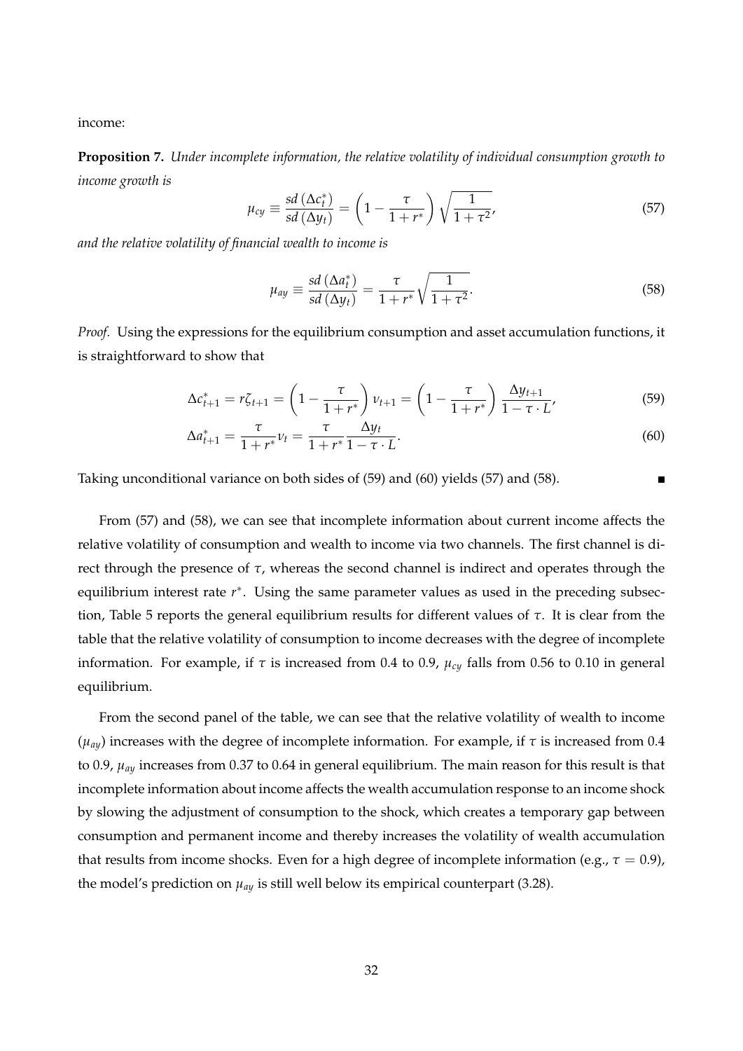income:

**Proposition 7.** *Under incomplete information, the relative volatility of individual consumption growth to income growth is*

$$\mu_{cy} \equiv \frac{sd\left(\Delta c_t^*\right)}{sd\left(\Delta y_t\right)} = \left(1 - \frac{\tau}{1+r^*}\right)\sqrt{\frac{1}{1+\tau^2}}, \tag{57}$$

*and the relative volatility of financial wealth to income is*

$$\mu_{ay} \equiv \frac{sd\left(\Delta a_t^*\right)}{sd\left(\Delta y_t\right)} = \frac{\tau}{1+r^*}\sqrt{\frac{1}{1+\tau^2}}. \tag{58}$$

*Proof.* Using the expressions for the equilibrium consumption and asset accumulation functions, it is straightforward to show that

$$\Delta c_{t+1}^* = r\zeta_{t+1} = \left(1 - \frac{\tau}{1+r^*}\right)\nu_{t+1} = \left(1 - \frac{\tau}{1+r^*}\right)\frac{\Delta y_{t+1}}{1-\tau \cdot L}, \tag{59}$$

$$\Delta a_{t+1}^* = \frac{\tau}{1+r^*}\nu_t = \frac{\tau}{1+r^*}\frac{\Delta y_t}{1-\tau \cdot L}. \tag{60}$$

Taking unconditional variance on both sides of (59) and (60) yields (57) and (58). ∎

From (57) and (58), we can see that incomplete information about current income affects the relative volatility of consumption and wealth to income via two channels. The first channel is direct through the presence of $\tau$, whereas the second channel is indirect and operates through the equilibrium interest rate $r^*$. Using the same parameter values as used in the preceding subsection, Table 5 reports the general equilibrium results for different values of $\tau$. It is clear from the table that the relative volatility of consumption to income decreases with the degree of incomplete information. For example, if $\tau$ is increased from 0.4 to 0.9, $\mu_{cy}$ falls from 0.56 to 0.10 in general equilibrium.

From the second panel of the table, we can see that the relative volatility of wealth to income ($\mu_{ay}$) increases with the degree of incomplete information. For example, if $\tau$ is increased from 0.4 to 0.9, $\mu_{ay}$ increases from 0.37 to 0.64 in general equilibrium. The main reason for this result is that incomplete information about income affects the wealth accumulation response to an income shock by slowing the adjustment of consumption to the shock, which creates a temporary gap between consumption and permanent income and thereby increases the volatility of wealth accumulation that results from income shocks. Even for a high degree of incomplete information (e.g., $\tau = 0.9$), the model's prediction on $\mu_{ay}$ is still well below its empirical counterpart (3.28).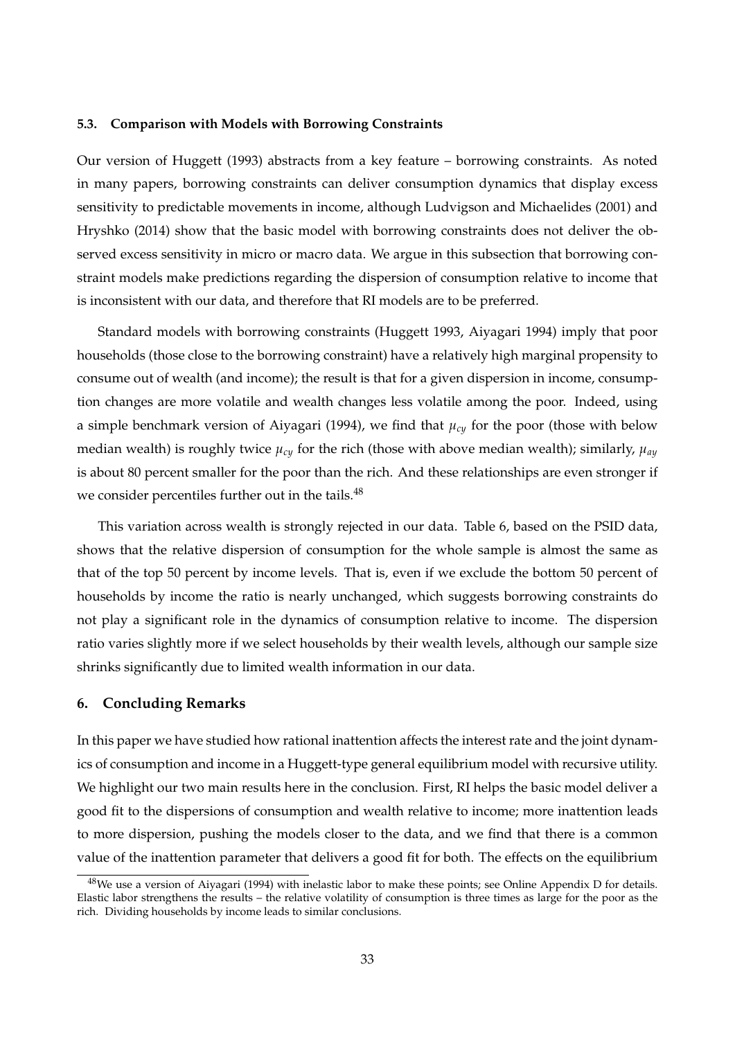### 5.3. Comparison with Models with Borrowing Constraints

Our version of Huggett (1993) abstracts from a key feature – borrowing constraints. As noted in many papers, borrowing constraints can deliver consumption dynamics that display excess sensitivity to predictable movements in income, although Ludvigson and Michaelides (2001) and Hryshko (2014) show that the basic model with borrowing constraints does not deliver the observed excess sensitivity in micro or macro data. We argue in this subsection that borrowing constraint models make predictions regarding the dispersion of consumption relative to income that is inconsistent with our data, and therefore that RI models are to be preferred.

Standard models with borrowing constraints (Huggett 1993, Aiyagari 1994) imply that poor households (those close to the borrowing constraint) have a relatively high marginal propensity to consume out of wealth (and income); the result is that for a given dispersion in income, consumption changes are more volatile and wealth changes less volatile among the poor. Indeed, using a simple benchmark version of Aiyagari (1994), we find that $\mu_{cy}$ for the poor (those with below median wealth) is roughly twice $\mu_{cy}$ for the rich (those with above median wealth); similarly, $\mu_{ay}$ is about 80 percent smaller for the poor than the rich. And these relationships are even stronger if we consider percentiles further out in the tails.[48]

This variation across wealth is strongly rejected in our data. Table 6, based on the PSID data, shows that the relative dispersion of consumption for the whole sample is almost the same as that of the top 50 percent by income levels. That is, even if we exclude the bottom 50 percent of households by income the ratio is nearly unchanged, which suggests borrowing constraints do not play a significant role in the dynamics of consumption relative to income. The dispersion ratio varies slightly more if we select households by their wealth levels, although our sample size shrinks significantly due to limited wealth information in our data.

## 6. Concluding Remarks

In this paper we have studied how rational inattention affects the interest rate and the joint dynamics of consumption and income in a Huggett-type general equilibrium model with recursive utility. We highlight our two main results here in the conclusion. First, RI helps the basic model deliver a good fit to the dispersions of consumption and wealth relative to income; more inattention leads to more dispersion, pushing the models closer to the data, and we find that there is a common value of the inattention parameter that delivers a good fit for both. The effects on the equilibrium

[48] We use a version of Aiyagari (1994) with inelastic labor to make these points; see Online Appendix D for details. Elastic labor strengthens the results – the relative volatility of consumption is three times as large for the poor as the rich. Dividing households by income leads to similar conclusions.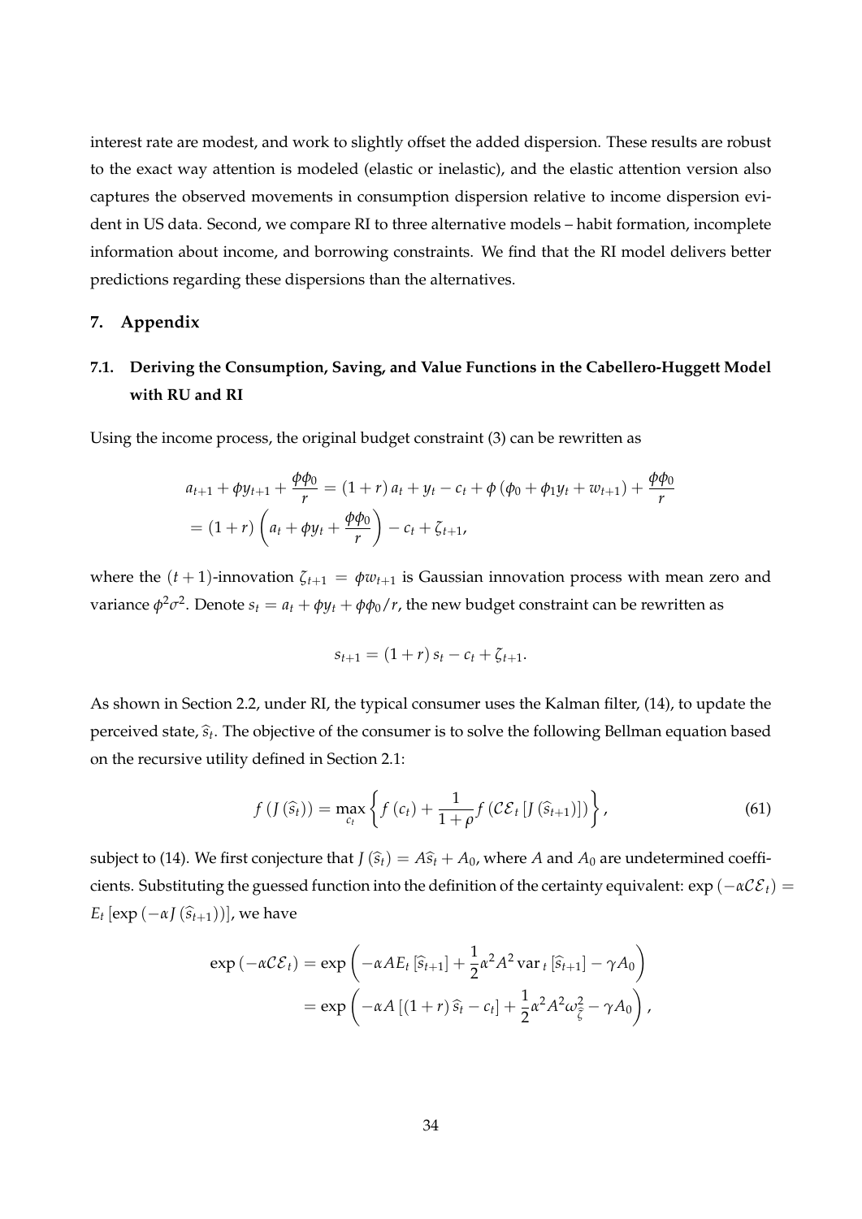interest rate are modest, and work to slightly offset the added dispersion. These results are robust to the exact way attention is modeled (elastic or inelastic), and the elastic attention version also captures the observed movements in consumption dispersion relative to income dispersion evident in US data. Second, we compare RI to three alternative models – habit formation, incomplete information about income, and borrowing constraints. We find that the RI model delivers better predictions regarding these dispersions than the alternatives.

## 7. Appendix

### 7.1. Deriving the Consumption, Saving, and Value Functions in the Cabellero-Huggett Model with RU and RI

Using the income process, the original budget constraint (3) can be rewritten as

$$
\begin{aligned}
a_{t+1} + \phi y_{t+1} + \frac{\phi \phi_0}{r} &= (1+r) a_t + y_t - c_t + \phi \left( \phi_0 + \phi_1 y_t + w_{t+1} \right) + \frac{\phi \phi_0}{r} \\
&= (1+r) \left( a_t + \phi y_t + \frac{\phi \phi_0}{r} \right) - c_t + \zeta_{t+1},
\end{aligned}
$$

where the $(t+1)$-innovation $\zeta_{t+1} = \phi w_{t+1}$ is Gaussian innovation process with mean zero and variance $\phi^2 \sigma^2$. Denote $s_t = a_t + \phi y_t + \phi \phi_0 / r$, the new budget constraint can be rewritten as

$$
s_{t+1} = (1+r) s_t - c_t + \zeta_{t+1}.
$$

As shown in Section 2.2, under RI, the typical consumer uses the Kalman filter, (14), to update the perceived state, $\widehat{s}_t$. The objective of the consumer is to solve the following Bellman equation based on the recursive utility defined in Section 2.1:

$$
f \left( J \left( \widehat{s}_t \right) \right) = \max_{c_t} \left\{ f \left( c_t \right) + \frac{1}{1+\rho} f \left( \mathcal{CE}_t \left[ J \left( \widehat{s}_{t+1} \right) \right] \right) \right\}, \tag{61}
$$

subject to (14). We first conjecture that $J \left( \widehat{s}_t \right) = A \widehat{s}_t + A_0$, where $A$ and $A_0$ are undetermined coefficients. Substituting the guessed function into the definition of the certainty equivalent: $\exp \left( -\alpha \mathcal{CE}_t \right) = E_t \left[ \exp \left( -\alpha J \left( \widehat{s}_{t+1} \right) \right) \right]$, we have

$$
\begin{aligned}
\exp \left( -\alpha \mathcal{CE}_t \right) &= \exp \left( -\alpha A E_t \left[ \widehat{s}_{t+1} \right] + \frac{1}{2} \alpha^2 A^2 \operatorname{var}_t \left[ \widehat{s}_{t+1} \right] - \gamma A_0 \right) \\
&= \exp \left( -\alpha A \left[ (1+r) \widehat{s}_t - c_t \right] + \frac{1}{2} \alpha^2 A^2 \omega_{\widetilde{\zeta}}^2 - \gamma A_0 \right),
\end{aligned}
$$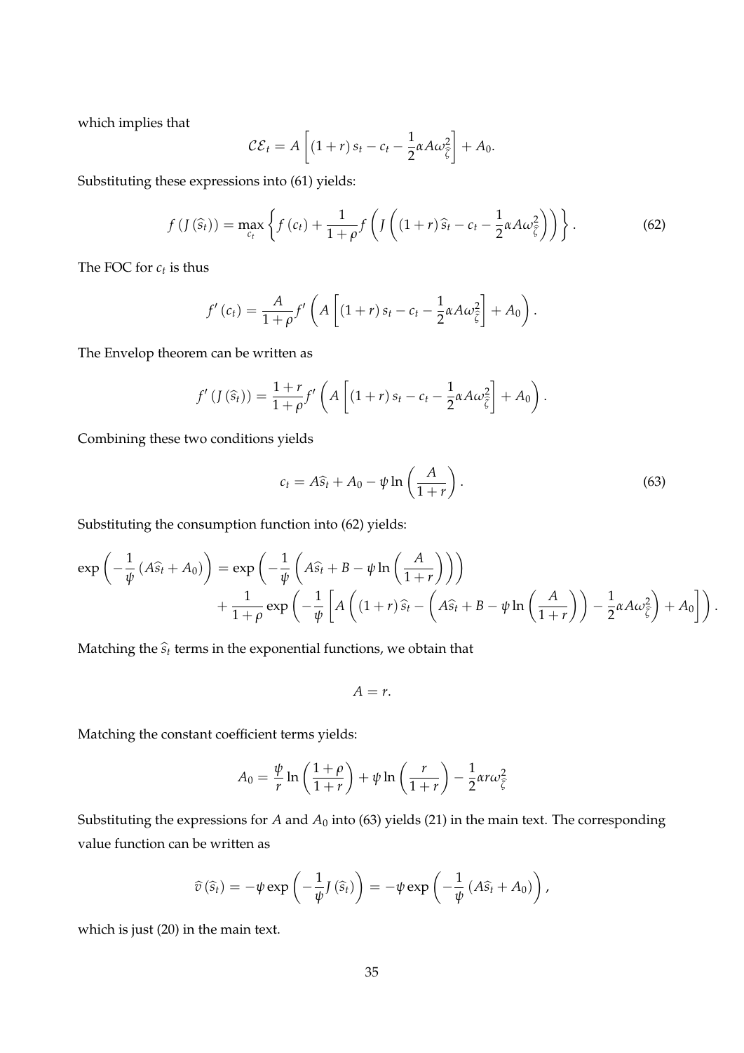which implies that

$$\mathcal{CE}_t = A\left[(1+r)\,s_t - c_t - \frac{1}{2}\alpha A\omega_{\widehat{\zeta}}^2\right] + A_0.$$

Substituting these expressions into (61) yields:

$$f\left(J\left(\widehat{s}_t\right)\right) = \max_{c_t}\left\{f\left(c_t\right) + \frac{1}{1+\rho} f\left(J\left((1+r)\,\widehat{s}_t - c_t - \frac{1}{2}\alpha A\omega_{\widehat{\zeta}}^2\right)\right)\right\}. \tag{62}$$

The FOC for $c_t$ is thus

$$f'\left(c_t\right) = \frac{A}{1+\rho} f'\left(A\left[(1+r)\,s_t - c_t - \frac{1}{2}\alpha A\omega_{\widehat{\zeta}}^2\right] + A_0\right).$$

The Envelop theorem can be written as

$$f'\left(J\left(\widehat{s}_t\right)\right) = \frac{1+r}{1+\rho} f'\left(A\left[(1+r)\,s_t - c_t - \frac{1}{2}\alpha A\omega_{\widehat{\zeta}}^2\right] + A_0\right).$$

Combining these two conditions yields

$$c_t = A\widehat{s}_t + A_0 - \psi \ln\left(\frac{A}{1+r}\right). \tag{63}$$

Substituting the consumption function into (62) yields:

$$\exp\left(-\frac{1}{\psi}\left(A\widehat{s}_t + A_0\right)\right) = \exp\left(-\frac{1}{\psi}\left(A\widehat{s}_t + B - \psi \ln\left(\frac{A}{1+r}\right)\right)\right)$$
$$+ \frac{1}{1+\rho}\exp\left(-\frac{1}{\psi}\left[A\left((1+r)\,\widehat{s}_t - \left(A\widehat{s}_t + B - \psi\ln\left(\frac{A}{1+r}\right)\right) - \frac{1}{2}\alpha A\omega_{\widehat{\zeta}}^2\right) + A_0\right]\right).$$

Matching the $\widehat{s}_t$ terms in the exponential functions, we obtain that

$$A = r.$$

Matching the constant coefficient terms yields:

$$A_0 = \frac{\psi}{r}\ln\left(\frac{1+\rho}{1+r}\right) + \psi\ln\left(\frac{r}{1+r}\right) - \frac{1}{2}\alpha r\omega_{\widehat{\zeta}}^2$$

Substituting the expressions for $A$ and $A_0$ into (63) yields (21) in the main text. The corresponding value function can be written as

$$\widehat{v}\left(\widehat{s}_t\right) = -\psi\exp\left(-\frac{1}{\psi}J\left(\widehat{s}_t\right)\right) = -\psi\exp\left(-\frac{1}{\psi}\left(A\widehat{s}_t + A_0\right)\right),$$

which is just (20) in the main text.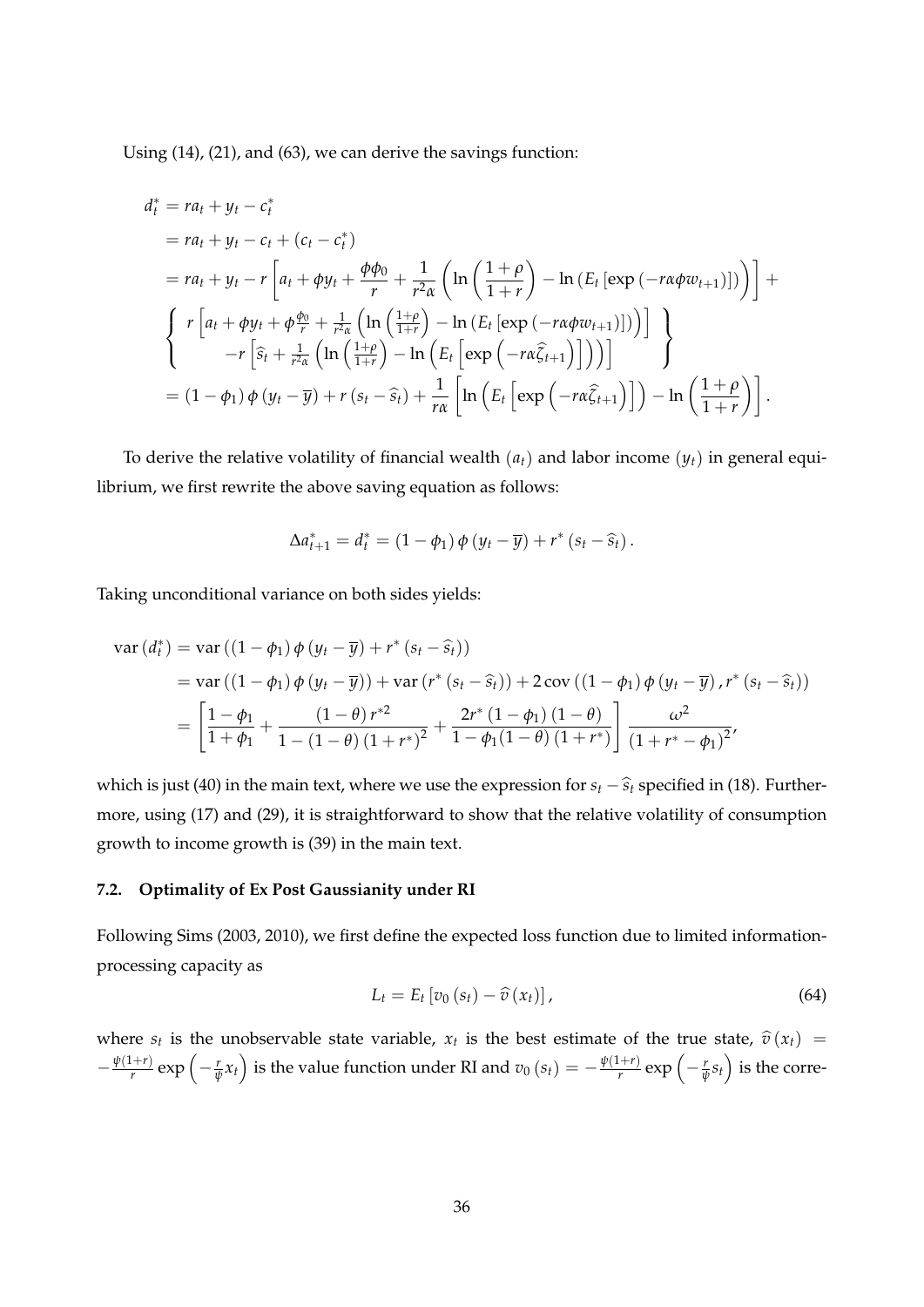Using (14), (21), and (63), we can derive the savings function:

$$
\begin{aligned}
d_t^* &= ra_t + y_t - c_t^* \\
&= ra_t + y_t - c_t + (c_t - c_t^*) \\
&= ra_t + y_t - r\left[a_t + \phi y_t + \frac{\phi\phi_0}{r} + \frac{1}{r^2\alpha}\left(\ln\left(\frac{1+\rho}{1+r}\right) - \ln\left(E_t\left[\exp\left(-r\alpha\phi w_{t+1}\right)\right]\right)\right)\right] + \\
&\left\{ \begin{array}{c} r\left[a_t + \phi y_t + \phi\frac{\phi_0}{r} + \frac{1}{r^2\alpha}\left(\ln\left(\frac{1+\rho}{1+r}\right) - \ln\left(E_t\left[\exp\left(-r\alpha\phi w_{t+1}\right)\right]\right)\right)\right] \\ -r\left[\widehat{s}_t + \frac{1}{r^2\alpha}\left(\ln\left(\frac{1+\rho}{1+r}\right) - \ln\left(E_t\left[\exp\left(-r\alpha\widehat{\zeta}_{t+1}\right)\right]\right)\right)\right] \end{array} \right\} \\
&= (1-\phi_1)\phi\left(y_t - \overline{y}\right) + r\left(s_t - \widehat{s}_t\right) + \frac{1}{r\alpha}\left[\ln\left(E_t\left[\exp\left(-r\alpha\widehat{\zeta}_{t+1}\right)\right]\right) - \ln\left(\frac{1+\rho}{1+r}\right)\right].
\end{aligned}
$$

To derive the relative volatility of financial wealth $(a_t)$ and labor income $(y_t)$ in general equilibrium, we first rewrite the above saving equation as follows:

$$
\Delta a_{t+1}^* = d_t^* = (1-\phi_1)\phi\left(y_t - \overline{y}\right) + r^*\left(s_t - \widehat{s}_t\right).
$$

Taking unconditional variance on both sides yields:

$$
\begin{aligned}
\operatorname{var}\left(d_t^*\right) &= \operatorname{var}\left((1-\phi_1)\phi\left(y_t - \overline{y}\right) + r^*\left(s_t - \widehat{s}_t\right)\right) \\
&= \operatorname{var}\left((1-\phi_1)\phi\left(y_t - \overline{y}\right)\right) + \operatorname{var}\left(r^*\left(s_t - \widehat{s}_t\right)\right) + 2\operatorname{cov}\left((1-\phi_1)\phi\left(y_t - \overline{y}\right), r^*\left(s_t - \widehat{s}_t\right)\right) \\
&= \left[\frac{1-\phi_1}{1+\phi_1} + \frac{(1-\theta)r^{*2}}{1-(1-\theta)(1+r^*)^2} + \frac{2r^*(1-\phi_1)(1-\theta)}{1-\phi_1(1-\theta)(1+r^*)}\right]\frac{\omega^2}{(1+r^*-\phi_1)^2},
\end{aligned}
$$

which is just (40) in the main text, where we use the expression for $s_t - \widehat{s}_t$ specified in (18). Furthermore, using (17) and (29), it is straightforward to show that the relative volatility of consumption growth to income growth is (39) in the main text.

### 7.2. Optimality of Ex Post Gaussianity under RI

Following Sims (2003, 2010), we first define the expected loss function due to limited information-processing capacity as

$$
L_t = E_t\left[v_0\left(s_t\right) - \widehat{v}\left(x_t\right)\right], \tag{64}
$$

where $s_t$ is the unobservable state variable, $x_t$ is the best estimate of the true state, $\widehat{v}(x_t) = -\frac{\psi(1+r)}{r}\exp\left(-\frac{r}{\psi}x_t\right)$ is the value function under RI and $v_0(s_t) = -\frac{\psi(1+r)}{r}\exp\left(-\frac{r}{\psi}s_t\right)$ is the corre-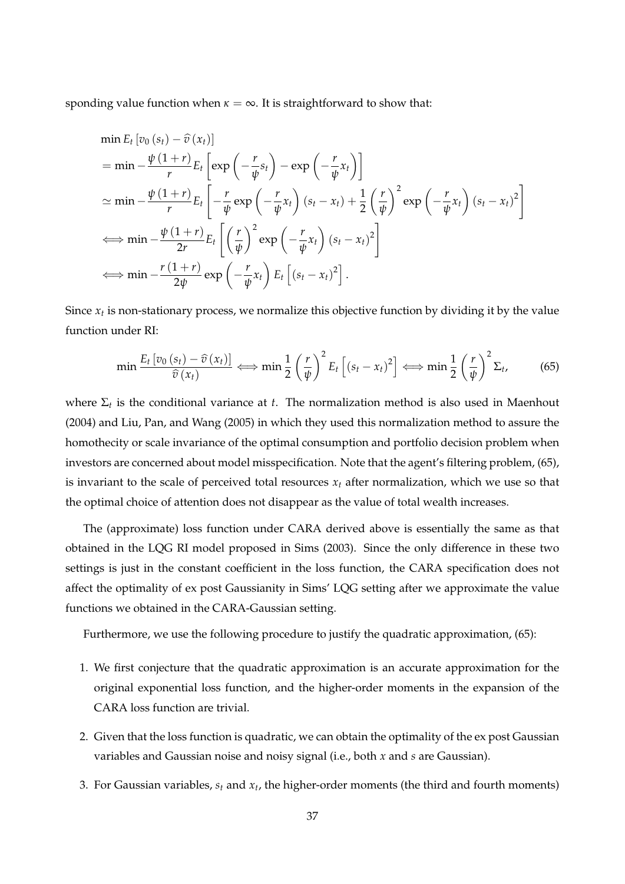sponding value function when $\kappa = \infty$. It is straightforward to show that:

$$
\begin{aligned}
&\min E_t \left[ v_0 \left( s_t \right) - \widehat{v} \left( x_t \right) \right] \\
&= \min -\frac{\psi \left( 1+r \right)}{r} E_t \left[ \exp \left( -\frac{r}{\psi} s_t \right) - \exp \left( -\frac{r}{\psi} x_t \right) \right] \\
&\simeq \min -\frac{\psi \left( 1+r \right)}{r} E_t \left[ -\frac{r}{\psi} \exp \left( -\frac{r}{\psi} x_t \right) \left( s_t - x_t \right) + \frac{1}{2} \left( \frac{r}{\psi} \right)^2 \exp \left( -\frac{r}{\psi} x_t \right) \left( s_t - x_t \right)^2 \right] \\
&\Longleftrightarrow \min -\frac{\psi \left( 1+r \right)}{2r} E_t \left[ \left( \frac{r}{\psi} \right)^2 \exp \left( -\frac{r}{\psi} x_t \right) \left( s_t - x_t \right)^2 \right] \\
&\Longleftrightarrow \min -\frac{r \left( 1+r \right)}{2\psi} \exp \left( -\frac{r}{\psi} x_t \right) E_t \left[ \left( s_t - x_t \right)^2 \right].
\end{aligned}
$$

Since $x_t$ is non-stationary process, we normalize this objective function by dividing it by the value function under RI:

$$
\min \frac{E_t \left[ v_0 \left( s_t \right) - \widehat{v} \left( x_t \right) \right]}{\widehat{v} \left( x_t \right)} \Longleftrightarrow \min \frac{1}{2} \left( \frac{r}{\psi} \right)^2 E_t \left[ \left( s_t - x_t \right)^2 \right] \Longleftrightarrow \min \frac{1}{2} \left( \frac{r}{\psi} \right)^2 \Sigma_t, \tag{65}
$$

where $\Sigma_t$ is the conditional variance at $t$. The normalization method is also used in Maenhout (2004) and Liu, Pan, and Wang (2005) in which they used this normalization method to assure the homothecity or scale invariance of the optimal consumption and portfolio decision problem when investors are concerned about model misspecification. Note that the agent's filtering problem, (65), is invariant to the scale of perceived total resources $x_t$ after normalization, which we use so that the optimal choice of attention does not disappear as the value of total wealth increases.

The (approximate) loss function under CARA derived above is essentially the same as that obtained in the LQG RI model proposed in Sims (2003). Since the only difference in these two settings is just in the constant coefficient in the loss function, the CARA specification does not affect the optimality of ex post Gaussianity in Sims' LQG setting after we approximate the value functions we obtained in the CARA-Gaussian setting.

Furthermore, we use the following procedure to justify the quadratic approximation, (65):

1. We first conjecture that the quadratic approximation is an accurate approximation for the original exponential loss function, and the higher-order moments in the expansion of the CARA loss function are trivial.
2. Given that the loss function is quadratic, we can obtain the optimality of the ex post Gaussian variables and Gaussian noise and noisy signal (i.e., both $x$ and $s$ are Gaussian).
3. For Gaussian variables, $s_t$ and $x_t$, the higher-order moments (the third and fourth moments)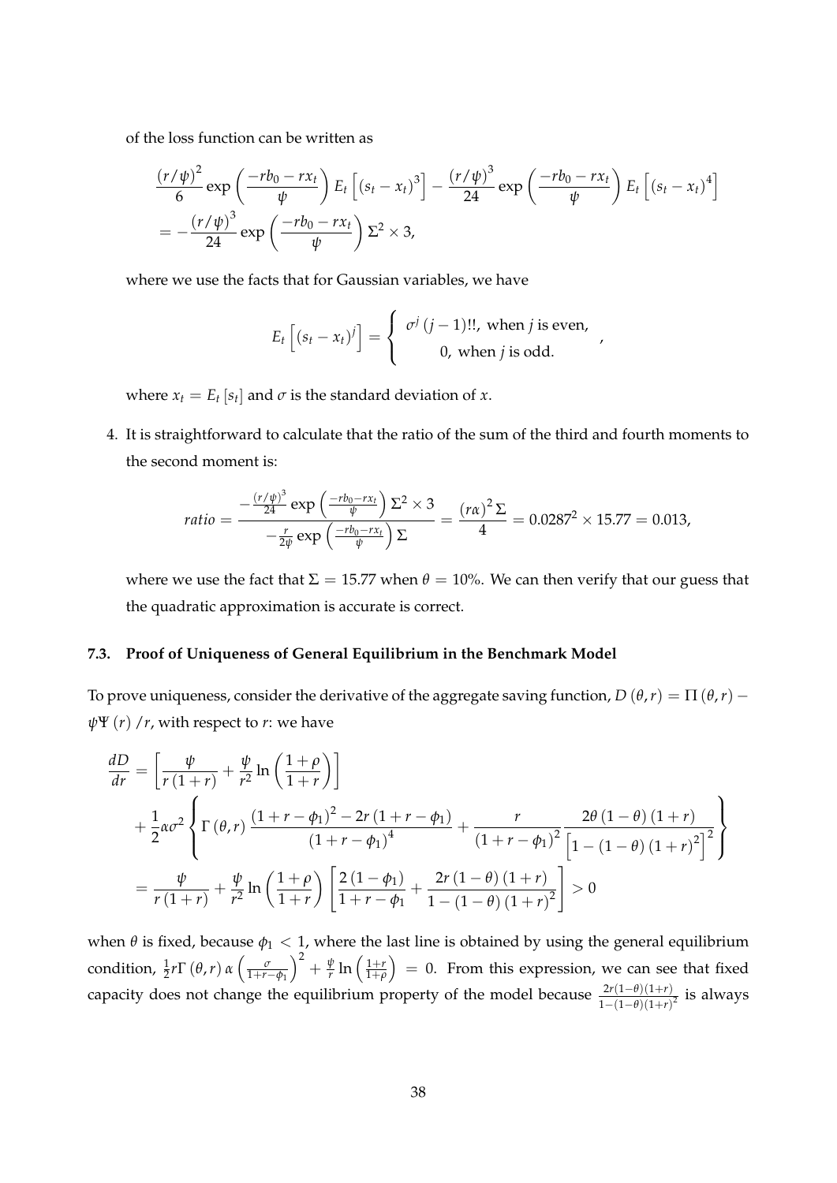of the loss function can be written as

$$\frac{(r/\psi)^2}{6}\exp\left(\frac{-rb_0-rx_t}{\psi}\right)E_t\left[(s_t-x_t)^3\right]-\frac{(r/\psi)^3}{24}\exp\left(\frac{-rb_0-rx_t}{\psi}\right)E_t\left[(s_t-x_t)^4\right]$$
$$=-\frac{(r/\psi)^3}{24}\exp\left(\frac{-rb_0-rx_t}{\psi}\right)\Sigma^2\times 3,$$

where we use the facts that for Gaussian variables, we have

$$E_t\left[(s_t-x_t)^j\right]=\begin{cases}\sigma^j\,(j-1)!!, \text{ when } j \text{ is even,}\\ 0, \text{ when } j \text{ is odd.}\end{cases},$$

where $x_t = E_t[s_t]$ and $\sigma$ is the standard deviation of $x$.

4. It is straightforward to calculate that the ratio of the sum of the third and fourth moments to the second moment is:

$$ratio=\frac{-\frac{(r/\psi)^3}{24}\exp\left(\frac{-rb_0-rx_t}{\psi}\right)\Sigma^2\times 3}{-\frac{r}{2\psi}\exp\left(\frac{-rb_0-rx_t}{\psi}\right)\Sigma}=\frac{(r\alpha)^2\Sigma}{4}=0.0287^2\times 15.77=0.013,$$

where we use the fact that $\Sigma = 15.77$ when $\theta = 10\%$. We can then verify that our guess that the quadratic approximation is accurate is correct.

### 7.3. Proof of Uniqueness of General Equilibrium in the Benchmark Model

To prove uniqueness, consider the derivative of the aggregate saving function, $D(\theta, r) = \Pi(\theta, r) - \psi\Psi(r)/r$, with respect to $r$: we have

$$\begin{aligned}\frac{dD}{dr}&=\left[\frac{\psi}{r(1+r)}+\frac{\psi}{r^2}\ln\left(\frac{1+\rho}{1+r}\right)\right]\\&\quad+\frac{1}{2}\alpha\sigma^2\left\{\Gamma(\theta,r)\frac{(1+r-\phi_1)^2-2r(1+r-\phi_1)}{(1+r-\phi_1)^4}+\frac{r}{(1+r-\phi_1)^2}\frac{2\theta(1-\theta)(1+r)}{\left[1-(1-\theta)(1+r)^2\right]^2}\right\}\\&=\frac{\psi}{r(1+r)}+\frac{\psi}{r^2}\ln\left(\frac{1+\rho}{1+r}\right)\left[\frac{2(1-\phi_1)}{1+r-\phi_1}+\frac{2r(1-\theta)(1+r)}{1-(1-\theta)(1+r)^2}\right]>0\end{aligned}$$

when $\theta$ is fixed, because $\phi_1 < 1$, where the last line is obtained by using the general equilibrium condition, $\frac{1}{2}r\Gamma(\theta,r)\,\alpha\left(\frac{\sigma}{1+r-\phi_1}\right)^2+\frac{\psi}{r}\ln\left(\frac{1+r}{1+\rho}\right)=0$. From this expression, we can see that fixed capacity does not change the equilibrium property of the model because $\frac{2r(1-\theta)(1+r)}{1-(1-\theta)(1+r)^2}$ is always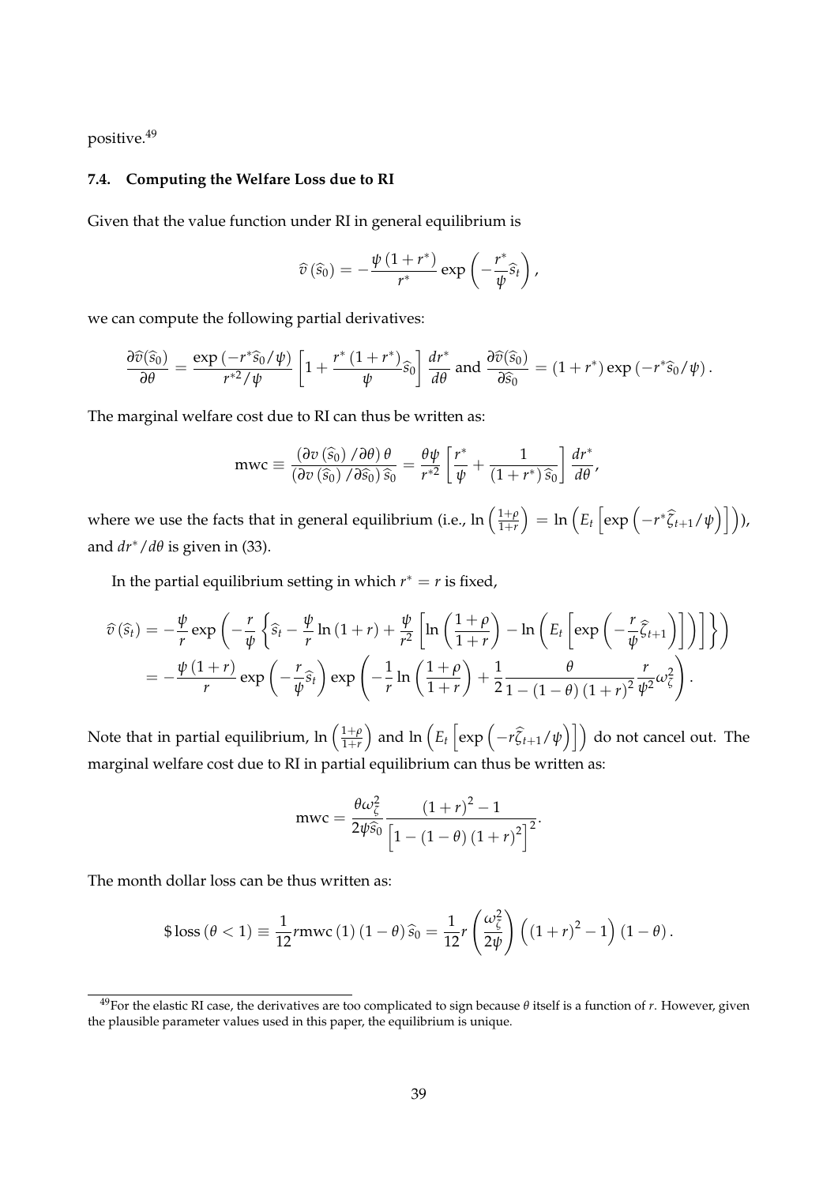positive.[49]

### 7.4. Computing the Welfare Loss due to RI

Given that the value function under RI in general equilibrium is

$$\widehat{v}\left(\widehat{s}_0\right) = -\frac{\psi\left(1+r^*\right)}{r^*}\exp\left(-\frac{r^*}{\psi}\widehat{s}_t\right),$$

we can compute the following partial derivatives:

$$\frac{\partial\widehat{v}(\widehat{s}_0)}{\partial\theta} = \frac{\exp\left(-r^*\widehat{s}_0/\psi\right)}{r^{*2}/\psi}\left[1+\frac{r^*\left(1+r^*\right)}{\psi}\widehat{s}_0\right]\frac{dr^*}{d\theta} \text{ and } \frac{\partial\widehat{v}(\widehat{s}_0)}{\partial\widehat{s}_0} = \left(1+r^*\right)\exp\left(-r^*\widehat{s}_0/\psi\right).$$

The marginal welfare cost due to RI can thus be written as:

$$\text{mwc} \equiv \frac{\left(\partial v\left(\widehat{s}_0\right)/\partial\theta\right)\theta}{\left(\partial v\left(\widehat{s}_0\right)/\partial\widehat{s}_0\right)\widehat{s}_0} = \frac{\theta\psi}{r^{*2}}\left[\frac{r^*}{\psi}+\frac{1}{\left(1+r^*\right)\widehat{s}_0}\right]\frac{dr^*}{d\theta},$$

where we use the facts that in general equilibrium (i.e., $\ln\left(\frac{1+\rho}{1+r}\right) = \ln\left(E_t\left[\exp\left(-r^*\widehat{\zeta}_{t+1}/\psi\right)\right]\right)$), and $dr^*/d\theta$ is given in (33).

In the partial equilibrium setting in which $r^* = r$ is fixed,

$$\begin{aligned}
\widehat{v}\left(\widehat{s}_t\right) &= -\frac{\psi}{r}\exp\left(-\frac{r}{\psi}\left\{\widehat{s}_t - \frac{\psi}{r}\ln\left(1+r\right)+\frac{\psi}{r^2}\left[\ln\left(\frac{1+\rho}{1+r}\right)-\ln\left(E_t\left[\exp\left(-\frac{r}{\psi}\widehat{\zeta}_{t+1}\right)\right]\right)\right]\right\}\right) \\
&= -\frac{\psi\left(1+r\right)}{r}\exp\left(-\frac{r}{\psi}\widehat{s}_t\right)\exp\left(-\frac{1}{r}\ln\left(\frac{1+\rho}{1+r}\right)+\frac{1}{2}\frac{\theta}{1-\left(1-\theta\right)\left(1+r\right)^2}\frac{r}{\psi^2}\omega_\zeta^2\right).
\end{aligned}$$

Note that in partial equilibrium, $\ln\left(\frac{1+\rho}{1+r}\right)$ and $\ln\left(E_t\left[\exp\left(-r\widehat{\zeta}_{t+1}/\psi\right)\right]\right)$ do not cancel out. The marginal welfare cost due to RI in partial equilibrium can thus be written as:

$$\text{mwc} = \frac{\theta\omega_\zeta^2}{2\psi\widehat{s}_0}\frac{\left(1+r\right)^2-1}{\left[1-\left(1-\theta\right)\left(1+r\right)^2\right]^2}.$$

The month dollar loss can be thus written as:

$$\$\,\text{loss}\left(\theta<1\right) \equiv \frac{1}{12}r\text{mwc}\left(1\right)\left(1-\theta\right)\widehat{s}_0 = \frac{1}{12}r\left(\frac{\omega_\zeta^2}{2\psi}\right)\left(\left(1+r\right)^2-1\right)\left(1-\theta\right).$$

---

[49] For the elastic RI case, the derivatives are too complicated to sign because $\theta$ itself is a function of $r$. However, given the plausible parameter values used in this paper, the equilibrium is unique.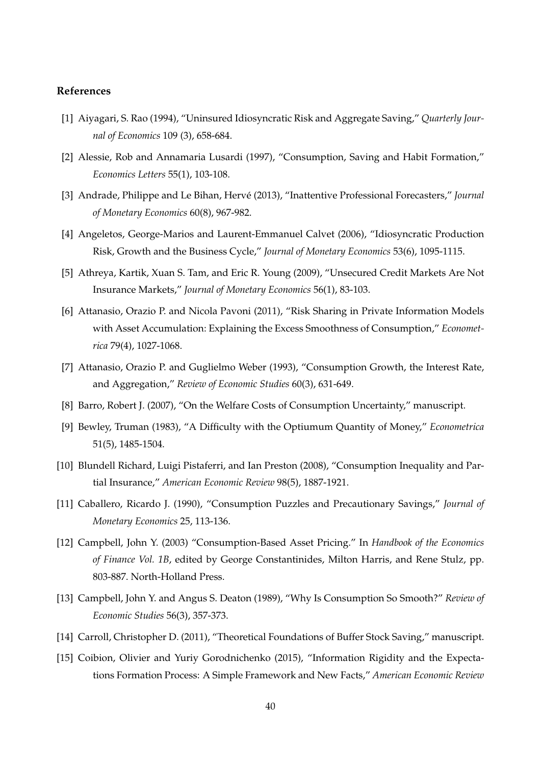### References

[1] Aiyagari, S. Rao (1994), "Uninsured Idiosyncratic Risk and Aggregate Saving," *Quarterly Journal of Economics* 109 (3), 658-684.

[2] Alessie, Rob and Annamaria Lusardi (1997), "Consumption, Saving and Habit Formation," *Economics Letters* 55(1), 103-108.

[3] Andrade, Philippe and Le Bihan, Hervé (2013), "Inattentive Professional Forecasters," *Journal of Monetary Economics* 60(8), 967-982.

[4] Angeletos, George-Marios and Laurent-Emmanuel Calvet (2006), "Idiosyncratic Production Risk, Growth and the Business Cycle," *Journal of Monetary Economics* 53(6), 1095-1115.

[5] Athreya, Kartik, Xuan S. Tam, and Eric R. Young (2009), "Unsecured Credit Markets Are Not Insurance Markets," *Journal of Monetary Economics* 56(1), 83-103.

[6] Attanasio, Orazio P. and Nicola Pavoni (2011), "Risk Sharing in Private Information Models with Asset Accumulation: Explaining the Excess Smoothness of Consumption," *Econometrica* 79(4), 1027-1068.

[7] Attanasio, Orazio P. and Guglielmo Weber (1993), "Consumption Growth, the Interest Rate, and Aggregation," *Review of Economic Studies* 60(3), 631-649.

[8] Barro, Robert J. (2007), "On the Welfare Costs of Consumption Uncertainty," manuscript.

[9] Bewley, Truman (1983), "A Difficulty with the Optiumum Quantity of Money," *Econometrica* 51(5), 1485-1504.

[10] Blundell Richard, Luigi Pistaferri, and Ian Preston (2008), "Consumption Inequality and Partial Insurance," *American Economic Review* 98(5), 1887-1921.

[11] Caballero, Ricardo J. (1990), "Consumption Puzzles and Precautionary Savings," *Journal of Monetary Economics* 25, 113-136.

[12] Campbell, John Y. (2003) "Consumption-Based Asset Pricing." In *Handbook of the Economics of Finance Vol. 1B*, edited by George Constantinides, Milton Harris, and Rene Stulz, pp. 803-887. North-Holland Press.

[13] Campbell, John Y. and Angus S. Deaton (1989), "Why Is Consumption So Smooth?" *Review of Economic Studies* 56(3), 357-373.

[14] Carroll, Christopher D. (2011), "Theoretical Foundations of Buffer Stock Saving," manuscript.

[15] Coibion, Olivier and Yuriy Gorodnichenko (2015), "Information Rigidity and the Expectations Formation Process: A Simple Framework and New Facts," *American Economic Review*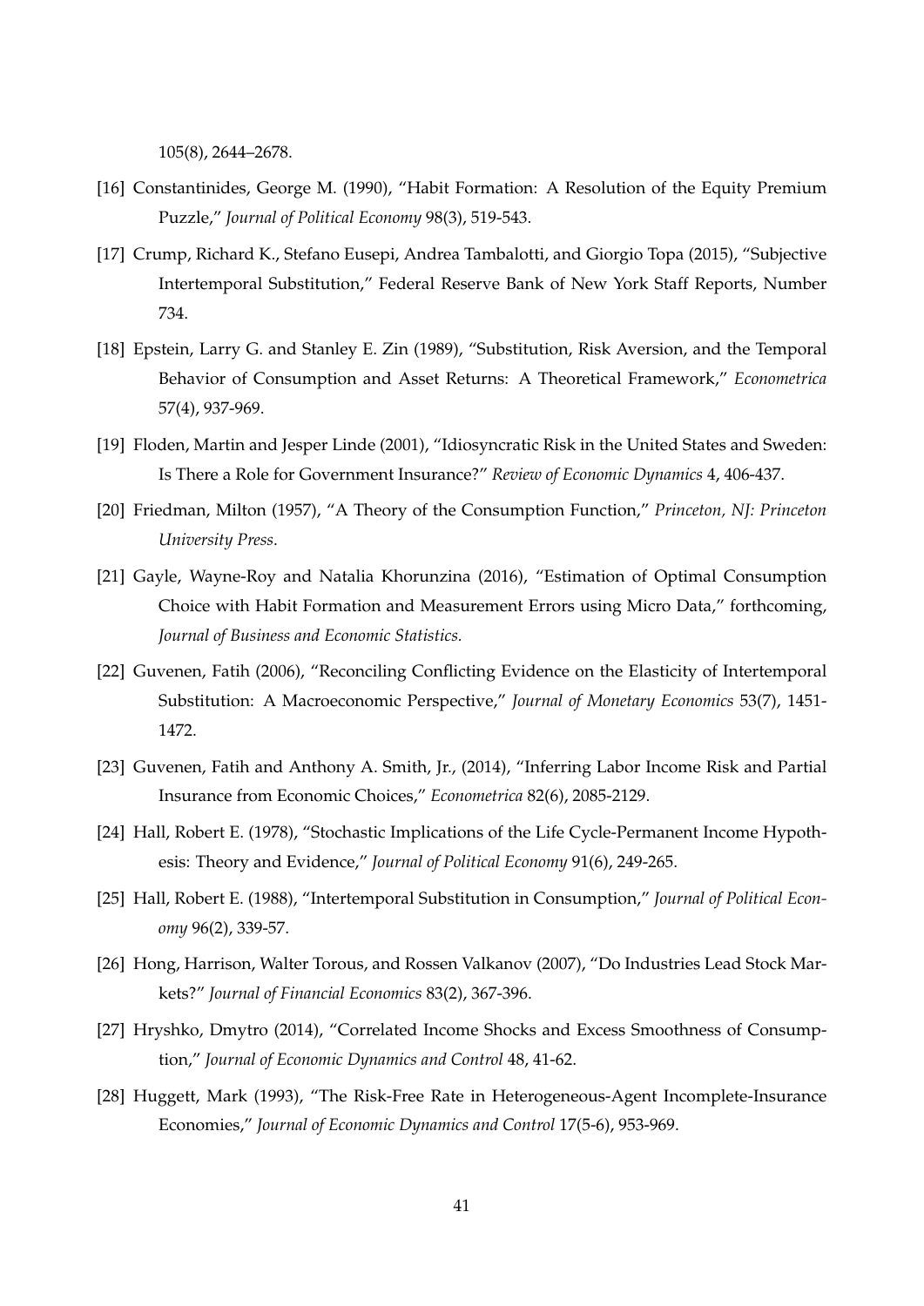105(8), 2644–2678.

[16] Constantinides, George M. (1990), "Habit Formation: A Resolution of the Equity Premium Puzzle," *Journal of Political Economy* 98(3), 519-543.

[17] Crump, Richard K., Stefano Eusepi, Andrea Tambalotti, and Giorgio Topa (2015), "Subjective Intertemporal Substitution," Federal Reserve Bank of New York Staff Reports, Number 734.

[18] Epstein, Larry G. and Stanley E. Zin (1989), "Substitution, Risk Aversion, and the Temporal Behavior of Consumption and Asset Returns: A Theoretical Framework," *Econometrica* 57(4), 937-969.

[19] Floden, Martin and Jesper Linde (2001), "Idiosyncratic Risk in the United States and Sweden: Is There a Role for Government Insurance?" *Review of Economic Dynamics* 4, 406-437.

[20] Friedman, Milton (1957), "A Theory of the Consumption Function," *Princeton, NJ: Princeton University Press.*

[21] Gayle, Wayne-Roy and Natalia Khorunzina (2016), "Estimation of Optimal Consumption Choice with Habit Formation and Measurement Errors using Micro Data," forthcoming, *Journal of Business and Economic Statistics.*

[22] Guvenen, Fatih (2006), "Reconciling Conflicting Evidence on the Elasticity of Intertemporal Substitution: A Macroeconomic Perspective," *Journal of Monetary Economics* 53(7), 1451-1472.

[23] Guvenen, Fatih and Anthony A. Smith, Jr., (2014), "Inferring Labor Income Risk and Partial Insurance from Economic Choices," *Econometrica* 82(6), 2085-2129.

[24] Hall, Robert E. (1978), "Stochastic Implications of the Life Cycle-Permanent Income Hypothesis: Theory and Evidence," *Journal of Political Economy* 91(6), 249-265.

[25] Hall, Robert E. (1988), "Intertemporal Substitution in Consumption," *Journal of Political Economy* 96(2), 339-57.

[26] Hong, Harrison, Walter Torous, and Rossen Valkanov (2007), "Do Industries Lead Stock Markets?" *Journal of Financial Economics* 83(2), 367-396.

[27] Hryshko, Dmytro (2014), "Correlated Income Shocks and Excess Smoothness of Consumption," *Journal of Economic Dynamics and Control* 48, 41-62.

[28] Huggett, Mark (1993), "The Risk-Free Rate in Heterogeneous-Agent Incomplete-Insurance Economies," *Journal of Economic Dynamics and Control* 17(5-6), 953-969.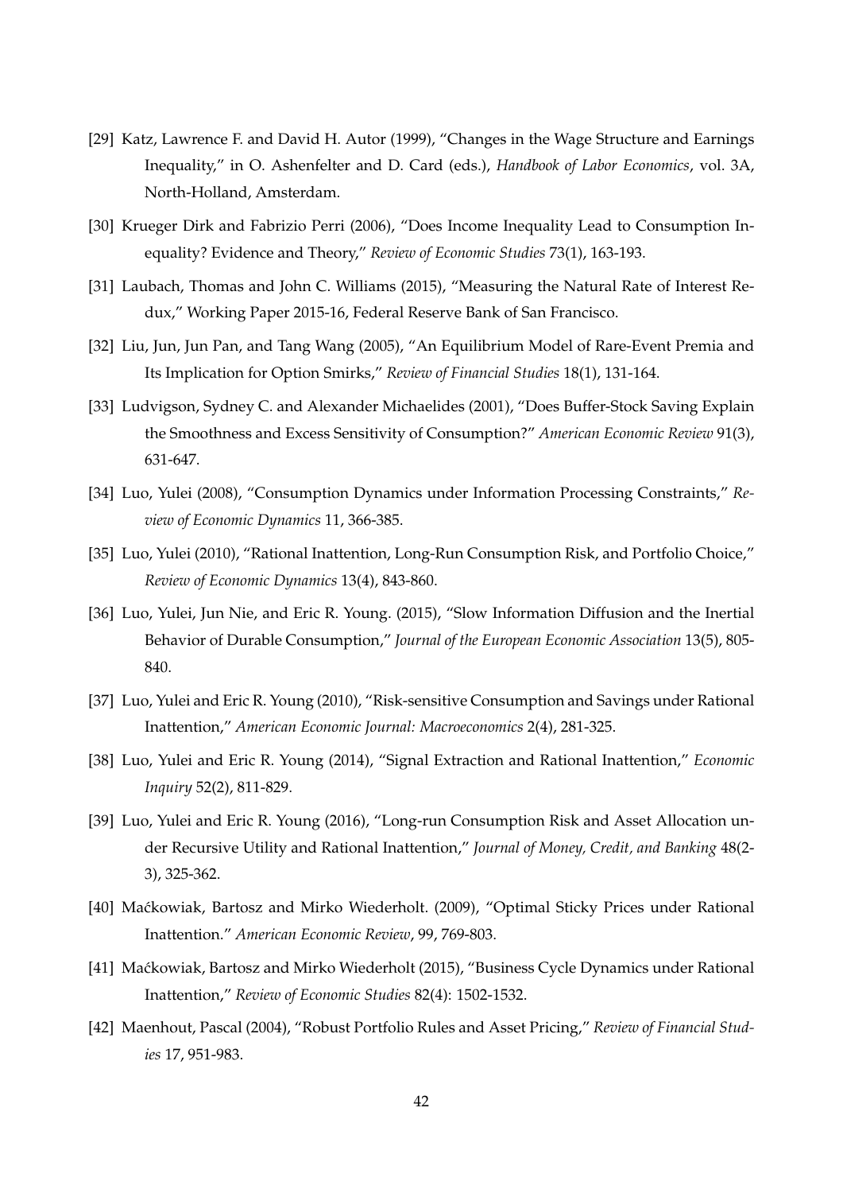[29] Katz, Lawrence F. and David H. Autor (1999), "Changes in the Wage Structure and Earnings Inequality," in O. Ashenfelter and D. Card (eds.), *Handbook of Labor Economics*, vol. 3A, North-Holland, Amsterdam.

[30] Krueger Dirk and Fabrizio Perri (2006), "Does Income Inequality Lead to Consumption Inequality? Evidence and Theory," *Review of Economic Studies* 73(1), 163-193.

[31] Laubach, Thomas and John C. Williams (2015), "Measuring the Natural Rate of Interest Redux," Working Paper 2015-16, Federal Reserve Bank of San Francisco.

[32] Liu, Jun, Jun Pan, and Tang Wang (2005), "An Equilibrium Model of Rare-Event Premia and Its Implication for Option Smirks," *Review of Financial Studies* 18(1), 131-164.

[33] Ludvigson, Sydney C. and Alexander Michaelides (2001), "Does Buffer-Stock Saving Explain the Smoothness and Excess Sensitivity of Consumption?" *American Economic Review* 91(3), 631-647.

[34] Luo, Yulei (2008), "Consumption Dynamics under Information Processing Constraints," *Review of Economic Dynamics* 11, 366-385.

[35] Luo, Yulei (2010), "Rational Inattention, Long-Run Consumption Risk, and Portfolio Choice," *Review of Economic Dynamics* 13(4), 843-860.

[36] Luo, Yulei, Jun Nie, and Eric R. Young. (2015), "Slow Information Diffusion and the Inertial Behavior of Durable Consumption," *Journal of the European Economic Association* 13(5), 805-840.

[37] Luo, Yulei and Eric R. Young (2010), "Risk-sensitive Consumption and Savings under Rational Inattention," *American Economic Journal: Macroeconomics* 2(4), 281-325.

[38] Luo, Yulei and Eric R. Young (2014), "Signal Extraction and Rational Inattention," *Economic Inquiry* 52(2), 811-829.

[39] Luo, Yulei and Eric R. Young (2016), "Long-run Consumption Risk and Asset Allocation under Recursive Utility and Rational Inattention," *Journal of Money, Credit, and Banking* 48(2-3), 325-362.

[40] Maćkowiak, Bartosz and Mirko Wiederholt. (2009), "Optimal Sticky Prices under Rational Inattention." *American Economic Review*, 99, 769-803.

[41] Maćkowiak, Bartosz and Mirko Wiederholt (2015), "Business Cycle Dynamics under Rational Inattention," *Review of Economic Studies* 82(4): 1502-1532.

[42] Maenhout, Pascal (2004), "Robust Portfolio Rules and Asset Pricing," *Review of Financial Studies* 17, 951-983.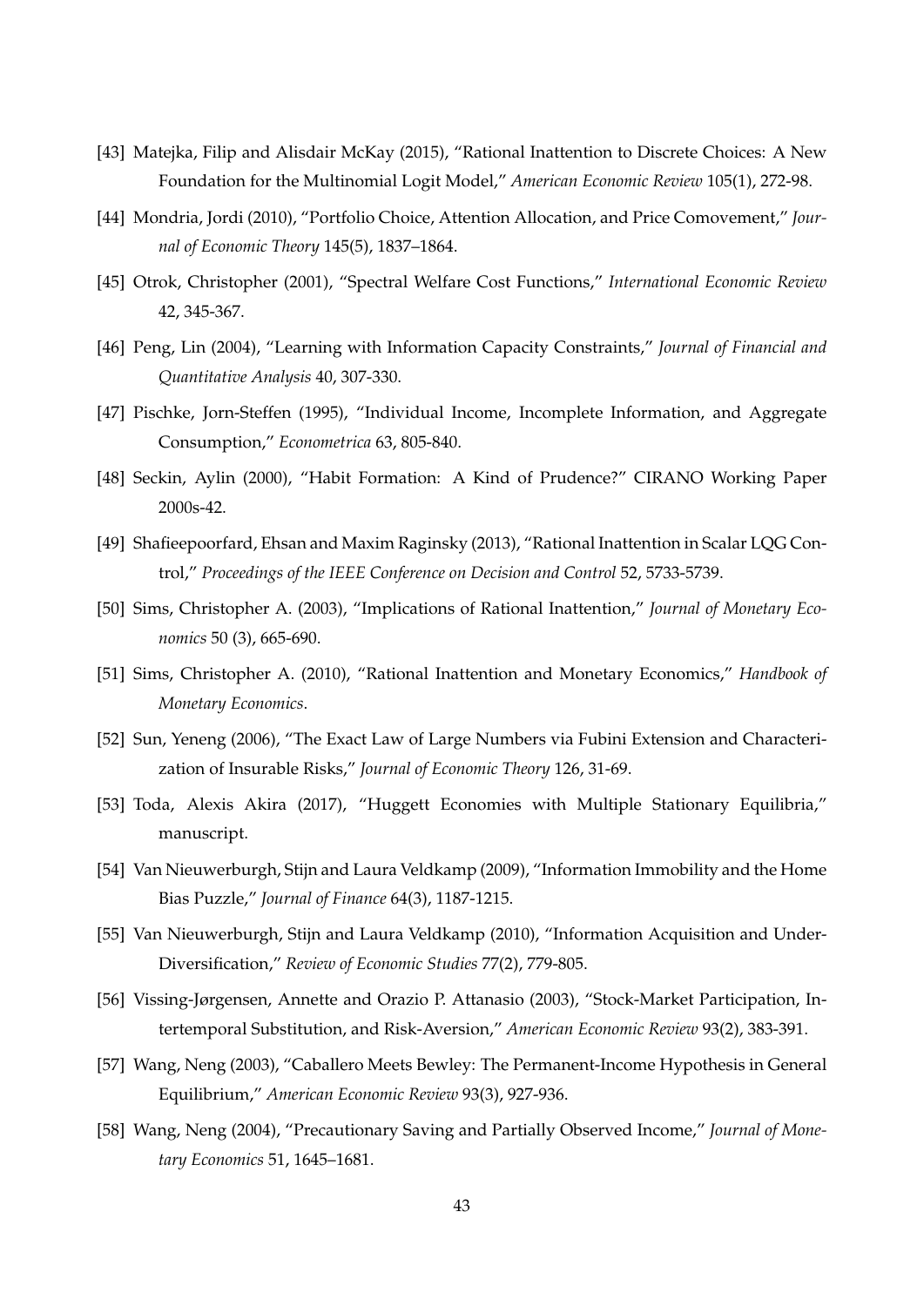[43] Matejka, Filip and Alisdair McKay (2015), "Rational Inattention to Discrete Choices: A New Foundation for the Multinomial Logit Model," *American Economic Review* 105(1), 272-98.

[44] Mondria, Jordi (2010), "Portfolio Choice, Attention Allocation, and Price Comovement," *Journal of Economic Theory* 145(5), 1837–1864.

[45] Otrok, Christopher (2001), "Spectral Welfare Cost Functions," *International Economic Review* 42, 345-367.

[46] Peng, Lin (2004), "Learning with Information Capacity Constraints," *Journal of Financial and Quantitative Analysis* 40, 307-330.

[47] Pischke, Jorn-Steffen (1995), "Individual Income, Incomplete Information, and Aggregate Consumption," *Econometrica* 63, 805-840.

[48] Seckin, Aylin (2000), "Habit Formation: A Kind of Prudence?" CIRANO Working Paper 2000s-42.

[49] Shafieepoorfard, Ehsan and Maxim Raginsky (2013), "Rational Inattention in Scalar LQG Control," *Proceedings of the IEEE Conference on Decision and Control* 52, 5733-5739.

[50] Sims, Christopher A. (2003), "Implications of Rational Inattention," *Journal of Monetary Economics* 50 (3), 665-690.

[51] Sims, Christopher A. (2010), "Rational Inattention and Monetary Economics," *Handbook of Monetary Economics*.

[52] Sun, Yeneng (2006), "The Exact Law of Large Numbers via Fubini Extension and Characterization of Insurable Risks," *Journal of Economic Theory* 126, 31-69.

[53] Toda, Alexis Akira (2017), "Huggett Economies with Multiple Stationary Equilibria," manuscript.

[54] Van Nieuwerburgh, Stijn and Laura Veldkamp (2009), "Information Immobility and the Home Bias Puzzle," *Journal of Finance* 64(3), 1187-1215.

[55] Van Nieuwerburgh, Stijn and Laura Veldkamp (2010), "Information Acquisition and Under-Diversification," *Review of Economic Studies* 77(2), 779-805.

[56] Vissing-Jørgensen, Annette and Orazio P. Attanasio (2003), "Stock-Market Participation, Intertemporal Substitution, and Risk-Aversion," *American Economic Review* 93(2), 383-391.

[57] Wang, Neng (2003), "Caballero Meets Bewley: The Permanent-Income Hypothesis in General Equilibrium," *American Economic Review* 93(3), 927-936.

[58] Wang, Neng (2004), "Precautionary Saving and Partially Observed Income," *Journal of Monetary Economics* 51, 1645–1681.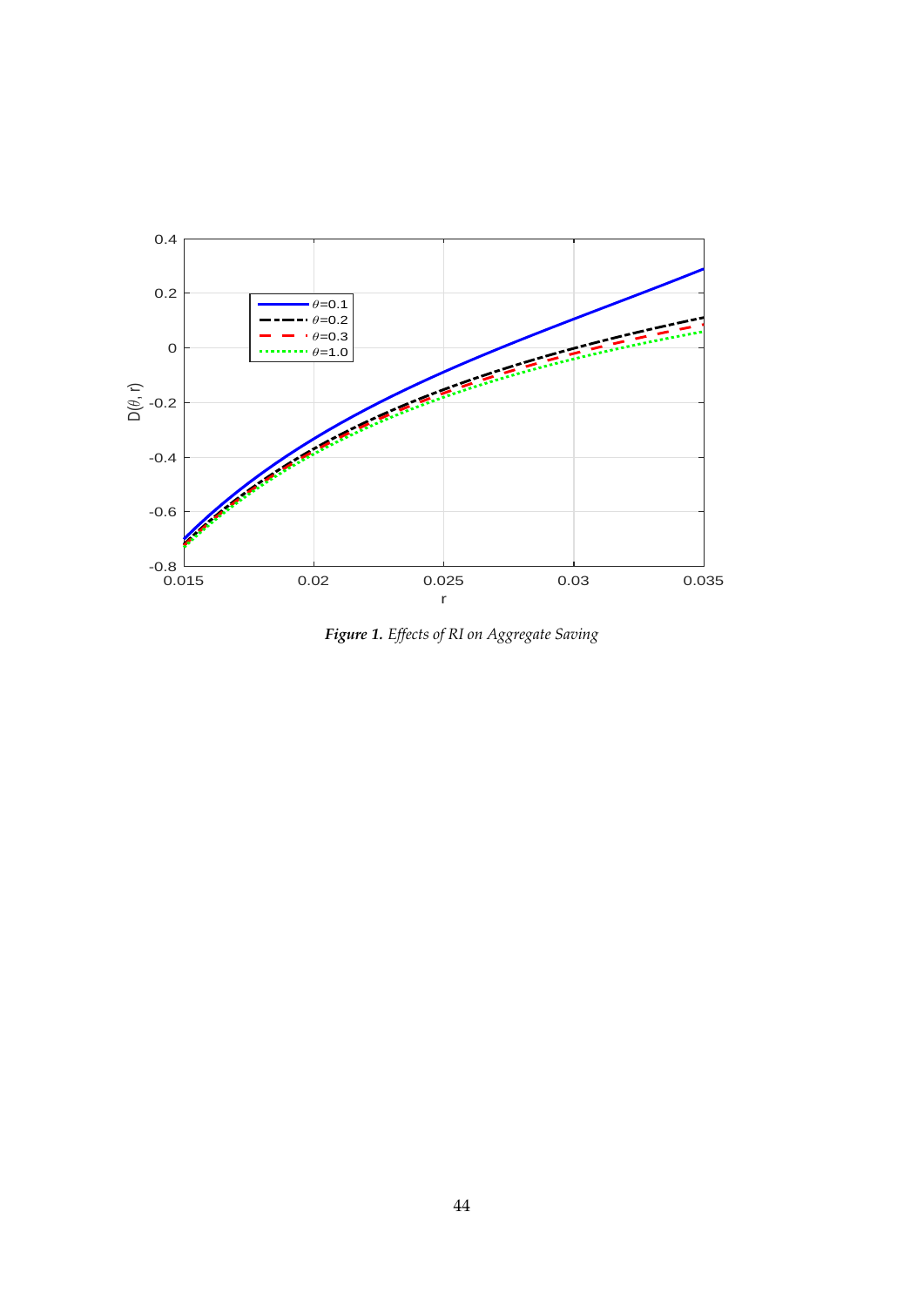***Figure 1.*** *Effects of RI on Aggregate Saving*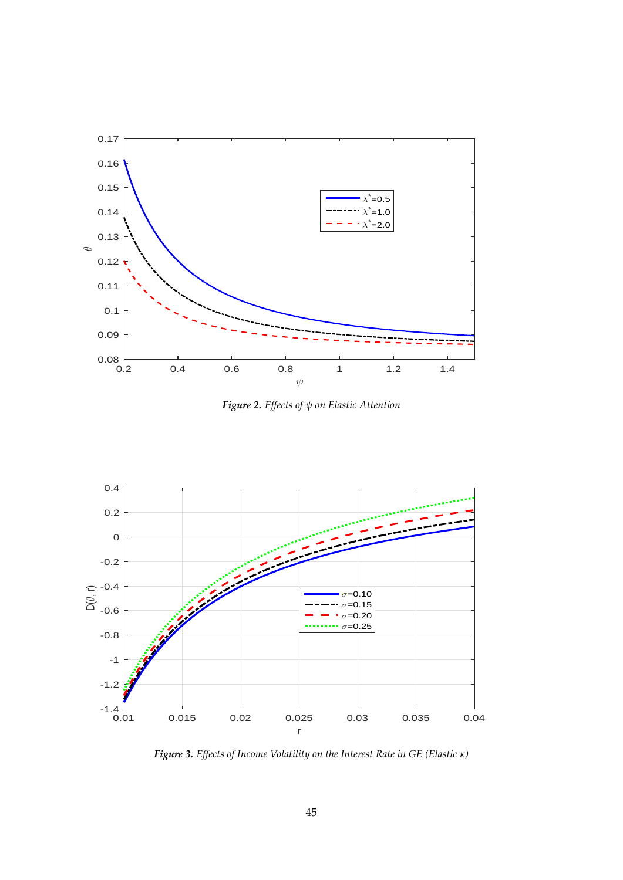***Figure 2.*** *Effects of $\psi$ on Elastic Attention*

***Figure 3.*** *Effects of Income Volatility on the Interest Rate in GE (Elastic $\kappa$)*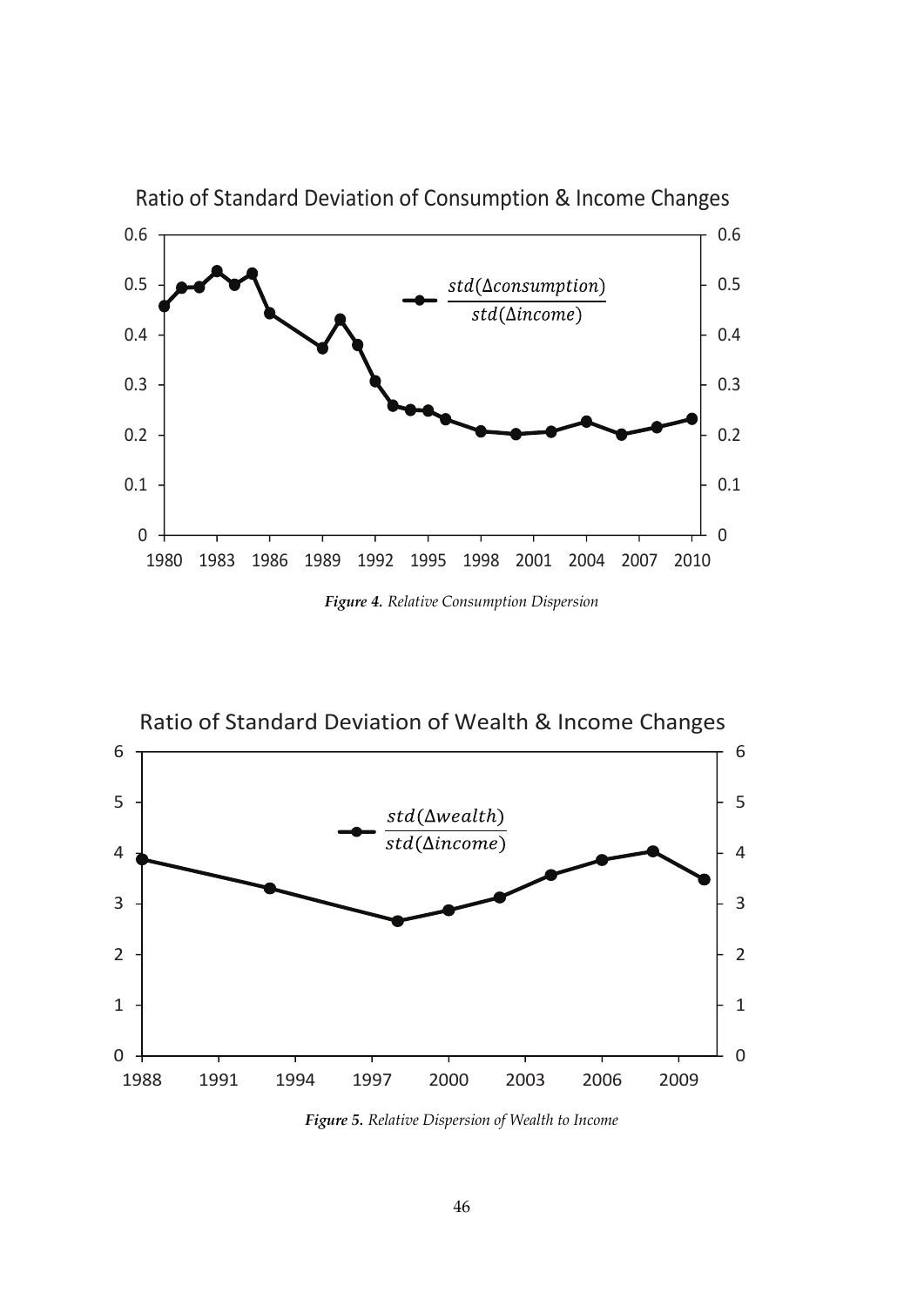Ratio of Standard Deviation of Consumption & Income Changes

*Figure 4. Relative Consumption Dispersion*

Ratio of Standard Deviation of Wealth & Income Changes

*Figure 5. Relative Dispersion of Wealth to Income*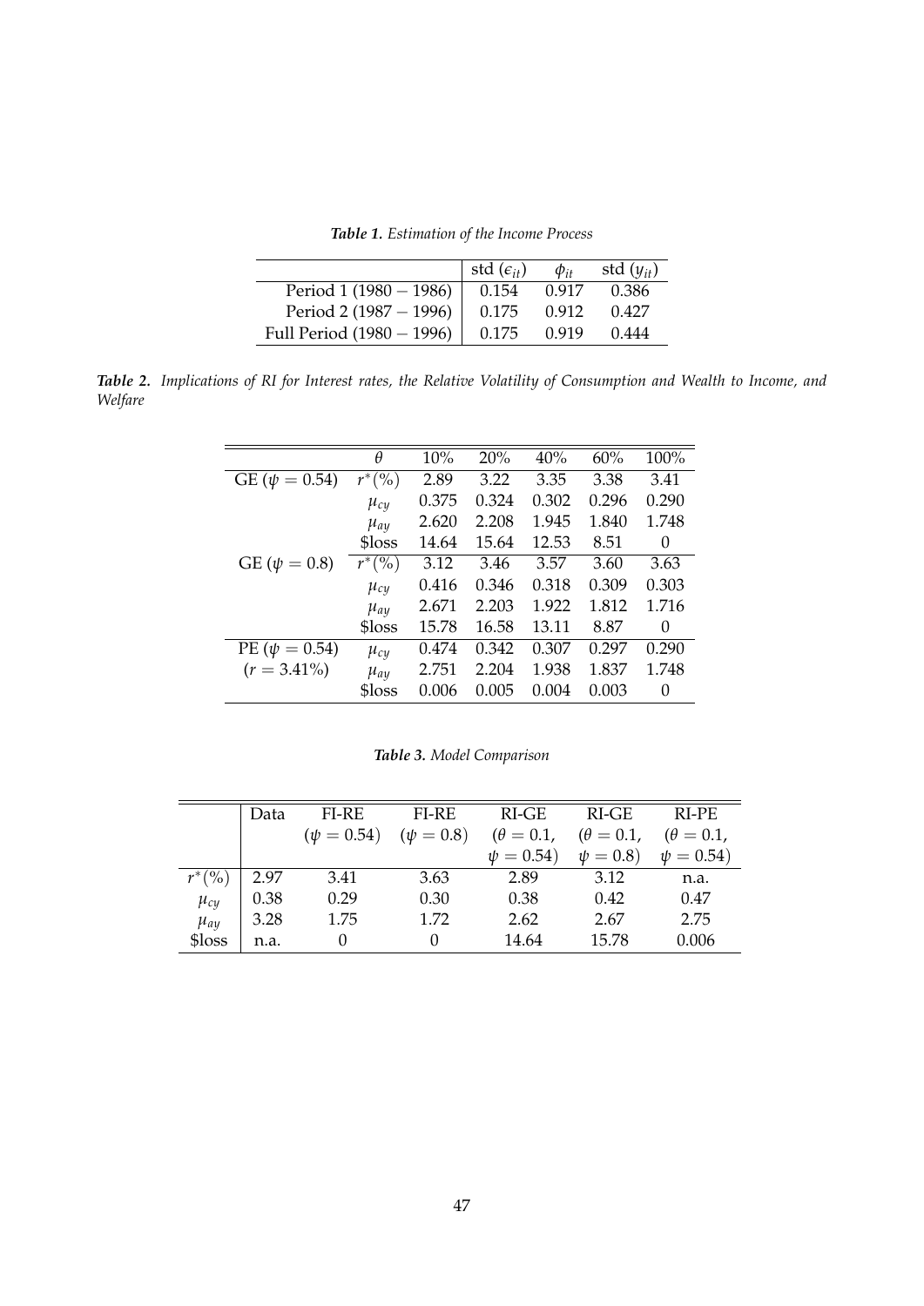***Table 1.*** *Estimation of the Income Process*

| | std ($\epsilon_{it}$) | $\phi_{it}$ | std ($y_{it}$) |
|---|---|---|---|
| Period 1 (1980 − 1986) | 0.154 | 0.917 | 0.386 |
| Period 2 (1987 − 1996) | 0.175 | 0.912 | 0.427 |
| Full Period (1980 − 1996) | 0.175 | 0.919 | 0.444 |

***Table 2.*** *Implications of RI for Interest rates, the Relative Volatility of Consumption and Wealth to Income, and Welfare*

| | $\theta$ | 10% | 20% | 40% | 60% | 100% |
|---|---|---|---|---|---|---|
| GE ($\psi = 0.54$) | $r^*(\%)$ | 2.89 | 3.22 | 3.35 | 3.38 | 3.41 |
| | $\mu_{cy}$ | 0.375 | 0.324 | 0.302 | 0.296 | 0.290 |
| | $\mu_{ay}$ | 2.620 | 2.208 | 1.945 | 1.840 | 1.748 |
| | $loss | 14.64 | 15.64 | 12.53 | 8.51 | 0 |
| GE ($\psi = 0.8$) | $r^*(\%)$ | 3.12 | 3.46 | 3.57 | 3.60 | 3.63 |
| | $\mu_{cy}$ | 0.416 | 0.346 | 0.318 | 0.309 | 0.303 |
| | $\mu_{ay}$ | 2.671 | 2.203 | 1.922 | 1.812 | 1.716 |
| | $loss | 15.78 | 16.58 | 13.11 | 8.87 | 0 |
| PE ($\psi = 0.54$) | $\mu_{cy}$ | 0.474 | 0.342 | 0.307 | 0.297 | 0.290 |
| ($r = 3.41\%$) | $\mu_{ay}$ | 2.751 | 2.204 | 1.938 | 1.837 | 1.748 |
| | $loss | 0.006 | 0.005 | 0.004 | 0.003 | 0 |

***Table 3.*** *Model Comparison*

| | Data | FI-RE ($\psi = 0.54$) | FI-RE ($\psi = 0.8$) | RI-GE ($\theta = 0.1$, $\psi = 0.54$) | RI-GE ($\theta = 0.1$, $\psi = 0.8$) | RI-PE ($\theta = 0.1$, $\psi = 0.54$) |
|---|---|---|---|---|---|---|
| $r^*(\%)$ | 2.97 | 3.41 | 3.63 | 2.89 | 3.12 | n.a. |
| $\mu_{cy}$ | 0.38 | 0.29 | 0.30 | 0.38 | 0.42 | 0.47 |
| $\mu_{ay}$ | 3.28 | 1.75 | 1.72 | 2.62 | 2.67 | 2.75 |
| $loss | n.a. | 0 | 0 | 14.64 | 15.78 | 0.006 |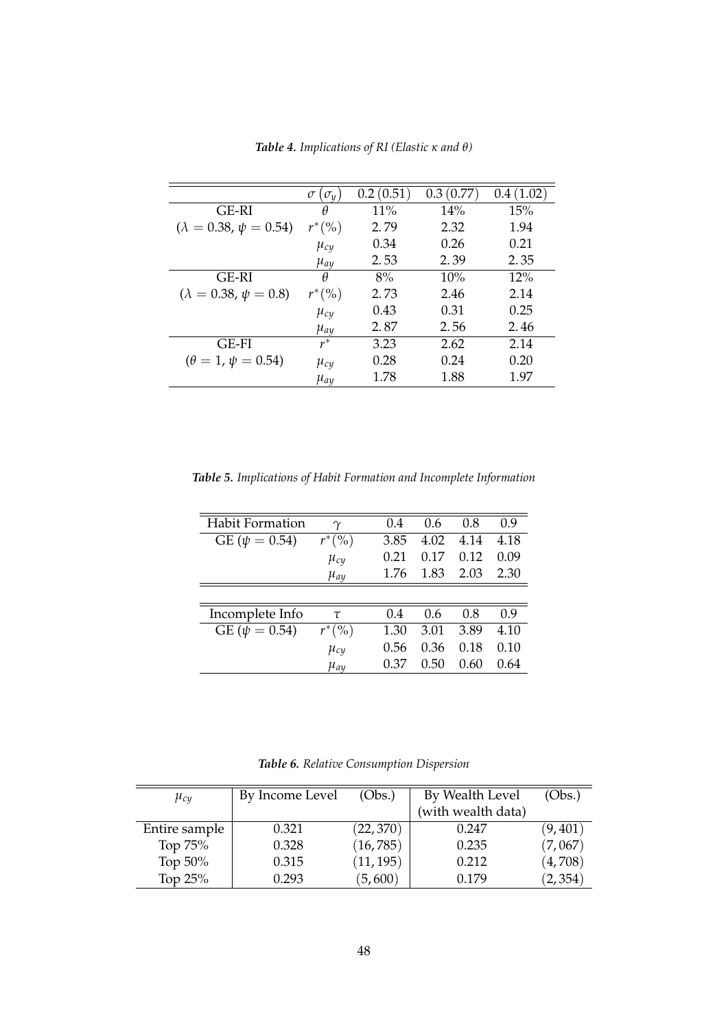***Table 4.*** *Implications of RI (Elastic $\kappa$ and $\theta$)*

| | $\sigma$ ($\sigma_y$) | 0.2 (0.51) | 0.3 (0.77) | 0.4 (1.02) |
|---|---|---|---|---|
| GE-RI | $\theta$ | 11% | 14% | 15% |
| ($\lambda = 0.38$, $\psi = 0.54$) | $r^*$(%) | 2.79 | 2.32 | 1.94 |
| | $\mu_{cy}$ | 0.34 | 0.26 | 0.21 |
| | $\mu_{ay}$ | 2.53 | 2.39 | 2.35 |
| GE-RI | $\theta$ | 8% | 10% | 12% |
| ($\lambda = 0.38$, $\psi = 0.8$) | $r^*$(%) | 2.73 | 2.46 | 2.14 |
| | $\mu_{cy}$ | 0.43 | 0.31 | 0.25 |
| | $\mu_{ay}$ | 2.87 | 2.56 | 2.46 |
| GE-FI | $r^*$ | 3.23 | 2.62 | 2.14 |
| ($\theta = 1$, $\psi = 0.54$) | $\mu_{cy}$ | 0.28 | 0.24 | 0.20 |
| | $\mu_{ay}$ | 1.78 | 1.88 | 1.97 |

***Table 5.*** *Implications of Habit Formation and Incomplete Information*

| Habit Formation | $\gamma$ | 0.4 | 0.6 | 0.8 | 0.9 |
|---|---|---|---|---|---|
| GE ($\psi = 0.54$) | $r^*$(%) | 3.85 | 4.02 | 4.14 | 4.18 |
| | $\mu_{cy}$ | 0.21 | 0.17 | 0.12 | 0.09 |
| | $\mu_{ay}$ | 1.76 | 1.83 | 2.03 | 2.30 |

| Incomplete Info | $\tau$ | 0.4 | 0.6 | 0.8 | 0.9 |
|---|---|---|---|---|---|
| GE ($\psi = 0.54$) | $r^*$(%) | 1.30 | 3.01 | 3.89 | 4.10 |
| | $\mu_{cy}$ | 0.56 | 0.36 | 0.18 | 0.10 |
| | $\mu_{ay}$ | 0.37 | 0.50 | 0.60 | 0.64 |

***Table 6.*** *Relative Consumption Dispersion*

| $\mu_{cy}$ | By Income Level | (Obs.) | By Wealth Level (with wealth data) | (Obs.) |
|---|---|---|---|---|
| Entire sample | 0.321 | (22,370) | 0.247 | (9,401) |
| Top 75% | 0.328 | (16,785) | 0.235 | (7,067) |
| Top 50% | 0.315 | (11,195) | 0.212 | (4,708) |
| Top 25% | 0.293 | (5,600) | 0.179 | (2,354) |